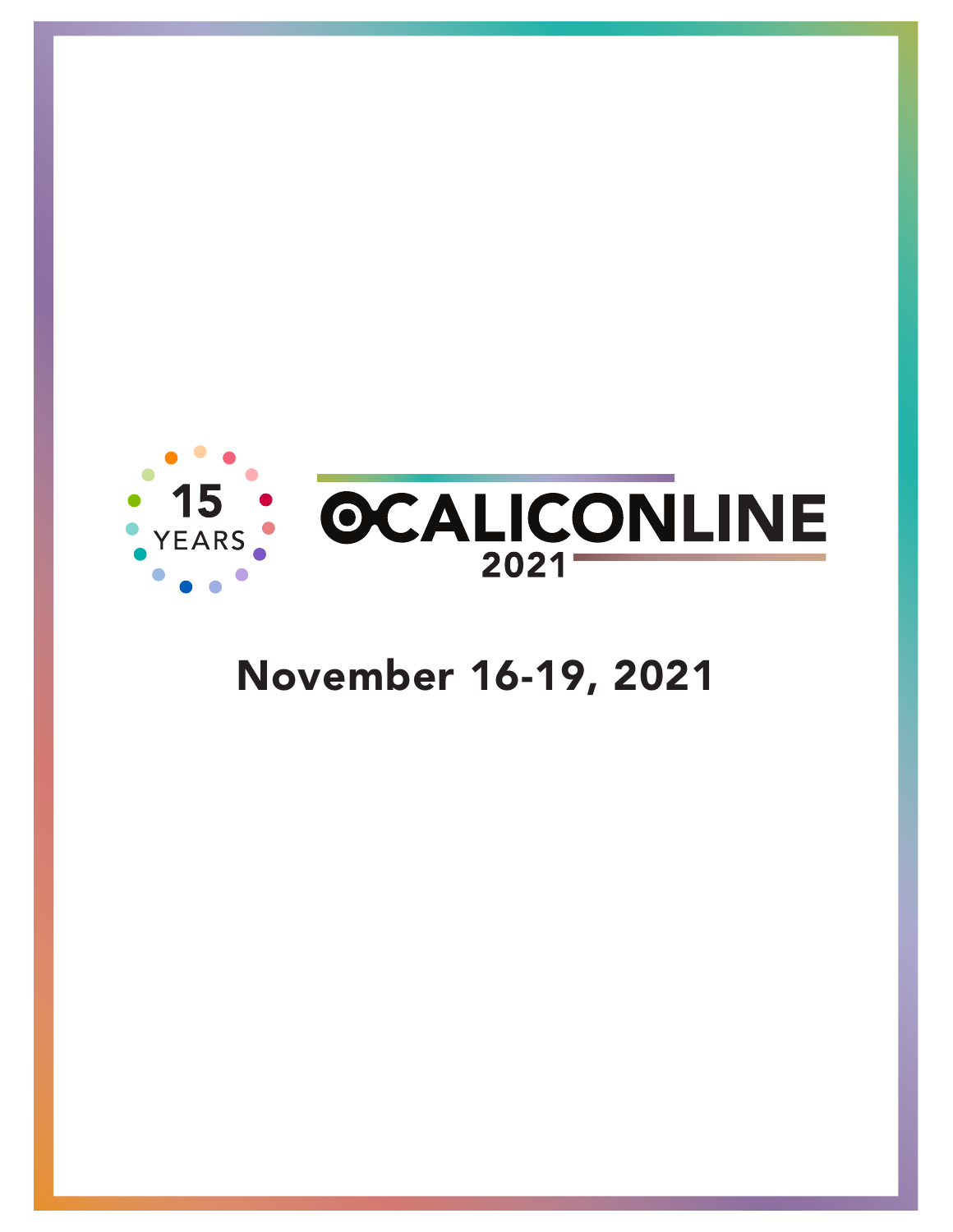15 YEARS

# OCALICONLINE 2021

## November 16-19, 2021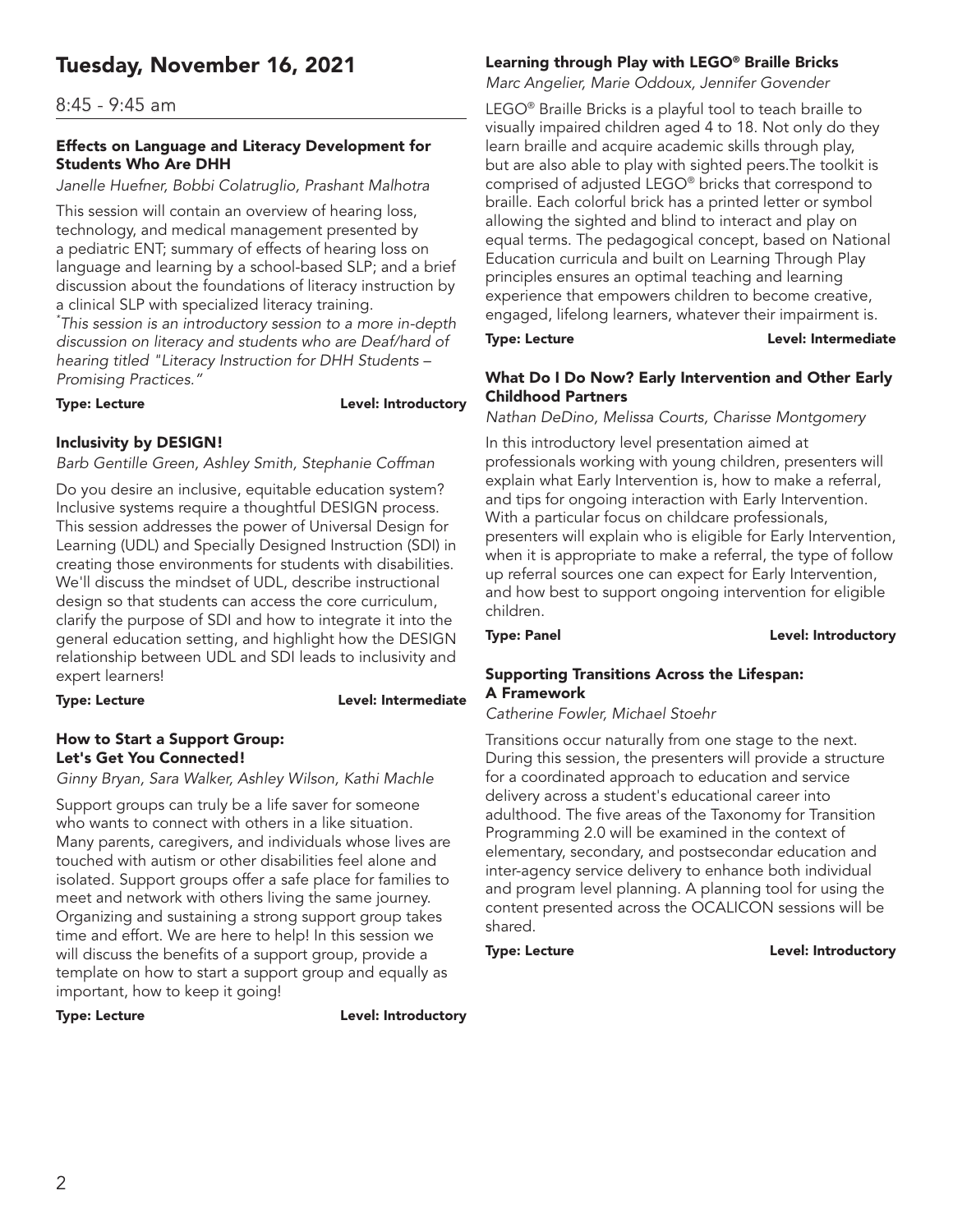# Tuesday, November 16, 2021

## 8:45 - 9:45 am

### Effects on Language and Literacy Development for Students Who Are DHH

*Janelle Huefner, Bobbi Colatruglio, Prashant Malhotra*

This session will contain an overview of hearing loss, technology, and medical management presented by a pediatric ENT; summary of effects of hearing loss on language and learning by a school-based SLP; and a brief discussion about the foundations of literacy instruction by a clinical SLP with specialized literacy training.

*\*This session is an introductory session to a more in-depth discussion on literacy and students who are Deaf/hard of hearing titled "Literacy Instruction for DHH Students – Promising Practices."*

**Type: Lecture** **Level: Introductory**

### Inclusivity by DESIGN!

*Barb Gentille Green, Ashley Smith, Stephanie Coffman*

Do you desire an inclusive, equitable education system? Inclusive systems require a thoughtful DESIGN process. This session addresses the power of Universal Design for Learning (UDL) and Specially Designed Instruction (SDI) in creating those environments for students with disabilities. We'll discuss the mindset of UDL, describe instructional design so that students can access the core curriculum, clarify the purpose of SDI and how to integrate it into the general education setting, and highlight how the DESIGN relationship between UDL and SDI leads to inclusivity and expert learners!

**Type: Lecture** **Level: Intermediate**

### How to Start a Support Group: Let's Get You Connected!

*Ginny Bryan, Sara Walker, Ashley Wilson, Kathi Machle*

Support groups can truly be a life saver for someone who wants to connect with others in a like situation. Many parents, caregivers, and individuals whose lives are touched with autism or other disabilities feel alone and isolated. Support groups offer a safe place for families to meet and network with others living the same journey. Organizing and sustaining a strong support group takes time and effort. We are here to help! In this session we will discuss the benefits of a support group, provide a template on how to start a support group and equally as important, how to keep it going!

**Type: Lecture** **Level: Introductory**

### Learning through Play with LEGO® Braille Bricks

*Marc Angelier, Marie Oddoux, Jennifer Govender*

LEGO® Braille Bricks is a playful tool to teach braille to visually impaired children aged 4 to 18. Not only do they learn braille and acquire academic skills through play, but are also able to play with sighted peers.The toolkit is comprised of adjusted LEGO® bricks that correspond to braille. Each colorful brick has a printed letter or symbol allowing the sighted and blind to interact and play on equal terms. The pedagogical concept, based on National Education curricula and built on Learning Through Play principles ensures an optimal teaching and learning experience that empowers children to become creative, engaged, lifelong learners, whatever their impairment is.

**Type: Lecture** **Level: Intermediate**

### What Do I Do Now? Early Intervention and Other Early Childhood Partners

*Nathan DeDino, Melissa Courts, Charisse Montgomery*

In this introductory level presentation aimed at professionals working with young children, presenters will explain what Early Intervention is, how to make a referral, and tips for ongoing interaction with Early Intervention. With a particular focus on childcare professionals, presenters will explain who is eligible for Early Intervention, when it is appropriate to make a referral, the type of follow up referral sources one can expect for Early Intervention, and how best to support ongoing intervention for eligible children.

**Type: Panel** **Level: Introductory**

### Supporting Transitions Across the Lifespan: A Framework

*Catherine Fowler, Michael Stoehr*

Transitions occur naturally from one stage to the next. During this session, the presenters will provide a structure for a coordinated approach to education and service delivery across a student's educational career into adulthood. The five areas of the Taxonomy for Transition Programming 2.0 will be examined in the context of elementary, secondary, and postsecondar education and inter-agency service delivery to enhance both individual and program level planning. A planning tool for using the content presented across the OCALICON sessions will be shared.

**Type: Lecture** **Level: Introductory**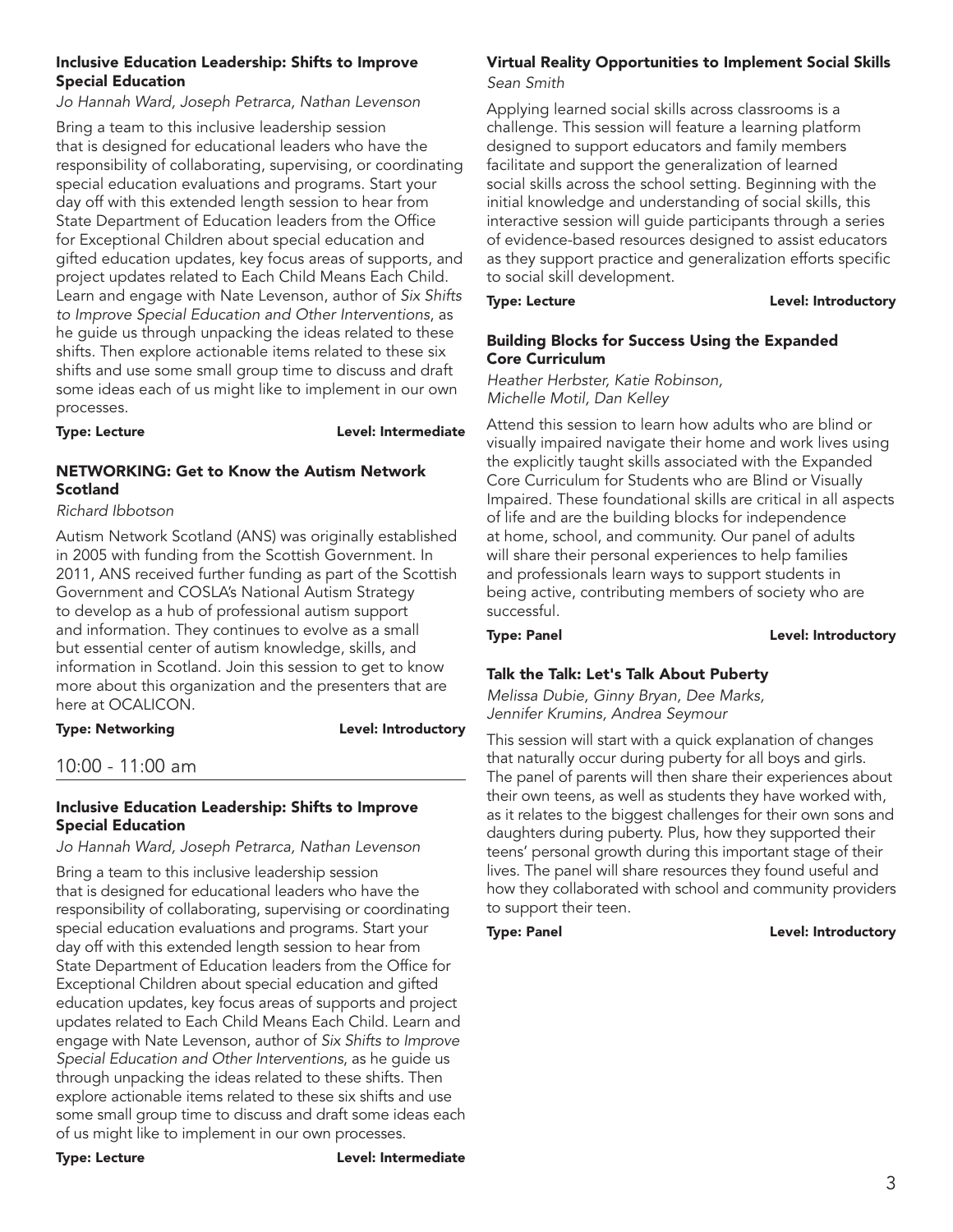### Inclusive Education Leadership: Shifts to Improve Special Education

*Jo Hannah Ward, Joseph Petrarca, Nathan Levenson*

Bring a team to this inclusive leadership session that is designed for educational leaders who have the responsibility of collaborating, supervising, or coordinating special education evaluations and programs. Start your day off with this extended length session to hear from State Department of Education leaders from the Office for Exceptional Children about special education and gifted education updates, key focus areas of supports, and project updates related to Each Child Means Each Child. Learn and engage with Nate Levenson, author of *Six Shifts to Improve Special Education and Other Interventions*, as he guide us through unpacking the ideas related to these shifts. Then explore actionable items related to these six shifts and use some small group time to discuss and draft some ideas each of us might like to implement in our own processes.

**Type: Lecture** **Level: Intermediate**

### NETWORKING: Get to Know the Autism Network Scotland

*Richard Ibbotson*

Autism Network Scotland (ANS) was originally established in 2005 with funding from the Scottish Government. In 2011, ANS received further funding as part of the Scottish Government and COSLA's National Autism Strategy to develop as a hub of professional autism support and information. They continues to evolve as a small but essential center of autism knowledge, skills, and information in Scotland. Join this session to get to know more about this organization and the presenters that are here at OCALICON.

**Type: Networking** **Level: Introductory**

## 10:00 - 11:00 am

### Inclusive Education Leadership: Shifts to Improve Special Education

*Jo Hannah Ward, Joseph Petrarca, Nathan Levenson*

Bring a team to this inclusive leadership session that is designed for educational leaders who have the responsibility of collaborating, supervising or coordinating special education evaluations and programs. Start your day off with this extended length session to hear from State Department of Education leaders from the Office for Exceptional Children about special education and gifted education updates, key focus areas of supports and project updates related to Each Child Means Each Child. Learn and engage with Nate Levenson, author of *Six Shifts to Improve Special Education and Other Interventions*, as he guide us through unpacking the ideas related to these shifts. Then explore actionable items related to these six shifts and use some small group time to discuss and draft some ideas each of us might like to implement in our own processes.

**Type: Lecture** **Level: Intermediate**

### Virtual Reality Opportunities to Implement Social Skills

*Sean Smith*

Applying learned social skills across classrooms is a challenge. This session will feature a learning platform designed to support educators and family members facilitate and support the generalization of learned social skills across the school setting. Beginning with the initial knowledge and understanding of social skills, this interactive session will guide participants through a series of evidence-based resources designed to assist educators as they support practice and generalization efforts specific to social skill development.

**Type: Lecture** **Level: Introductory**

### Building Blocks for Success Using the Expanded Core Curriculum

*Heather Herbster, Katie Robinson, Michelle Motil, Dan Kelley*

Attend this session to learn how adults who are blind or visually impaired navigate their home and work lives using the explicitly taught skills associated with the Expanded Core Curriculum for Students who are Blind or Visually Impaired. These foundational skills are critical in all aspects of life and are the building blocks for independence at home, school, and community. Our panel of adults will share their personal experiences to help families and professionals learn ways to support students in being active, contributing members of society who are successful.

**Type: Panel** **Level: Introductory**

### Talk the Talk: Let's Talk About Puberty

*Melissa Dubie, Ginny Bryan, Dee Marks, Jennifer Krumins, Andrea Seymour*

This session will start with a quick explanation of changes that naturally occur during puberty for all boys and girls. The panel of parents will then share their experiences about their own teens, as well as students they have worked with, as it relates to the biggest challenges for their own sons and daughters during puberty. Plus, how they supported their teens' personal growth during this important stage of their lives. The panel will share resources they found useful and how they collaborated with school and community providers to support their teen.

**Type: Panel** **Level: Introductory**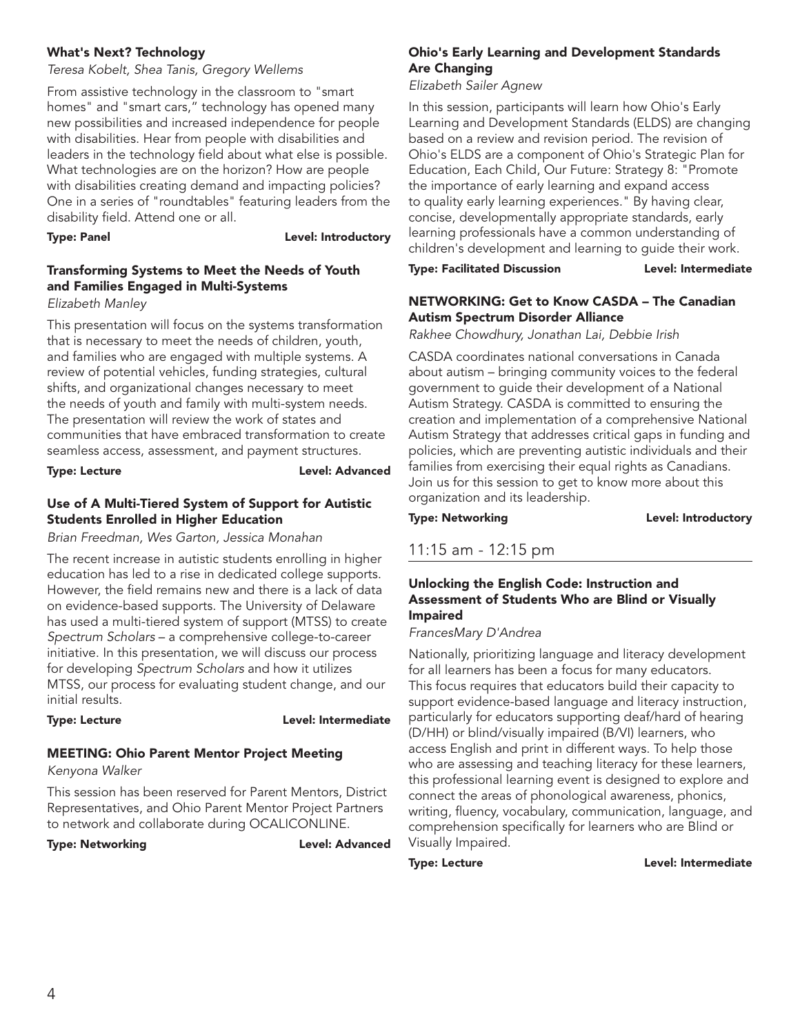### What's Next? Technology

*Teresa Kobelt, Shea Tanis, Gregory Wellems*

From assistive technology in the classroom to "smart homes" and "smart cars," technology has opened many new possibilities and increased independence for people with disabilities. Hear from people with disabilities and leaders in the technology field about what else is possible. What technologies are on the horizon? How are people with disabilities creating demand and impacting policies? One in a series of "roundtables" featuring leaders from the disability field. Attend one or all.

**Type: Panel** **Level: Introductory**

### Transforming Systems to Meet the Needs of Youth and Families Engaged in Multi-Systems

*Elizabeth Manley*

This presentation will focus on the systems transformation that is necessary to meet the needs of children, youth, and families who are engaged with multiple systems. A review of potential vehicles, funding strategies, cultural shifts, and organizational changes necessary to meet the needs of youth and family with multi-system needs. The presentation will review the work of states and communities that have embraced transformation to create seamless access, assessment, and payment structures.

**Type: Lecture** **Level: Advanced**

### Use of A Multi-Tiered System of Support for Autistic Students Enrolled in Higher Education

*Brian Freedman, Wes Garton, Jessica Monahan*

The recent increase in autistic students enrolling in higher education has led to a rise in dedicated college supports. However, the field remains new and there is a lack of data on evidence-based supports. The University of Delaware has used a multi-tiered system of support (MTSS) to create *Spectrum Scholars* – a comprehensive college-to-career initiative. In this presentation, we will discuss our process for developing *Spectrum Scholars* and how it utilizes MTSS, our process for evaluating student change, and our initial results.

**Type: Lecture** **Level: Intermediate**

### MEETING: Ohio Parent Mentor Project Meeting

*Kenyona Walker*

This session has been reserved for Parent Mentors, District Representatives, and Ohio Parent Mentor Project Partners to network and collaborate during OCALICONLINE.

**Type: Networking** **Level: Advanced**

### Ohio's Early Learning and Development Standards Are Changing

*Elizabeth Sailer Agnew*

In this session, participants will learn how Ohio's Early Learning and Development Standards (ELDS) are changing based on a review and revision period. The revision of Ohio's ELDS are a component of Ohio's Strategic Plan for Education, Each Child, Our Future: Strategy 8: "Promote the importance of early learning and expand access to quality early learning experiences." By having clear, concise, developmentally appropriate standards, early learning professionals have a common understanding of children's development and learning to guide their work.

**Type: Facilitated Discussion** **Level: Intermediate**

### NETWORKING: Get to Know CASDA – The Canadian Autism Spectrum Disorder Alliance

*Rakhee Chowdhury, Jonathan Lai, Debbie Irish*

CASDA coordinates national conversations in Canada about autism – bringing community voices to the federal government to guide their development of a National Autism Strategy. CASDA is committed to ensuring the creation and implementation of a comprehensive National Autism Strategy that addresses critical gaps in funding and policies, which are preventing autistic individuals and their families from exercising their equal rights as Canadians. Join us for this session to get to know more about this organization and its leadership.

**Type: Networking** **Level: Introductory**

## 11:15 am - 12:15 pm

### Unlocking the English Code: Instruction and Assessment of Students Who are Blind or Visually Impaired

*FrancesMary D'Andrea*

Nationally, prioritizing language and literacy development for all learners has been a focus for many educators. This focus requires that educators build their capacity to support evidence-based language and literacy instruction, particularly for educators supporting deaf/hard of hearing (D/HH) or blind/visually impaired (B/VI) learners, who access English and print in different ways. To help those who are assessing and teaching literacy for these learners, this professional learning event is designed to explore and connect the areas of phonological awareness, phonics, writing, fluency, vocabulary, communication, language, and comprehension specifically for learners who are Blind or Visually Impaired.

**Type: Lecture** **Level: Intermediate**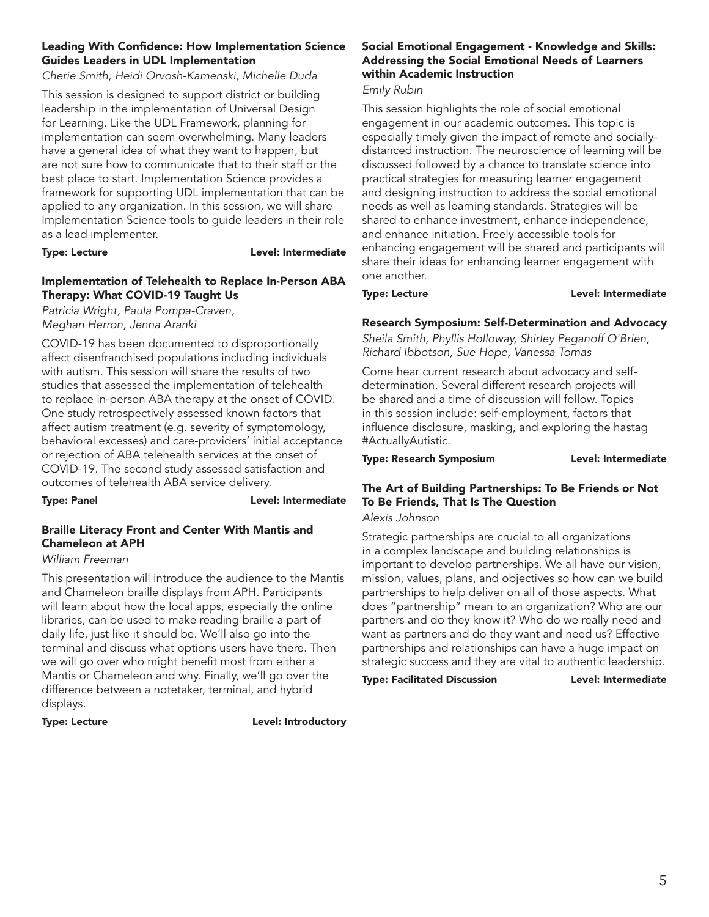### Leading With Confidence: How Implementation Science Guides Leaders in UDL Implementation

*Cherie Smith, Heidi Orvosh-Kamenski, Michelle Duda*

This session is designed to support district or building leadership in the implementation of Universal Design for Learning. Like the UDL Framework, planning for implementation can seem overwhelming. Many leaders have a general idea of what they want to happen, but are not sure how to communicate that to their staff or the best place to start. Implementation Science provides a framework for supporting UDL implementation that can be applied to any organization. In this session, we will share Implementation Science tools to guide leaders in their role as a lead implementer.

**Type: Lecture** **Level: Intermediate**

### Implementation of Telehealth to Replace In-Person ABA Therapy: What COVID-19 Taught Us

*Patricia Wright, Paula Pompa-Craven, Meghan Herron, Jenna Aranki*

COVID-19 has been documented to disproportionally affect disenfranchised populations including individuals with autism. This session will share the results of two studies that assessed the implementation of telehealth to replace in-person ABA therapy at the onset of COVID. One study retrospectively assessed known factors that affect autism treatment (e.g. severity of symptomology, behavioral excesses) and care-providers' initial acceptance or rejection of ABA telehealth services at the onset of COVID-19. The second study assessed satisfaction and outcomes of telehealth ABA service delivery.

**Type: Panel** **Level: Intermediate**

### Braille Literacy Front and Center With Mantis and Chameleon at APH

*William Freeman*

This presentation will introduce the audience to the Mantis and Chameleon braille displays from APH. Participants will learn about how the local apps, especially the online libraries, can be used to make reading braille a part of daily life, just like it should be. We'll also go into the terminal and discuss what options users have there. Then we will go over who might benefit most from either a Mantis or Chameleon and why. Finally, we'll go over the difference between a notetaker, terminal, and hybrid displays.

**Type: Lecture** **Level: Introductory**

### Social Emotional Engagement - Knowledge and Skills: Addressing the Social Emotional Needs of Learners within Academic Instruction

*Emily Rubin*

This session highlights the role of social emotional engagement in our academic outcomes. This topic is especially timely given the impact of remote and socially-distanced instruction. The neuroscience of learning will be discussed followed by a chance to translate science into practical strategies for measuring learner engagement and designing instruction to address the social emotional needs as well as learning standards. Strategies will be shared to enhance investment, enhance independence, and enhance initiation. Freely accessible tools for enhancing engagement will be shared and participants will share their ideas for enhancing learner engagement with one another.

**Type: Lecture** **Level: Intermediate**

### Research Symposium: Self-Determination and Advocacy

*Sheila Smith, Phyllis Holloway, Shirley Peganoff O'Brien, Richard Ibbotson, Sue Hope, Vanessa Tomas*

Come hear current research about advocacy and self-determination. Several different research projects will be shared and a time of discussion will follow. Topics in this session include: self-employment, factors that influence disclosure, masking, and exploring the hastag #ActuallyAutistic.

**Type: Research Symposium** **Level: Intermediate**

### The Art of Building Partnerships: To Be Friends or Not To Be Friends, That Is The Question

*Alexis Johnson*

Strategic partnerships are crucial to all organizations in a complex landscape and building relationships is important to develop partnerships. We all have our vision, mission, values, plans, and objectives so how can we build partnerships to help deliver on all of those aspects. What does "partnership" mean to an organization? Who are our partners and do they know it? Who do we really need and want as partners and do they want and need us? Effective partnerships and relationships can have a huge impact on strategic success and they are vital to authentic leadership.

**Type: Facilitated Discussion** **Level: Intermediate**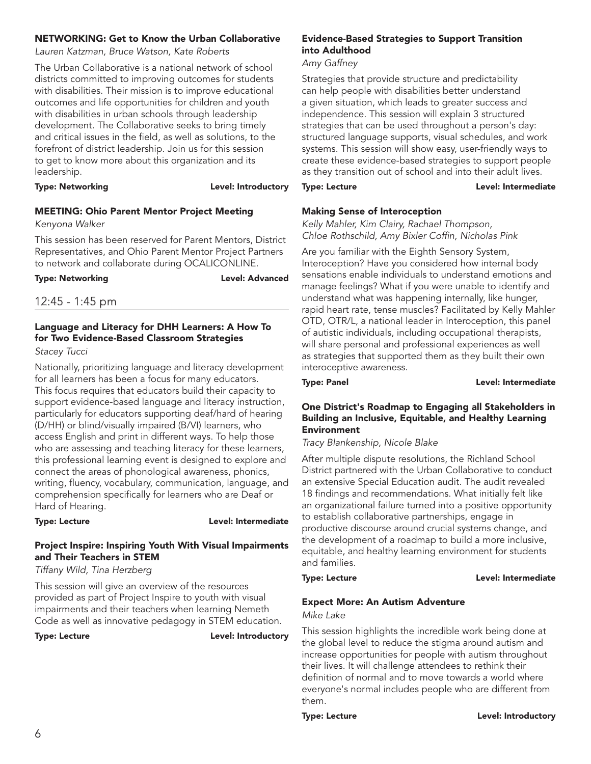### NETWORKING: Get to Know the Urban Collaborative

*Lauren Katzman, Bruce Watson, Kate Roberts*

The Urban Collaborative is a national network of school districts committed to improving outcomes for students with disabilities. Their mission is to improve educational outcomes and life opportunities for children and youth with disabilities in urban schools through leadership development. The Collaborative seeks to bring timely and critical issues in the field, as well as solutions, to the forefront of district leadership. Join us for this session to get to know more about this organization and its leadership.

**Type: Networking** **Level: Introductory**

### MEETING: Ohio Parent Mentor Project Meeting

*Kenyona Walker*

This session has been reserved for Parent Mentors, District Representatives, and Ohio Parent Mentor Project Partners to network and collaborate during OCALICONLINE.

**Type: Networking** **Level: Advanced**

## 12:45 - 1:45 pm

### Language and Literacy for DHH Learners: A How To for Two Evidence-Based Classroom Strategies

*Stacey Tucci*

Nationally, prioritizing language and literacy development for all learners has been a focus for many educators. This focus requires that educators build their capacity to support evidence-based language and literacy instruction, particularly for educators supporting deaf/hard of hearing (D/HH) or blind/visually impaired (B/VI) learners, who access English and print in different ways. To help those who are assessing and teaching literacy for these learners, this professional learning event is designed to explore and connect the areas of phonological awareness, phonics, writing, fluency, vocabulary, communication, language, and comprehension specifically for learners who are Deaf or Hard of Hearing.

**Type: Lecture** **Level: Intermediate**

### Project Inspire: Inspiring Youth With Visual Impairments and Their Teachers in STEM

*Tiffany Wild, Tina Herzberg*

This session will give an overview of the resources provided as part of Project Inspire to youth with visual impairments and their teachers when learning Nemeth Code as well as innovative pedagogy in STEM education.

**Type: Lecture** **Level: Introductory**

### Evidence-Based Strategies to Support Transition into Adulthood

*Amy Gaffney*

Strategies that provide structure and predictability can help people with disabilities better understand a given situation, which leads to greater success and independence. This session will explain 3 structured strategies that can be used throughout a person's day: structured language supports, visual schedules, and work systems. This session will show easy, user-friendly ways to create these evidence-based strategies to support people as they transition out of school and into their adult lives.

**Type: Lecture** **Level: Intermediate**

### Making Sense of Interoception

*Kelly Mahler, Kim Clairy, Rachael Thompson, Chloe Rothschild, Amy Bixler Coffin, Nicholas Pink*

Are you familiar with the Eighth Sensory System, Interoception? Have you considered how internal body sensations enable individuals to understand emotions and manage feelings? What if you were unable to identify and understand what was happening internally, like hunger, rapid heart rate, tense muscles? Facilitated by Kelly Mahler OTD, OTR/L, a national leader in Interoception, this panel of autistic individuals, including occupational therapists, will share personal and professional experiences as well as strategies that supported them as they built their own interoceptive awareness.

**Type: Panel** **Level: Intermediate**

### One District's Roadmap to Engaging all Stakeholders in Building an Inclusive, Equitable, and Healthy Learning Environment

*Tracy Blankenship, Nicole Blake*

After multiple dispute resolutions, the Richland School District partnered with the Urban Collaborative to conduct an extensive Special Education audit. The audit revealed 18 findings and recommendations. What initially felt like an organizational failure turned into a positive opportunity to establish collaborative partnerships, engage in productive discourse around crucial systems change, and the development of a roadmap to build a more inclusive, equitable, and healthy learning environment for students and families.

**Type: Lecture** **Level: Intermediate**

### Expect More: An Autism Adventure

*Mike Lake*

This session highlights the incredible work being done at the global level to reduce the stigma around autism and increase opportunities for people with autism throughout their lives. It will challenge attendees to rethink their definition of normal and to move towards a world where everyone's normal includes people who are different from them.

**Type: Lecture** **Level: Introductory**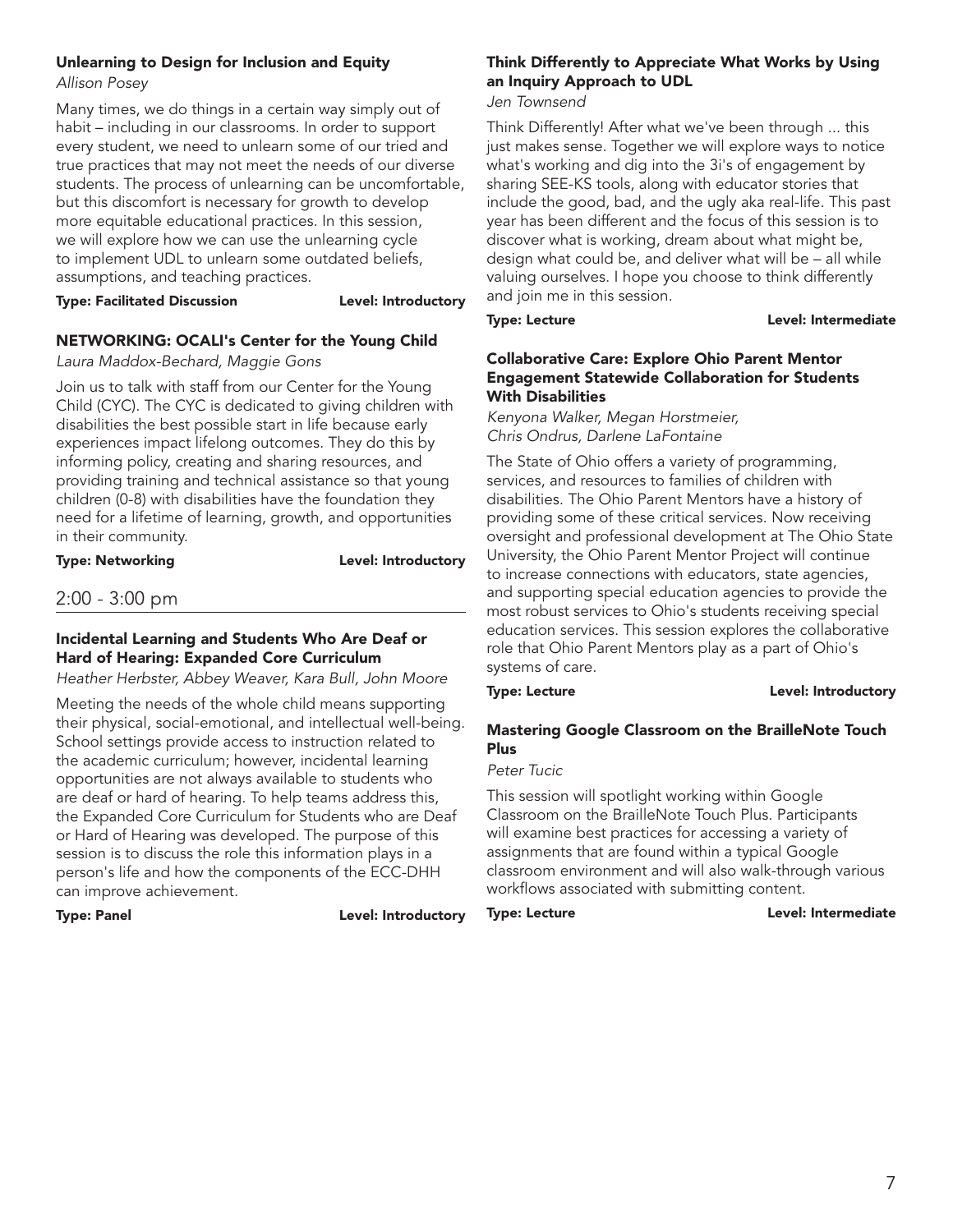### Unlearning to Design for Inclusion and Equity

*Allison Posey*

Many times, we do things in a certain way simply out of habit – including in our classrooms. In order to support every student, we need to unlearn some of our tried and true practices that may not meet the needs of our diverse students. The process of unlearning can be uncomfortable, but this discomfort is necessary for growth to develop more equitable educational practices. In this session, we will explore how we can use the unlearning cycle to implement UDL to unlearn some outdated beliefs, assumptions, and teaching practices.

**Type: Facilitated Discussion** **Level: Introductory**

### NETWORKING: OCALI's Center for the Young Child

*Laura Maddox-Bechard, Maggie Gons*

Join us to talk with staff from our Center for the Young Child (CYC). The CYC is dedicated to giving children with disabilities the best possible start in life because early experiences impact lifelong outcomes. They do this by informing policy, creating and sharing resources, and providing training and technical assistance so that young children (0-8) with disabilities have the foundation they need for a lifetime of learning, growth, and opportunities in their community.

**Type: Networking** **Level: Introductory**

## 2:00 - 3:00 pm

### Incidental Learning and Students Who Are Deaf or Hard of Hearing: Expanded Core Curriculum

*Heather Herbster, Abbey Weaver, Kara Bull, John Moore*

Meeting the needs of the whole child means supporting their physical, social-emotional, and intellectual well-being. School settings provide access to instruction related to the academic curriculum; however, incidental learning opportunities are not always available to students who are deaf or hard of hearing. To help teams address this, the Expanded Core Curriculum for Students who are Deaf or Hard of Hearing was developed. The purpose of this session is to discuss the role this information plays in a person's life and how the components of the ECC-DHH can improve achievement.

**Type: Panel** **Level: Introductory**

### Think Differently to Appreciate What Works by Using an Inquiry Approach to UDL

*Jen Townsend*

Think Differently! After what we've been through ... this just makes sense. Together we will explore ways to notice what's working and dig into the 3i's of engagement by sharing SEE-KS tools, along with educator stories that include the good, bad, and the ugly aka real-life. This past year has been different and the focus of this session is to discover what is working, dream about what might be, design what could be, and deliver what will be – all while valuing ourselves. I hope you choose to think differently and join me in this session.

**Type: Lecture** **Level: Intermediate**

### Collaborative Care: Explore Ohio Parent Mentor Engagement Statewide Collaboration for Students With Disabilities

*Kenyona Walker, Megan Horstmeier, Chris Ondrus, Darlene LaFontaine*

The State of Ohio offers a variety of programming, services, and resources to families of children with disabilities. The Ohio Parent Mentors have a history of providing some of these critical services. Now receiving oversight and professional development at The Ohio State University, the Ohio Parent Mentor Project will continue to increase connections with educators, state agencies, and supporting special education agencies to provide the most robust services to Ohio's students receiving special education services. This session explores the collaborative role that Ohio Parent Mentors play as a part of Ohio's systems of care.

**Type: Lecture** **Level: Introductory**

### Mastering Google Classroom on the BrailleNote Touch Plus

*Peter Tucic*

This session will spotlight working within Google Classroom on the BrailleNote Touch Plus. Participants will examine best practices for accessing a variety of assignments that are found within a typical Google classroom environment and will also walk-through various workflows associated with submitting content.

**Type: Lecture** **Level: Intermediate**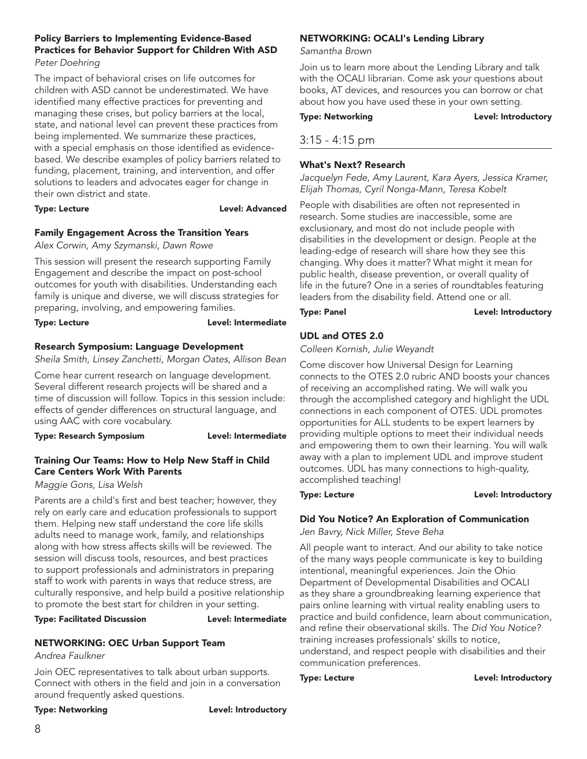### Policy Barriers to Implementing Evidence-Based Practices for Behavior Support for Children With ASD

*Peter Doehring*

The impact of behavioral crises on life outcomes for children with ASD cannot be underestimated. We have identified many effective practices for preventing and managing these crises, but policy barriers at the local, state, and national level can prevent these practices from being implemented. We summarize these practices, with a special emphasis on those identified as evidence-based. We describe examples of policy barriers related to funding, placement, training, and intervention, and offer solutions to leaders and advocates eager for change in their own district and state.

**Type: Lecture** **Level: Advanced**

### Family Engagement Across the Transition Years

*Alex Corwin, Amy Szymanski, Dawn Rowe*

This session will present the research supporting Family Engagement and describe the impact on post-school outcomes for youth with disabilities. Understanding each family is unique and diverse, we will discuss strategies for preparing, involving, and empowering families.

**Type: Lecture** **Level: Intermediate**

### Research Symposium: Language Development

*Sheila Smith, Linsey Zanchetti, Morgan Oates, Allison Bean*

Come hear current research on language development. Several different research projects will be shared and a time of discussion will follow. Topics in this session include: effects of gender differences on structural language, and using AAC with core vocabulary.

**Type: Research Symposium** **Level: Intermediate**

### Training Our Teams: How to Help New Staff in Child Care Centers Work With Parents

*Maggie Gons, Lisa Welsh*

Parents are a child's first and best teacher; however, they rely on early care and education professionals to support them. Helping new staff understand the core life skills adults need to manage work, family, and relationships along with how stress affects skills will be reviewed. The session will discuss tools, resources, and best practices to support professionals and administrators in preparing staff to work with parents in ways that reduce stress, are culturally responsive, and help build a positive relationship to promote the best start for children in your setting.

**Type: Facilitated Discussion** **Level: Intermediate**

### NETWORKING: OEC Urban Support Team

*Andrea Faulkner*

Join OEC representatives to talk about urban supports. Connect with others in the field and join in a conversation around frequently asked questions.

**Type: Networking** **Level: Introductory**

### NETWORKING: OCALI's Lending Library

*Samantha Brown*

Join us to learn more about the Lending Library and talk with the OCALI librarian. Come ask your questions about books, AT devices, and resources you can borrow or chat about how you have used these in your own setting.

**Type: Networking** **Level: Introductory**

## 3:15 - 4:15 pm

### What's Next? Research

*Jacquelyn Fede, Amy Laurent, Kara Ayers, Jessica Kramer, Elijah Thomas, Cyril Nonga-Mann, Teresa Kobelt*

People with disabilities are often not represented in research. Some studies are inaccessible, some are exclusionary, and most do not include people with disabilities in the development or design. People at the leading-edge of research will share how they see this changing. Why does it matter? What might it mean for public health, disease prevention, or overall quality of life in the future? One in a series of roundtables featuring leaders from the disability field. Attend one or all.

**Type: Panel** **Level: Introductory**

### UDL and OTES 2.0

*Colleen Kornish, Julie Weyandt*

Come discover how Universal Design for Learning connects to the OTES 2.0 rubric AND boosts your chances of receiving an accomplished rating. We will walk you through the accomplished category and highlight the UDL connections in each component of OTES. UDL promotes opportunities for ALL students to be expert learners by providing multiple options to meet their individual needs and empowering them to own their learning. You will walk away with a plan to implement UDL and improve student outcomes. UDL has many connections to high-quality, accomplished teaching!

**Type: Lecture** **Level: Introductory**

### Did You Notice? An Exploration of Communication

*Jen Bavry, Nick Miller, Steve Beha*

All people want to interact. And our ability to take notice of the many ways people communicate is key to building intentional, meaningful experiences. Join the Ohio Department of Developmental Disabilities and OCALI as they share a groundbreaking learning experience that pairs online learning with virtual reality enabling users to practice and build confidence, learn about communication, and refine their observational skills. The *Did You Notice?* training increases professionals' skills to notice, understand, and respect people with disabilities and their communication preferences.

**Type: Lecture** **Level: Introductory**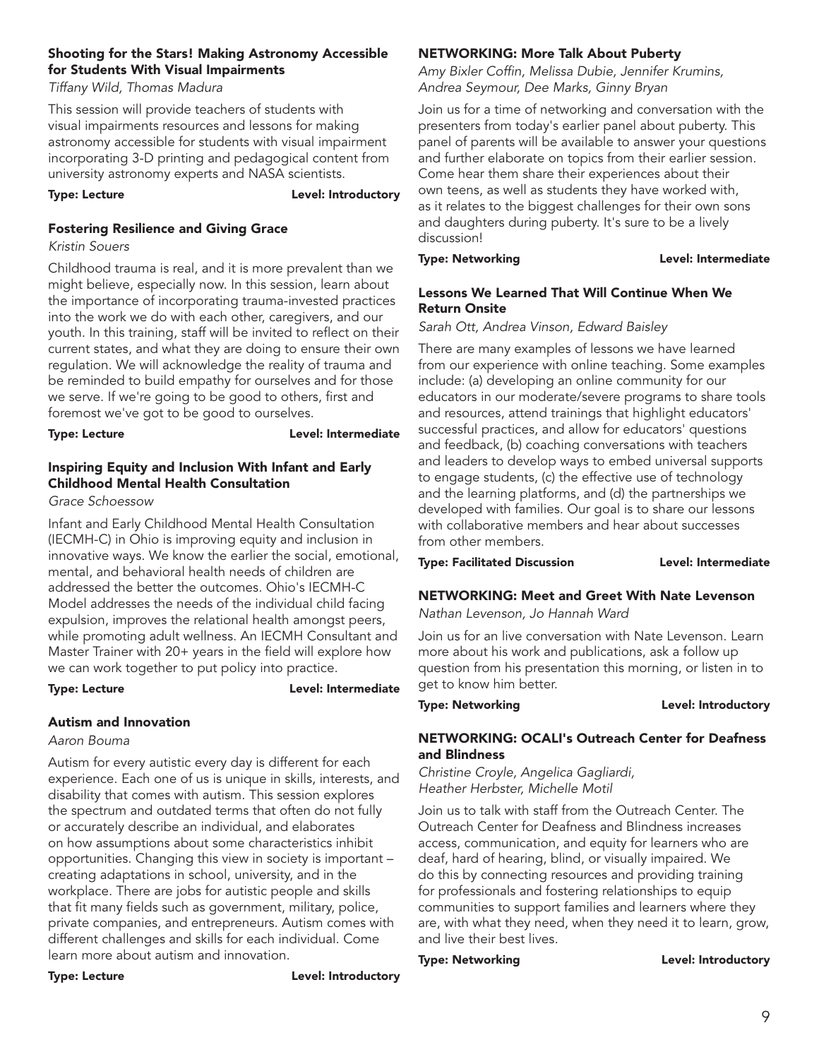### Shooting for the Stars! Making Astronomy Accessible for Students With Visual Impairments

*Tiffany Wild, Thomas Madura*

This session will provide teachers of students with visual impairments resources and lessons for making astronomy accessible for students with visual impairment incorporating 3-D printing and pedagogical content from university astronomy experts and NASA scientists.

**Type: Lecture** **Level: Introductory**

### Fostering Resilience and Giving Grace

*Kristin Souers*

Childhood trauma is real, and it is more prevalent than we might believe, especially now. In this session, learn about the importance of incorporating trauma-invested practices into the work we do with each other, caregivers, and our youth. In this training, staff will be invited to reflect on their current states, and what they are doing to ensure their own regulation. We will acknowledge the reality of trauma and be reminded to build empathy for ourselves and for those we serve. If we're going to be good to others, first and foremost we've got to be good to ourselves.

**Type: Lecture** **Level: Intermediate**

### Inspiring Equity and Inclusion With Infant and Early Childhood Mental Health Consultation

*Grace Schoessow*

Infant and Early Childhood Mental Health Consultation (IECMH-C) in Ohio is improving equity and inclusion in innovative ways. We know the earlier the social, emotional, mental, and behavioral health needs of children are addressed the better the outcomes. Ohio's IECMH-C Model addresses the needs of the individual child facing expulsion, improves the relational health amongst peers, while promoting adult wellness. An IECMH Consultant and Master Trainer with 20+ years in the field will explore how we can work together to put policy into practice.

**Type: Lecture** **Level: Intermediate**

### Autism and Innovation

*Aaron Bouma*

Autism for every autistic every day is different for each experience. Each one of us is unique in skills, interests, and disability that comes with autism. This session explores the spectrum and outdated terms that often do not fully or accurately describe an individual, and elaborates on how assumptions about some characteristics inhibit opportunities. Changing this view in society is important – creating adaptations in school, university, and in the workplace. There are jobs for autistic people and skills that fit many fields such as government, military, police, private companies, and entrepreneurs. Autism comes with different challenges and skills for each individual. Come learn more about autism and innovation.

**Type: Lecture** **Level: Introductory**

### NETWORKING: More Talk About Puberty

*Amy Bixler Coffin, Melissa Dubie, Jennifer Krumins, Andrea Seymour, Dee Marks, Ginny Bryan*

Join us for a time of networking and conversation with the presenters from today's earlier panel about puberty. This panel of parents will be available to answer your questions and further elaborate on topics from their earlier session. Come hear them share their experiences about their own teens, as well as students they have worked with, as it relates to the biggest challenges for their own sons and daughters during puberty. It's sure to be a lively discussion!

**Type: Networking** **Level: Intermediate**

### Lessons We Learned That Will Continue When We Return Onsite

*Sarah Ott, Andrea Vinson, Edward Baisley*

There are many examples of lessons we have learned from our experience with online teaching. Some examples include: (a) developing an online community for our educators in our moderate/severe programs to share tools and resources, attend trainings that highlight educators' successful practices, and allow for educators' questions and feedback, (b) coaching conversations with teachers and leaders to develop ways to embed universal supports to engage students, (c) the effective use of technology and the learning platforms, and (d) the partnerships we developed with families. Our goal is to share our lessons with collaborative members and hear about successes from other members.

**Type: Facilitated Discussion** **Level: Intermediate**

### NETWORKING: Meet and Greet With Nate Levenson

*Nathan Levenson, Jo Hannah Ward*

Join us for an live conversation with Nate Levenson. Learn more about his work and publications, ask a follow up question from his presentation this morning, or listen in to get to know him better.

**Type: Networking** **Level: Introductory**

### NETWORKING: OCALI's Outreach Center for Deafness and Blindness

*Christine Croyle, Angelica Gagliardi, Heather Herbster, Michelle Motil*

Join us to talk with staff from the Outreach Center. The Outreach Center for Deafness and Blindness increases access, communication, and equity for learners who are deaf, hard of hearing, blind, or visually impaired. We do this by connecting resources and providing training for professionals and fostering relationships to equip communities to support families and learners where they are, with what they need, when they need it to learn, grow, and live their best lives.

**Type: Networking** **Level: Introductory**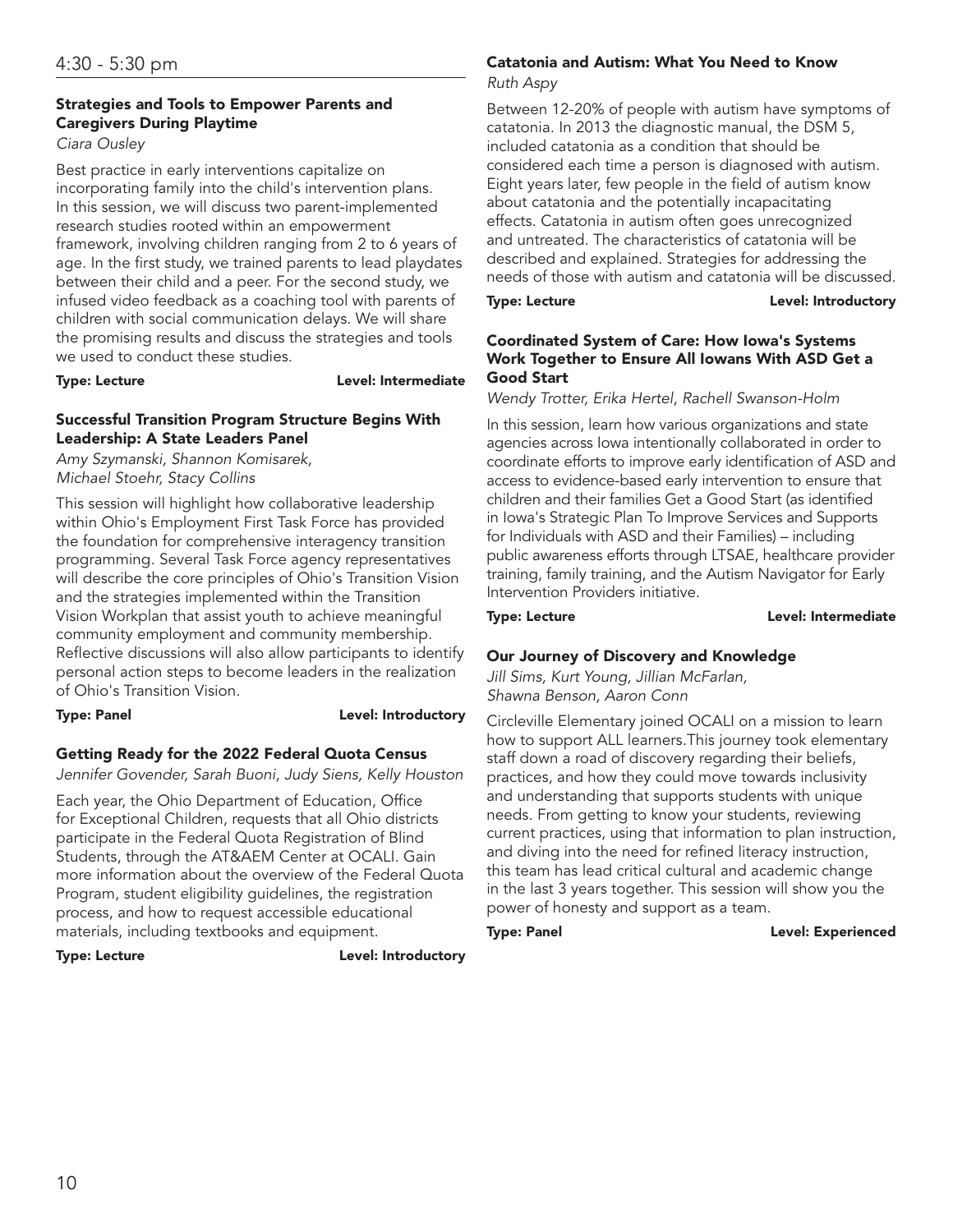## 4:30 - 5:30 pm

### Strategies and Tools to Empower Parents and Caregivers During Playtime

*Ciara Ousley*

Best practice in early interventions capitalize on incorporating family into the child's intervention plans. In this session, we will discuss two parent-implemented research studies rooted within an empowerment framework, involving children ranging from 2 to 6 years of age. In the first study, we trained parents to lead playdates between their child and a peer. For the second study, we infused video feedback as a coaching tool with parents of children with social communication delays. We will share the promising results and discuss the strategies and tools we used to conduct these studies.

**Type: Lecture** **Level: Intermediate**

### Successful Transition Program Structure Begins With Leadership: A State Leaders Panel

*Amy Szymanski, Shannon Komisarek, Michael Stoehr, Stacy Collins*

This session will highlight how collaborative leadership within Ohio's Employment First Task Force has provided the foundation for comprehensive interagency transition programming. Several Task Force agency representatives will describe the core principles of Ohio's Transition Vision and the strategies implemented within the Transition Vision Workplan that assist youth to achieve meaningful community employment and community membership. Reflective discussions will also allow participants to identify personal action steps to become leaders in the realization of Ohio's Transition Vision.

**Type: Panel** **Level: Introductory**

### Getting Ready for the 2022 Federal Quota Census

*Jennifer Govender, Sarah Buoni, Judy Siens, Kelly Houston*

Each year, the Ohio Department of Education, Office for Exceptional Children, requests that all Ohio districts participate in the Federal Quota Registration of Blind Students, through the AT&AEM Center at OCALI. Gain more information about the overview of the Federal Quota Program, student eligibility guidelines, the registration process, and how to request accessible educational materials, including textbooks and equipment.

**Type: Lecture** **Level: Introductory**

### Catatonia and Autism: What You Need to Know

*Ruth Aspy*

Between 12-20% of people with autism have symptoms of catatonia. In 2013 the diagnostic manual, the DSM 5, included catatonia as a condition that should be considered each time a person is diagnosed with autism. Eight years later, few people in the field of autism know about catatonia and the potentially incapacitating effects. Catatonia in autism often goes unrecognized and untreated. The characteristics of catatonia will be described and explained. Strategies for addressing the needs of those with autism and catatonia will be discussed.

**Type: Lecture** **Level: Introductory**

### Coordinated System of Care: How Iowa's Systems Work Together to Ensure All Iowans With ASD Get a Good Start

*Wendy Trotter, Erika Hertel, Rachell Swanson-Holm*

In this session, learn how various organizations and state agencies across Iowa intentionally collaborated in order to coordinate efforts to improve early identification of ASD and access to evidence-based early intervention to ensure that children and their families Get a Good Start (as identified in Iowa's Strategic Plan To Improve Services and Supports for Individuals with ASD and their Families) – including public awareness efforts through LTSAE, healthcare provider training, family training, and the Autism Navigator for Early Intervention Providers initiative.

**Type: Lecture** **Level: Intermediate**

### Our Journey of Discovery and Knowledge

*Jill Sims, Kurt Young, Jillian McFarlan, Shawna Benson, Aaron Conn*

Circleville Elementary joined OCALI on a mission to learn how to support ALL learners.This journey took elementary staff down a road of discovery regarding their beliefs, practices, and how they could move towards inclusivity and understanding that supports students with unique needs. From getting to know your students, reviewing current practices, using that information to plan instruction, and diving into the need for refined literacy instruction, this team has lead critical cultural and academic change in the last 3 years together. This session will show you the power of honesty and support as a team.

**Type: Panel** **Level: Experienced**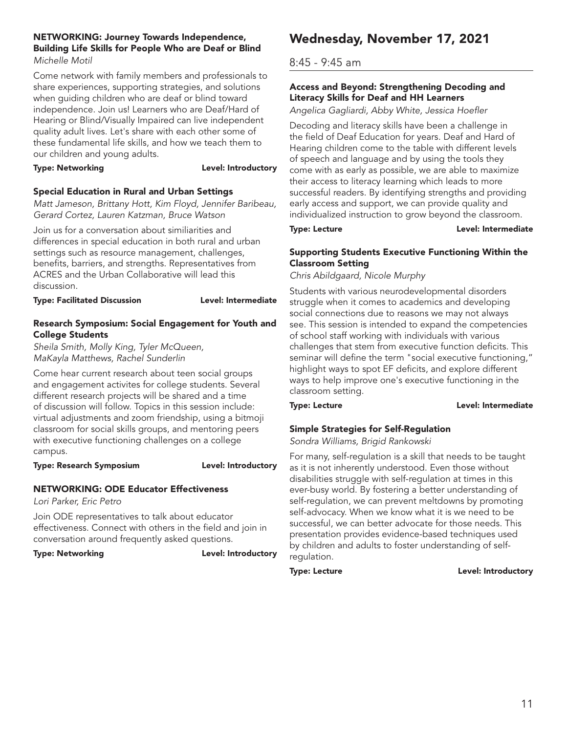### NETWORKING: Journey Towards Independence, Building Life Skills for People Who are Deaf or Blind

*Michelle Motil*

Come network with family members and professionals to share experiences, supporting strategies, and solutions when guiding children who are deaf or blind toward independence. Join us! Learners who are Deaf/Hard of Hearing or Blind/Visually Impaired can live independent quality adult lives. Let's share with each other some of these fundamental life skills, and how we teach them to our children and young adults.

**Type: Networking** **Level: Introductory**

### Special Education in Rural and Urban Settings

*Matt Jameson, Brittany Hott, Kim Floyd, Jennifer Baribeau, Gerard Cortez, Lauren Katzman, Bruce Watson*

Join us for a conversation about similiarities and differences in special education in both rural and urban settings such as resource management, challenges, benefits, barriers, and strengths. Representatives from ACRES and the Urban Collaborative will lead this discussion.

**Type: Facilitated Discussion** **Level: Intermediate**

### Research Symposium: Social Engagement for Youth and College Students

*Sheila Smith, Molly King, Tyler McQueen, MaKayla Matthews, Rachel Sunderlin*

Come hear current research about teen social groups and engagement activites for college students. Several different research projects will be shared and a time of discussion will follow. Topics in this session include: virtual adjustments and zoom friendship, using a bitmoji classroom for social skills groups, and mentoring peers with executive functioning challenges on a college campus.

**Type: Research Symposium** **Level: Introductory**

### NETWORKING: ODE Educator Effectiveness

*Lori Parker, Eric Petro*

Join ODE representatives to talk about educator effectiveness. Connect with others in the field and join in conversation around frequently asked questions.

**Type: Networking** **Level: Introductory**

# Wednesday, November 17, 2021

## 8:45 - 9:45 am

### Access and Beyond: Strengthening Decoding and Literacy Skills for Deaf and HH Learners

*Angelica Gagliardi, Abby White, Jessica Hoefler*

Decoding and literacy skills have been a challenge in the field of Deaf Education for years. Deaf and Hard of Hearing children come to the table with different levels of speech and language and by using the tools they come with as early as possible, we are able to maximize their access to literacy learning which leads to more successful readers. By identifying strengths and providing early access and support, we can provide quality and individualized instruction to grow beyond the classroom.

**Type: Lecture** **Level: Intermediate**

### Supporting Students Executive Functioning Within the Classroom Setting

*Chris Abildgaard, Nicole Murphy*

Students with various neurodevelopmental disorders struggle when it comes to academics and developing social connections due to reasons we may not always see. This session is intended to expand the competencies of school staff working with individuals with various challenges that stem from executive function deficits. This seminar will define the term "social executive functioning," highlight ways to spot EF deficits, and explore different ways to help improve one's executive functioning in the classroom setting.

**Type: Lecture** **Level: Intermediate**

### Simple Strategies for Self-Regulation

*Sondra Williams, Brigid Rankowski*

For many, self-regulation is a skill that needs to be taught as it is not inherently understood. Even those without disabilities struggle with self-regulation at times in this ever-busy world. By fostering a better understanding of self-regulation, we can prevent meltdowns by promoting self-advocacy. When we know what it is we need to be successful, we can better advocate for those needs. This presentation provides evidence-based techniques used by children and adults to foster understanding of self-regulation.

**Type: Lecture** **Level: Introductory**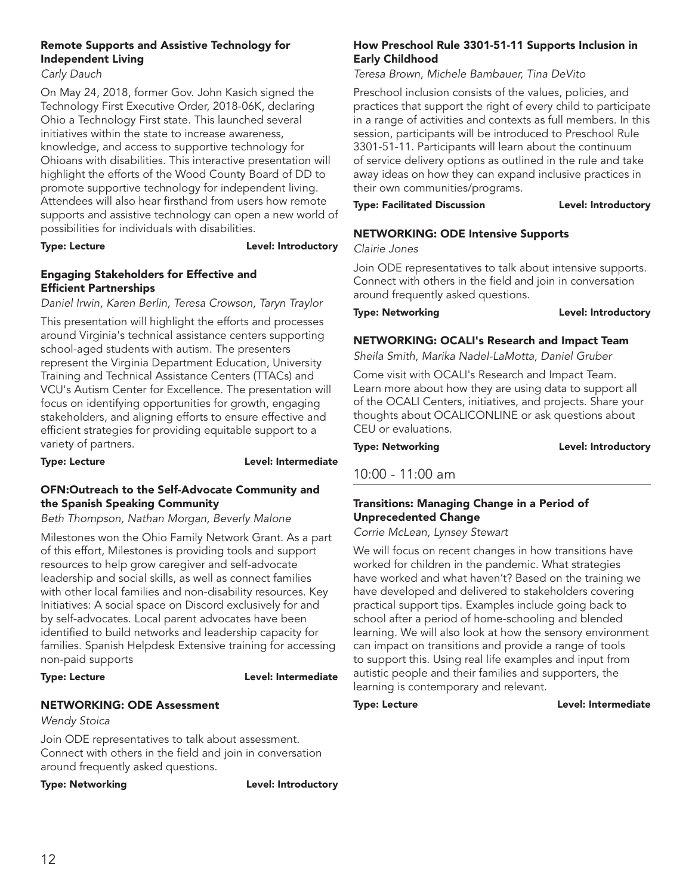### Remote Supports and Assistive Technology for Independent Living

*Carly Dauch*

On May 24, 2018, former Gov. John Kasich signed the Technology First Executive Order, 2018-06K, declaring Ohio a Technology First state. This launched several initiatives within the state to increase awareness, knowledge, and access to supportive technology for Ohioans with disabilities. This interactive presentation will highlight the efforts of the Wood County Board of DD to promote supportive technology for independent living. Attendees will also hear firsthand from users how remote supports and assistive technology can open a new world of possibilities for individuals with disabilities.

**Type: Lecture** **Level: Introductory**

### Engaging Stakeholders for Effective and Efficient Partnerships

*Daniel Irwin, Karen Berlin, Teresa Crowson, Taryn Traylor*

This presentation will highlight the efforts and processes around Virginia's technical assistance centers supporting school-aged students with autism. The presenters represent the Virginia Department Education, University Training and Technical Assistance Centers (TTACs) and VCU's Autism Center for Excellence. The presentation will focus on identifying opportunities for growth, engaging stakeholders, and aligning efforts to ensure effective and efficient strategies for providing equitable support to a variety of partners.

**Type: Lecture** **Level: Intermediate**

### OFN:Outreach to the Self-Advocate Community and the Spanish Speaking Community

*Beth Thompson, Nathan Morgan, Beverly Malone*

Milestones won the Ohio Family Network Grant. As a part of this effort, Milestones is providing tools and support resources to help grow caregiver and self-advocate leadership and social skills, as well as connect families with other local families and non-disability resources. Key Initiatives: A social space on Discord exclusively for and by self-advocates. Local parent advocates have been identified to build networks and leadership capacity for families. Spanish Helpdesk Extensive training for accessing non-paid supports

**Type: Lecture** **Level: Intermediate**

### NETWORKING: ODE Assessment

*Wendy Stoica*

Join ODE representatives to talk about assessment. Connect with others in the field and join in conversation around frequently asked questions.

**Type: Networking** **Level: Introductory**

### How Preschool Rule 3301-51-11 Supports Inclusion in Early Childhood

*Teresa Brown, Michele Bambauer, Tina DeVito*

Preschool inclusion consists of the values, policies, and practices that support the right of every child to participate in a range of activities and contexts as full members. In this session, participants will be introduced to Preschool Rule 3301-51-11. Participants will learn about the continuum of service delivery options as outlined in the rule and take away ideas on how they can expand inclusive practices in their own communities/programs.

**Type: Facilitated Discussion** **Level: Introductory**

### NETWORKING: ODE Intensive Supports

*Clairie Jones*

Join ODE representatives to talk about intensive supports. Connect with others in the field and join in conversation around frequently asked questions.

**Type: Networking** **Level: Introductory**

### NETWORKING: OCALI's Research and Impact Team

*Sheila Smith, Marika Nadel-LaMotta, Daniel Gruber*

Come visit with OCALI's Research and Impact Team. Learn more about how they are using data to support all of the OCALI Centers, initiatives, and projects. Share your thoughts about OCALICONLINE or ask questions about CEU or evaluations.

**Type: Networking** **Level: Introductory**

## 10:00 - 11:00 am

### Transitions: Managing Change in a Period of Unprecedented Change

*Corrie McLean, Lynsey Stewart*

We will focus on recent changes in how transitions have worked for children in the pandemic. What strategies have worked and what haven't? Based on the training we have developed and delivered to stakeholders covering practical support tips. Examples include going back to school after a period of home-schooling and blended learning. We will also look at how the sensory environment can impact on transitions and provide a range of tools to support this. Using real life examples and input from autistic people and their families and supporters, the learning is contemporary and relevant.

**Type: Lecture** **Level: Intermediate**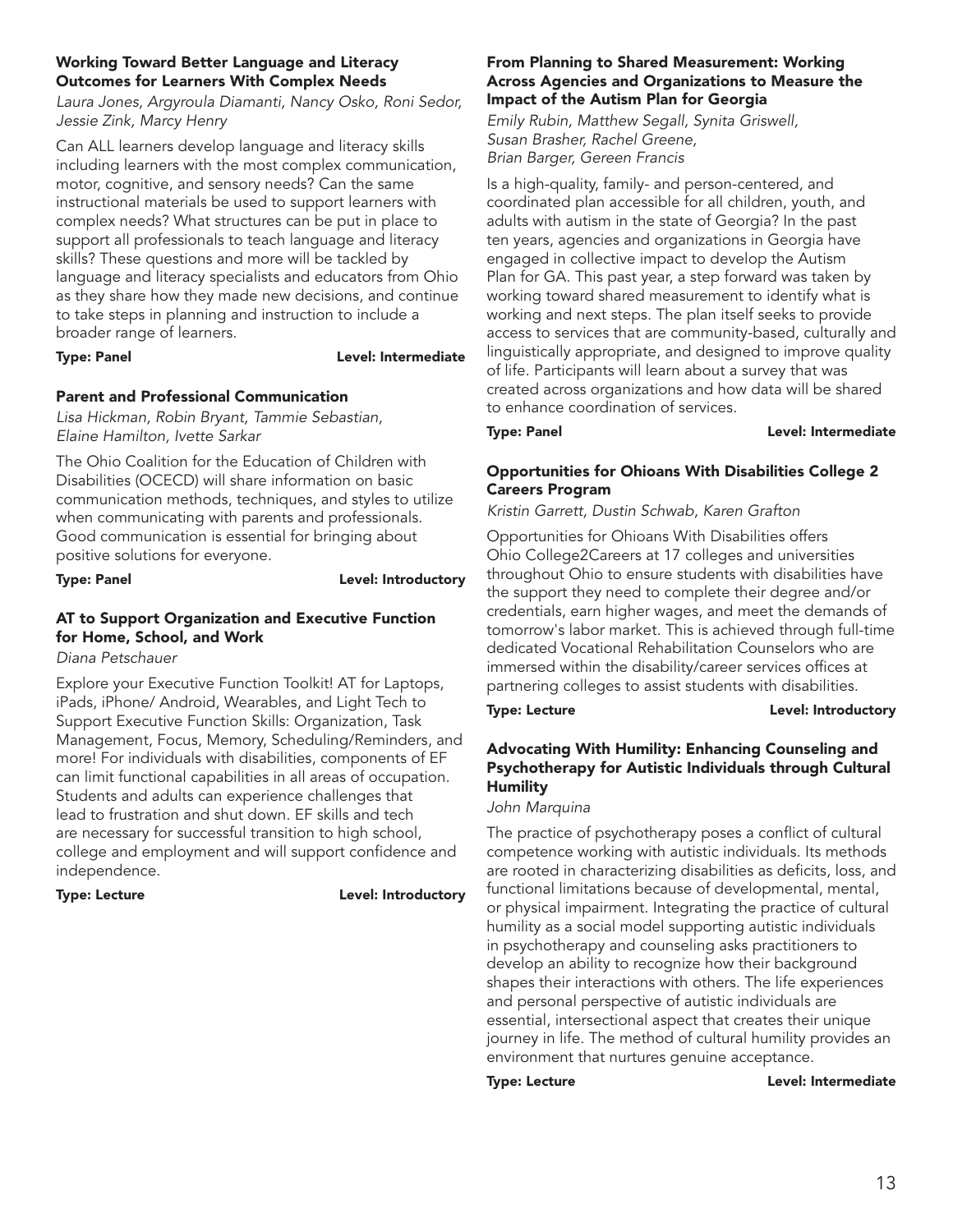### Working Toward Better Language and Literacy Outcomes for Learners With Complex Needs

*Laura Jones, Argyroula Diamanti, Nancy Osko, Roni Sedor, Jessie Zink, Marcy Henry*

Can ALL learners develop language and literacy skills including learners with the most complex communication, motor, cognitive, and sensory needs? Can the same instructional materials be used to support learners with complex needs? What structures can be put in place to support all professionals to teach language and literacy skills? These questions and more will be tackled by language and literacy specialists and educators from Ohio as they share how they made new decisions, and continue to take steps in planning and instruction to include a broader range of learners.

**Type: Panel** **Level: Intermediate**

### Parent and Professional Communication

*Lisa Hickman, Robin Bryant, Tammie Sebastian, Elaine Hamilton, Ivette Sarkar*

The Ohio Coalition for the Education of Children with Disabilities (OCECD) will share information on basic communication methods, techniques, and styles to utilize when communicating with parents and professionals. Good communication is essential for bringing about positive solutions for everyone.

**Type: Panel** **Level: Introductory**

### AT to Support Organization and Executive Function for Home, School, and Work

*Diana Petschauer*

Explore your Executive Function Toolkit! AT for Laptops, iPads, iPhone/ Android, Wearables, and Light Tech to Support Executive Function Skills: Organization, Task Management, Focus, Memory, Scheduling/Reminders, and more! For individuals with disabilities, components of EF can limit functional capabilities in all areas of occupation. Students and adults can experience challenges that lead to frustration and shut down. EF skills and tech are necessary for successful transition to high school, college and employment and will support confidence and independence.

**Type: Lecture** **Level: Introductory**

### From Planning to Shared Measurement: Working Across Agencies and Organizations to Measure the Impact of the Autism Plan for Georgia

*Emily Rubin, Matthew Segall, Synita Griswell, Susan Brasher, Rachel Greene, Brian Barger, Gereen Francis*

Is a high-quality, family- and person-centered, and coordinated plan accessible for all children, youth, and adults with autism in the state of Georgia? In the past ten years, agencies and organizations in Georgia have engaged in collective impact to develop the Autism Plan for GA. This past year, a step forward was taken by working toward shared measurement to identify what is working and next steps. The plan itself seeks to provide access to services that are community-based, culturally and linguistically appropriate, and designed to improve quality of life. Participants will learn about a survey that was created across organizations and how data will be shared to enhance coordination of services.

**Type: Panel** **Level: Intermediate**

### Opportunities for Ohioans With Disabilities College 2 Careers Program

*Kristin Garrett, Dustin Schwab, Karen Grafton*

Opportunities for Ohioans With Disabilities offers Ohio College2Careers at 17 colleges and universities throughout Ohio to ensure students with disabilities have the support they need to complete their degree and/or credentials, earn higher wages, and meet the demands of tomorrow's labor market. This is achieved through full-time dedicated Vocational Rehabilitation Counselors who are immersed within the disability/career services offices at partnering colleges to assist students with disabilities.

**Type: Lecture** **Level: Introductory**

### Advocating With Humility: Enhancing Counseling and Psychotherapy for Autistic Individuals through Cultural Humility

*John Marquina*

The practice of psychotherapy poses a conflict of cultural competence working with autistic individuals. Its methods are rooted in characterizing disabilities as deficits, loss, and functional limitations because of developmental, mental, or physical impairment. Integrating the practice of cultural humility as a social model supporting autistic individuals in psychotherapy and counseling asks practitioners to develop an ability to recognize how their background shapes their interactions with others. The life experiences and personal perspective of autistic individuals are essential, intersectional aspect that creates their unique journey in life. The method of cultural humility provides an environment that nurtures genuine acceptance.

**Type: Lecture** **Level: Intermediate**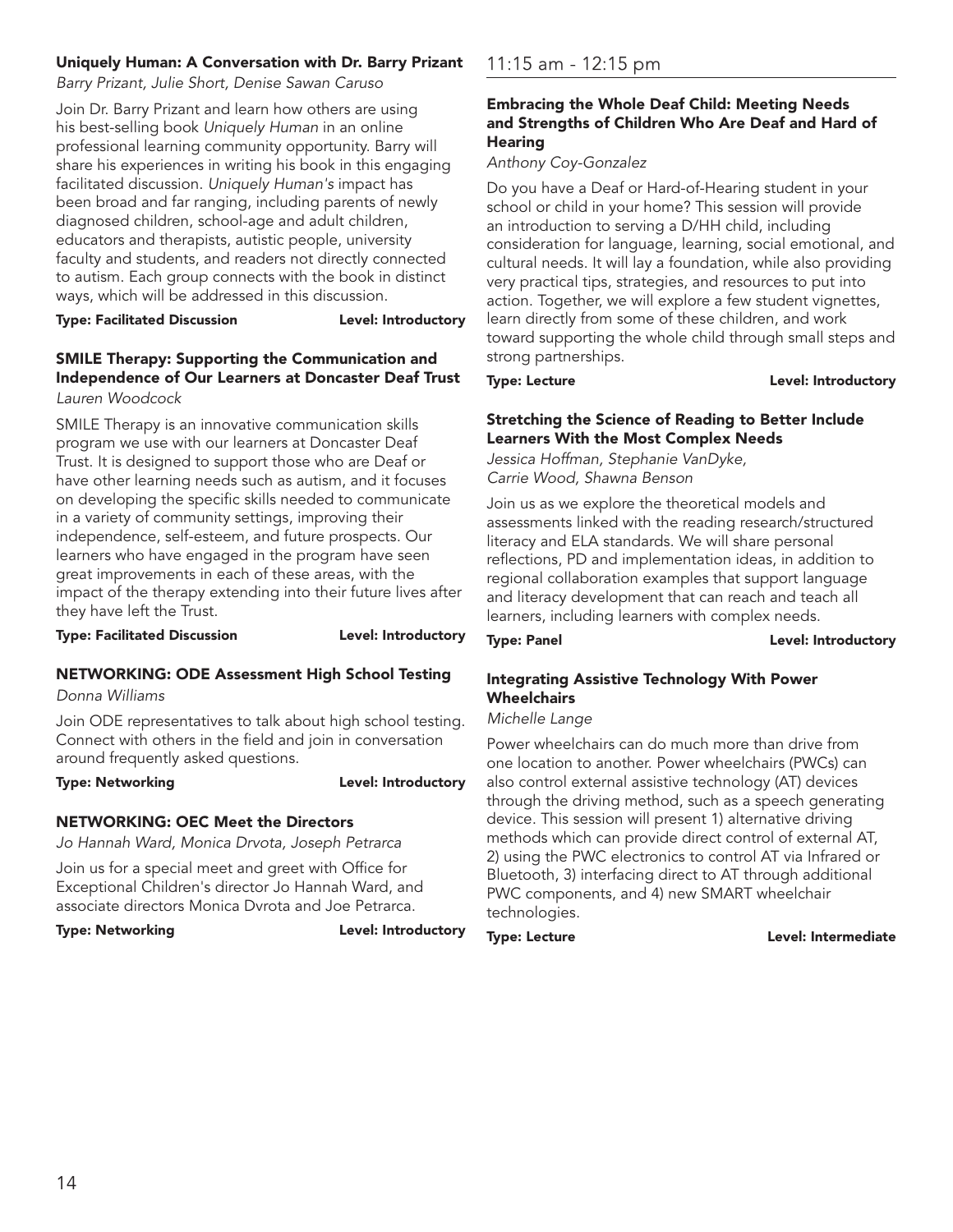### Uniquely Human: A Conversation with Dr. Barry Prizant

*Barry Prizant, Julie Short, Denise Sawan Caruso*

Join Dr. Barry Prizant and learn how others are using his best-selling book *Uniquely Human* in an online professional learning community opportunity. Barry will share his experiences in writing his book in this engaging facilitated discussion. *Uniquely Human's* impact has been broad and far ranging, including parents of newly diagnosed children, school-age and adult children, educators and therapists, autistic people, university faculty and students, and readers not directly connected to autism. Each group connects with the book in distinct ways, which will be addressed in this discussion.

**Type: Facilitated Discussion** **Level: Introductory**

### SMILE Therapy: Supporting the Communication and Independence of Our Learners at Doncaster Deaf Trust

*Lauren Woodcock*

SMILE Therapy is an innovative communication skills program we use with our learners at Doncaster Deaf Trust. It is designed to support those who are Deaf or have other learning needs such as autism, and it focuses on developing the specific skills needed to communicate in a variety of community settings, improving their independence, self-esteem, and future prospects. Our learners who have engaged in the program have seen great improvements in each of these areas, with the impact of the therapy extending into their future lives after they have left the Trust.

**Type: Facilitated Discussion** **Level: Introductory**

### NETWORKING: ODE Assessment High School Testing

*Donna Williams*

Join ODE representatives to talk about high school testing. Connect with others in the field and join in conversation around frequently asked questions.

**Type: Networking** **Level: Introductory**

### NETWORKING: OEC Meet the Directors

*Jo Hannah Ward, Monica Drvota, Joseph Petrarca*

Join us for a special meet and greet with Office for Exceptional Children's director Jo Hannah Ward, and associate directors Monica Dvrota and Joe Petrarca.

**Type: Networking** **Level: Introductory**

## 11:15 am - 12:15 pm

### Embracing the Whole Deaf Child: Meeting Needs and Strengths of Children Who Are Deaf and Hard of Hearing

*Anthony Coy-Gonzalez*

Do you have a Deaf or Hard-of-Hearing student in your school or child in your home? This session will provide an introduction to serving a D/HH child, including consideration for language, learning, social emotional, and cultural needs. It will lay a foundation, while also providing very practical tips, strategies, and resources to put into action. Together, we will explore a few student vignettes, learn directly from some of these children, and work toward supporting the whole child through small steps and strong partnerships.

**Type: Lecture** **Level: Introductory**

### Stretching the Science of Reading to Better Include Learners With the Most Complex Needs

*Jessica Hoffman, Stephanie VanDyke, Carrie Wood, Shawna Benson*

Join us as we explore the theoretical models and assessments linked with the reading research/structured literacy and ELA standards. We will share personal reflections, PD and implementation ideas, in addition to regional collaboration examples that support language and literacy development that can reach and teach all learners, including learners with complex needs.

**Type: Panel** **Level: Introductory**

### Integrating Assistive Technology With Power Wheelchairs

*Michelle Lange*

Power wheelchairs can do much more than drive from one location to another. Power wheelchairs (PWCs) can also control external assistive technology (AT) devices through the driving method, such as a speech generating device. This session will present 1) alternative driving methods which can provide direct control of external AT, 2) using the PWC electronics to control AT via Infrared or Bluetooth, 3) interfacing direct to AT through additional PWC components, and 4) new SMART wheelchair technologies.

**Type: Lecture** **Level: Intermediate**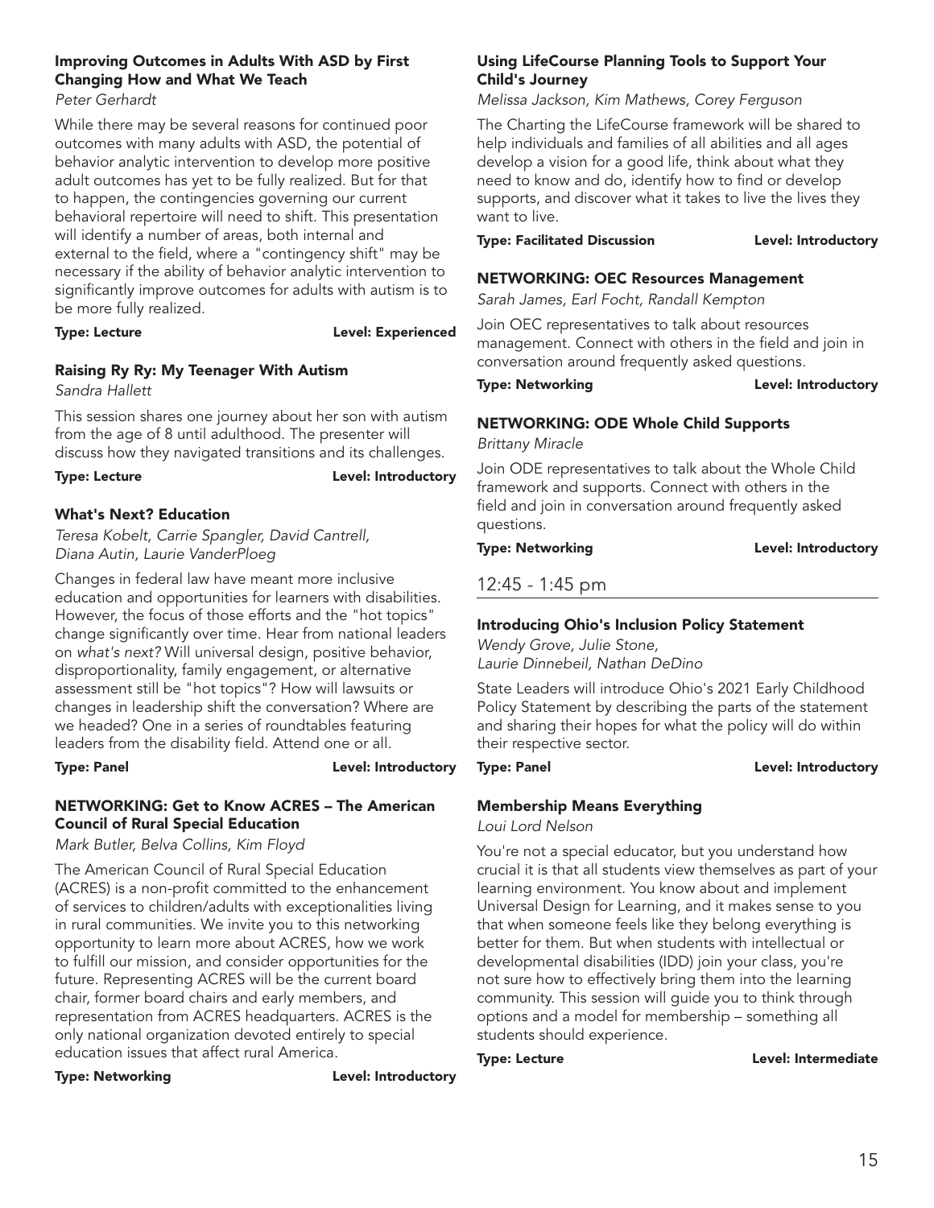### Improving Outcomes in Adults With ASD by First Changing How and What We Teach

*Peter Gerhardt*

While there may be several reasons for continued poor outcomes with many adults with ASD, the potential of behavior analytic intervention to develop more positive adult outcomes has yet to be fully realized. But for that to happen, the contingencies governing our current behavioral repertoire will need to shift. This presentation will identify a number of areas, both internal and external to the field, where a "contingency shift" may be necessary if the ability of behavior analytic intervention to significantly improve outcomes for adults with autism is to be more fully realized.

**Type: Lecture** **Level: Experienced**

### Raising Ry Ry: My Teenager With Autism

*Sandra Hallett*

This session shares one journey about her son with autism from the age of 8 until adulthood. The presenter will discuss how they navigated transitions and its challenges.

**Type: Lecture** **Level: Introductory**

### What's Next? Education

*Teresa Kobelt, Carrie Spangler, David Cantrell, Diana Autin, Laurie VanderPloeg*

Changes in federal law have meant more inclusive education and opportunities for learners with disabilities. However, the focus of those efforts and the "hot topics" change significantly over time. Hear from national leaders on *what's next?* Will universal design, positive behavior, disproportionality, family engagement, or alternative assessment still be "hot topics"? How will lawsuits or changes in leadership shift the conversation? Where are we headed? One in a series of roundtables featuring leaders from the disability field. Attend one or all.

**Type: Panel** **Level: Introductory**

### NETWORKING: Get to Know ACRES – The American Council of Rural Special Education

*Mark Butler, Belva Collins, Kim Floyd*

The American Council of Rural Special Education (ACRES) is a non-profit committed to the enhancement of services to children/adults with exceptionalities living in rural communities. We invite you to this networking opportunity to learn more about ACRES, how we work to fulfill our mission, and consider opportunities for the future. Representing ACRES will be the current board chair, former board chairs and early members, and representation from ACRES headquarters. ACRES is the only national organization devoted entirely to special education issues that affect rural America.

**Type: Networking** **Level: Introductory**

### Using LifeCourse Planning Tools to Support Your Child's Journey

*Melissa Jackson, Kim Mathews, Corey Ferguson*

The Charting the LifeCourse framework will be shared to help individuals and families of all abilities and all ages develop a vision for a good life, think about what they need to know and do, identify how to find or develop supports, and discover what it takes to live the lives they want to live.

**Type: Facilitated Discussion** **Level: Introductory**

### NETWORKING: OEC Resources Management

*Sarah James, Earl Focht, Randall Kempton*

Join OEC representatives to talk about resources management. Connect with others in the field and join in conversation around frequently asked questions.

**Type: Networking** **Level: Introductory**

### NETWORKING: ODE Whole Child Supports

*Brittany Miracle*

Join ODE representatives to talk about the Whole Child framework and supports. Connect with others in the field and join in conversation around frequently asked questions.

**Type: Networking** **Level: Introductory**

## 12:45 - 1:45 pm

### Introducing Ohio's Inclusion Policy Statement

*Wendy Grove, Julie Stone, Laurie Dinnebeil, Nathan DeDino*

State Leaders will introduce Ohio's 2021 Early Childhood Policy Statement by describing the parts of the statement and sharing their hopes for what the policy will do within their respective sector.

**Type: Panel** **Level: Introductory**

### Membership Means Everything

*Loui Lord Nelson*

You're not a special educator, but you understand how crucial it is that all students view themselves as part of your learning environment. You know about and implement Universal Design for Learning, and it makes sense to you that when someone feels like they belong everything is better for them. But when students with intellectual or developmental disabilities (IDD) join your class, you're not sure how to effectively bring them into the learning community. This session will guide you to think through options and a model for membership – something all students should experience.

**Type: Lecture** **Level: Intermediate**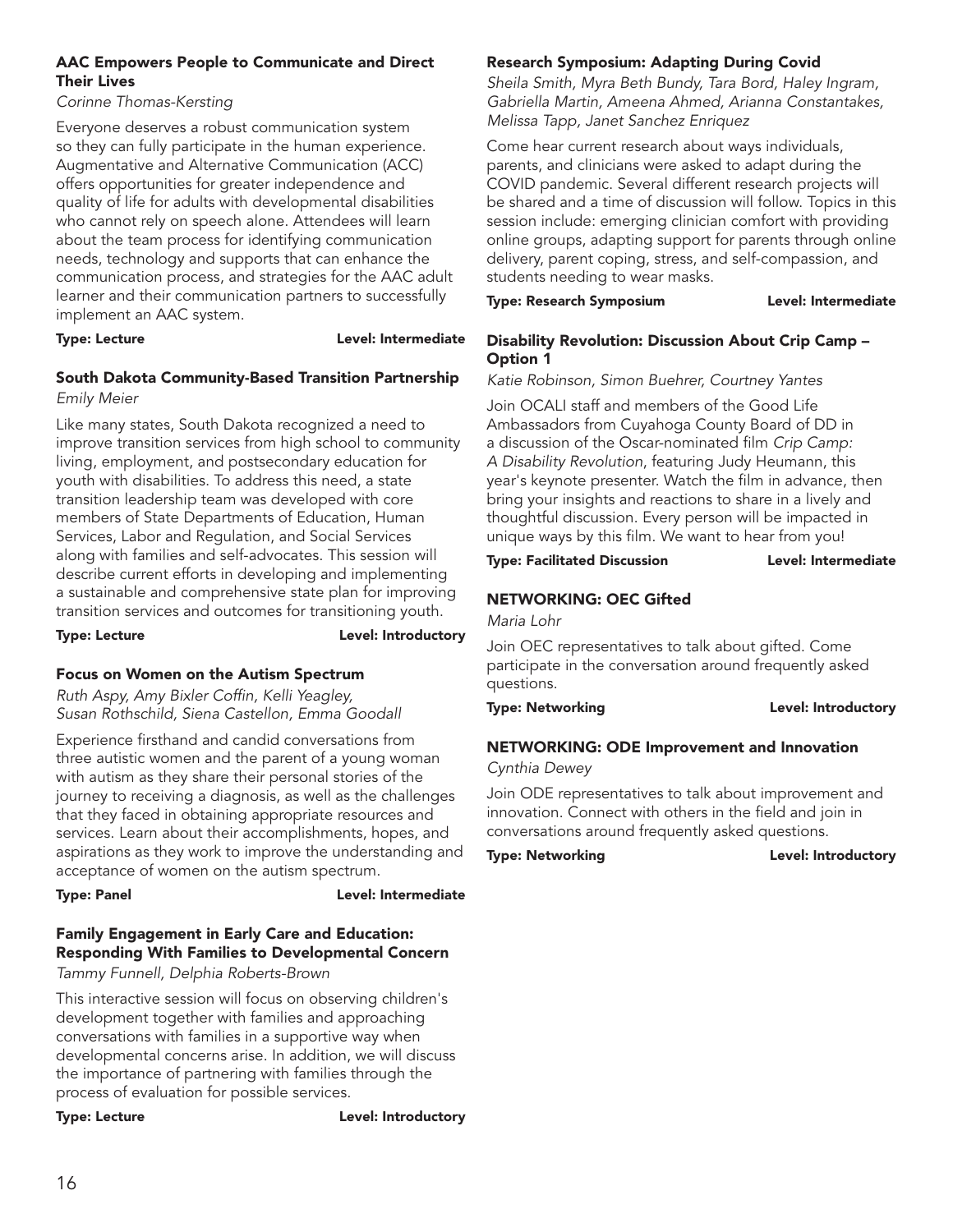### AAC Empowers People to Communicate and Direct Their Lives

*Corinne Thomas-Kersting*

Everyone deserves a robust communication system so they can fully participate in the human experience. Augmentative and Alternative Communication (ACC) offers opportunities for greater independence and quality of life for adults with developmental disabilities who cannot rely on speech alone. Attendees will learn about the team process for identifying communication needs, technology and supports that can enhance the communication process, and strategies for the AAC adult learner and their communication partners to successfully implement an AAC system.

**Type: Lecture** **Level: Intermediate**

### South Dakota Community-Based Transition Partnership

*Emily Meier*

Like many states, South Dakota recognized a need to improve transition services from high school to community living, employment, and postsecondary education for youth with disabilities. To address this need, a state transition leadership team was developed with core members of State Departments of Education, Human Services, Labor and Regulation, and Social Services along with families and self-advocates. This session will describe current efforts in developing and implementing a sustainable and comprehensive state plan for improving transition services and outcomes for transitioning youth.

**Type: Lecture** **Level: Introductory**

### Focus on Women on the Autism Spectrum

*Ruth Aspy, Amy Bixler Coffin, Kelli Yeagley, Susan Rothschild, Siena Castellon, Emma Goodall*

Experience firsthand and candid conversations from three autistic women and the parent of a young woman with autism as they share their personal stories of the journey to receiving a diagnosis, as well as the challenges that they faced in obtaining appropriate resources and services. Learn about their accomplishments, hopes, and aspirations as they work to improve the understanding and acceptance of women on the autism spectrum.

**Type: Panel** **Level: Intermediate**

### Family Engagement in Early Care and Education: Responding With Families to Developmental Concern

*Tammy Funnell, Delphia Roberts-Brown*

This interactive session will focus on observing children's development together with families and approaching conversations with families in a supportive way when developmental concerns arise. In addition, we will discuss the importance of partnering with families through the process of evaluation for possible services.

**Type: Lecture** **Level: Introductory**

### Research Symposium: Adapting During Covid

*Sheila Smith, Myra Beth Bundy, Tara Bord, Haley Ingram, Gabriella Martin, Ameena Ahmed, Arianna Constantakes, Melissa Tapp, Janet Sanchez Enriquez*

Come hear current research about ways individuals, parents, and clinicians were asked to adapt during the COVID pandemic. Several different research projects will be shared and a time of discussion will follow. Topics in this session include: emerging clinician comfort with providing online groups, adapting support for parents through online delivery, parent coping, stress, and self-compassion, and students needing to wear masks.

**Type: Research Symposium** **Level: Intermediate**

### Disability Revolution: Discussion About Crip Camp – Option 1

*Katie Robinson, Simon Buehrer, Courtney Yantes*

Join OCALI staff and members of the Good Life Ambassadors from Cuyahoga County Board of DD in a discussion of the Oscar-nominated film *Crip Camp: A Disability Revolution*, featuring Judy Heumann, this year's keynote presenter. Watch the film in advance, then bring your insights and reactions to share in a lively and thoughtful discussion. Every person will be impacted in unique ways by this film. We want to hear from you!

**Type: Facilitated Discussion** **Level: Intermediate**

### NETWORKING: OEC Gifted

*Maria Lohr*

Join OEC representatives to talk about gifted. Come participate in the conversation around frequently asked questions.

**Type: Networking** **Level: Introductory**

### NETWORKING: ODE Improvement and Innovation

*Cynthia Dewey*

Join ODE representatives to talk about improvement and innovation. Connect with others in the field and join in conversations around frequently asked questions.

**Type: Networking** **Level: Introductory**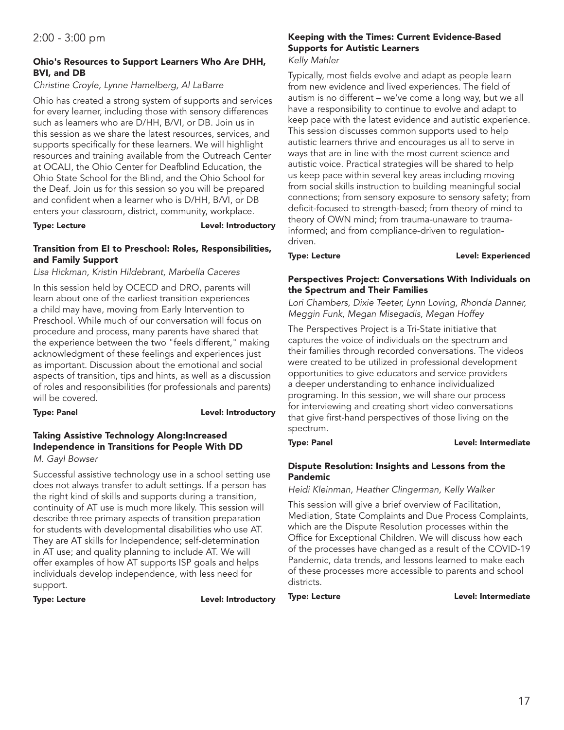## 2:00 - 3:00 pm

### Ohio's Resources to Support Learners Who Are DHH, BVI, and DB

*Christine Croyle, Lynne Hamelberg, Al LaBarre*

Ohio has created a strong system of supports and services for every learner, including those with sensory differences such as learners who are D/HH, B/VI, or DB. Join us in this session as we share the latest resources, services, and supports specifically for these learners. We will highlight resources and training available from the Outreach Center at OCALI, the Ohio Center for Deafblind Education, the Ohio State School for the Blind, and the Ohio School for the Deaf. Join us for this session so you will be prepared and confident when a learner who is D/HH, B/VI, or DB enters your classroom, district, community, workplace.

**Type: Lecture** **Level: Introductory**

### Transition from EI to Preschool: Roles, Responsibilities, and Family Support

*Lisa Hickman, Kristin Hildebrant, Marbella Caceres*

In this session held by OCECD and DRO, parents will learn about one of the earliest transition experiences a child may have, moving from Early Intervention to Preschool. While much of our conversation will focus on procedure and process, many parents have shared that the experience between the two "feels different," making acknowledgment of these feelings and experiences just as important. Discussion about the emotional and social aspects of transition, tips and hints, as well as a discussion of roles and responsibilities (for professionals and parents) will be covered.

**Type: Panel** **Level: Introductory**

### Taking Assistive Technology Along:Increased Independence in Transitions for People With DD

*M. Gayl Bowser*

Successful assistive technology use in a school setting use does not always transfer to adult settings. If a person has the right kind of skills and supports during a transition, continuity of AT use is much more likely. This session will describe three primary aspects of transition preparation for students with developmental disabilities who use AT. They are AT skills for Independence; self-determination in AT use; and quality planning to include AT. We will offer examples of how AT supports ISP goals and helps individuals develop independence, with less need for support.

**Type: Lecture** **Level: Introductory**

### Keeping with the Times: Current Evidence-Based Supports for Autistic Learners

*Kelly Mahler*

Typically, most fields evolve and adapt as people learn from new evidence and lived experiences. The field of autism is no different – we've come a long way, but we all have a responsibility to continue to evolve and adapt to keep pace with the latest evidence and autistic experience. This session discusses common supports used to help autistic learners thrive and encourages us all to serve in ways that are in line with the most current science and autistic voice. Practical strategies will be shared to help us keep pace within several key areas including moving from social skills instruction to building meaningful social connections; from sensory exposure to sensory safety; from deficit-focused to strength-based; from theory of mind to theory of OWN mind; from trauma-unaware to trauma-informed; and from compliance-driven to regulation-driven.

**Type: Lecture** **Level: Experienced**

### Perspectives Project: Conversations With Individuals on the Spectrum and Their Families

*Lori Chambers, Dixie Teeter, Lynn Loving, Rhonda Danner, Meggin Funk, Megan Misegadis, Megan Hoffey*

The Perspectives Project is a Tri-State initiative that captures the voice of individuals on the spectrum and their families through recorded conversations. The videos were created to be utilized in professional development opportunities to give educators and service providers a deeper understanding to enhance individualized programing. In this session, we will share our process for interviewing and creating short video conversations that give first-hand perspectives of those living on the spectrum.

**Type: Panel** **Level: Intermediate**

### Dispute Resolution: Insights and Lessons from the Pandemic

*Heidi Kleinman, Heather Clingerman, Kelly Walker*

This session will give a brief overview of Facilitation, Mediation, State Complaints and Due Process Complaints, which are the Dispute Resolution processes within the Office for Exceptional Children. We will discuss how each of the processes have changed as a result of the COVID-19 Pandemic, data trends, and lessons learned to make each of these processes more accessible to parents and school districts.

**Type: Lecture** **Level: Intermediate**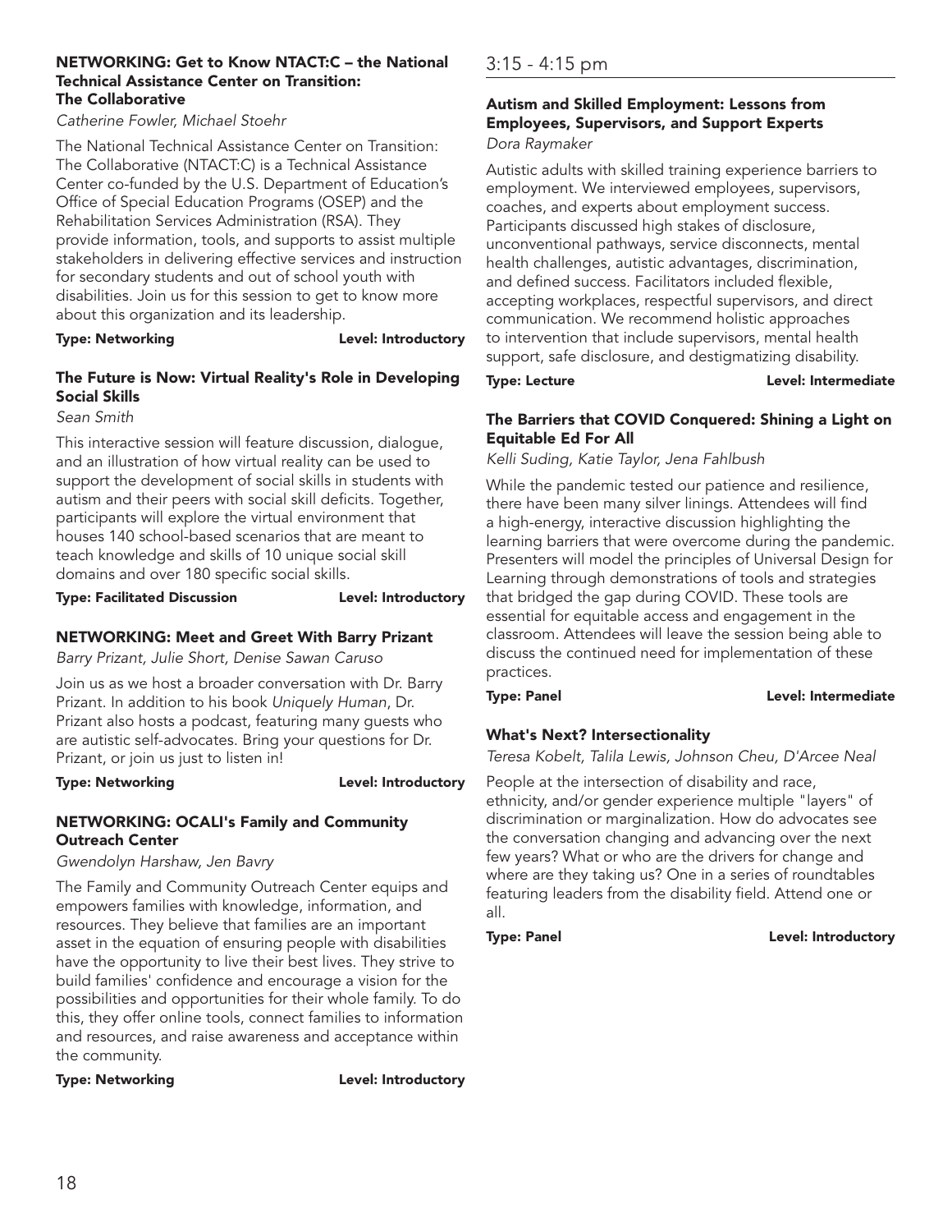### NETWORKING: Get to Know NTACT:C – the National Technical Assistance Center on Transition: The Collaborative

*Catherine Fowler, Michael Stoehr*

The National Technical Assistance Center on Transition: The Collaborative (NTACT:C) is a Technical Assistance Center co-funded by the U.S. Department of Education's Office of Special Education Programs (OSEP) and the Rehabilitation Services Administration (RSA). They provide information, tools, and supports to assist multiple stakeholders in delivering effective services and instruction for secondary students and out of school youth with disabilities. Join us for this session to get to know more about this organization and its leadership.

**Type: Networking** **Level: Introductory**

### The Future is Now: Virtual Reality's Role in Developing Social Skills

*Sean Smith*

This interactive session will feature discussion, dialogue, and an illustration of how virtual reality can be used to support the development of social skills in students with autism and their peers with social skill deficits. Together, participants will explore the virtual environment that houses 140 school-based scenarios that are meant to teach knowledge and skills of 10 unique social skill domains and over 180 specific social skills.

**Type: Facilitated Discussion** **Level: Introductory**

### NETWORKING: Meet and Greet With Barry Prizant

*Barry Prizant, Julie Short, Denise Sawan Caruso*

Join us as we host a broader conversation with Dr. Barry Prizant. In addition to his book *Uniquely Human*, Dr. Prizant also hosts a podcast, featuring many guests who are autistic self-advocates. Bring your questions for Dr. Prizant, or join us just to listen in!

**Type: Networking** **Level: Introductory**

### NETWORKING: OCALI's Family and Community Outreach Center

*Gwendolyn Harshaw, Jen Bavry*

The Family and Community Outreach Center equips and empowers families with knowledge, information, and resources. They believe that families are an important asset in the equation of ensuring people with disabilities have the opportunity to live their best lives. They strive to build families' confidence and encourage a vision for the possibilities and opportunities for their whole family. To do this, they offer online tools, connect families to information and resources, and raise awareness and acceptance within the community.

**Type: Networking** **Level: Introductory**

## 3:15 - 4:15 pm

### Autism and Skilled Employment: Lessons from Employees, Supervisors, and Support Experts

*Dora Raymaker*

Autistic adults with skilled training experience barriers to employment. We interviewed employees, supervisors, coaches, and experts about employment success. Participants discussed high stakes of disclosure, unconventional pathways, service disconnects, mental health challenges, autistic advantages, discrimination, and defined success. Facilitators included flexible, accepting workplaces, respectful supervisors, and direct communication. We recommend holistic approaches to intervention that include supervisors, mental health support, safe disclosure, and destigmatizing disability.

**Type: Lecture** **Level: Intermediate**

### The Barriers that COVID Conquered: Shining a Light on Equitable Ed For All

*Kelli Suding, Katie Taylor, Jena Fahlbush*

While the pandemic tested our patience and resilience, there have been many silver linings. Attendees will find a high-energy, interactive discussion highlighting the learning barriers that were overcome during the pandemic. Presenters will model the principles of Universal Design for Learning through demonstrations of tools and strategies that bridged the gap during COVID. These tools are essential for equitable access and engagement in the classroom. Attendees will leave the session being able to discuss the continued need for implementation of these practices.

**Type: Panel** **Level: Intermediate**

### What's Next? Intersectionality

*Teresa Kobelt, Talila Lewis, Johnson Cheu, D'Arcee Neal*

People at the intersection of disability and race, ethnicity, and/or gender experience multiple "layers" of discrimination or marginalization. How do advocates see the conversation changing and advancing over the next few years? What or who are the drivers for change and where are they taking us? One in a series of roundtables featuring leaders from the disability field. Attend one or all.

**Type: Panel** **Level: Introductory**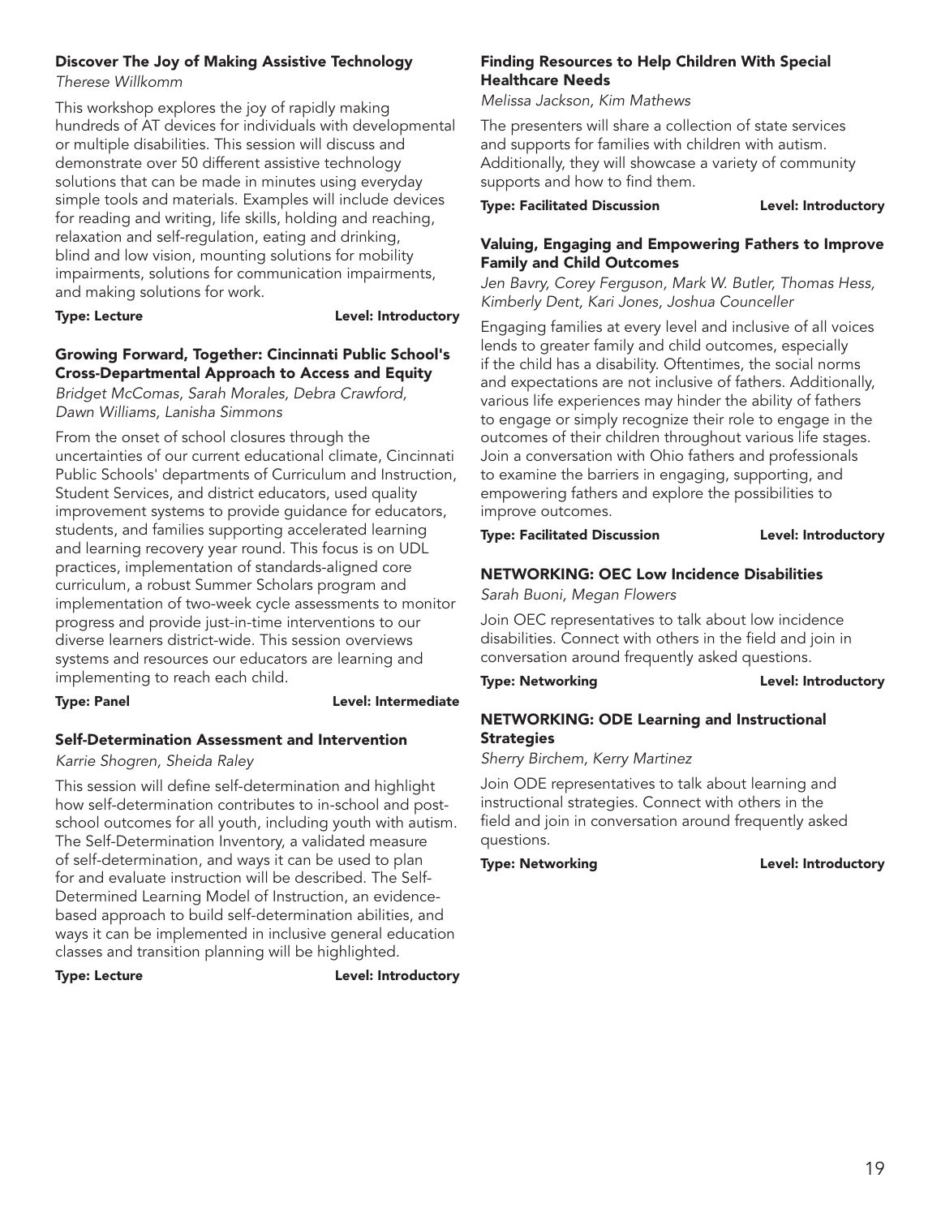### Discover The Joy of Making Assistive Technology

*Therese Willkomm*

This workshop explores the joy of rapidly making hundreds of AT devices for individuals with developmental or multiple disabilities. This session will discuss and demonstrate over 50 different assistive technology solutions that can be made in minutes using everyday simple tools and materials. Examples will include devices for reading and writing, life skills, holding and reaching, relaxation and self-regulation, eating and drinking, blind and low vision, mounting solutions for mobility impairments, solutions for communication impairments, and making solutions for work.

**Type: Lecture** **Level: Introductory**

### Growing Forward, Together: Cincinnati Public School's Cross-Departmental Approach to Access and Equity

*Bridget McComas, Sarah Morales, Debra Crawford, Dawn Williams, Lanisha Simmons*

From the onset of school closures through the uncertainties of our current educational climate, Cincinnati Public Schools' departments of Curriculum and Instruction, Student Services, and district educators, used quality improvement systems to provide guidance for educators, students, and families supporting accelerated learning and learning recovery year round. This focus is on UDL practices, implementation of standards-aligned core curriculum, a robust Summer Scholars program and implementation of two-week cycle assessments to monitor progress and provide just-in-time interventions to our diverse learners district-wide. This session overviews systems and resources our educators are learning and implementing to reach each child.

**Type: Panel** **Level: Intermediate**

### Self-Determination Assessment and Intervention

*Karrie Shogren, Sheida Raley*

This session will define self-determination and highlight how self-determination contributes to in-school and post-school outcomes for all youth, including youth with autism. The Self-Determination Inventory, a validated measure of self-determination, and ways it can be used to plan for and evaluate instruction will be described. The Self-Determined Learning Model of Instruction, an evidence-based approach to build self-determination abilities, and ways it can be implemented in inclusive general education classes and transition planning will be highlighted.

**Type: Lecture** **Level: Introductory**

### Finding Resources to Help Children With Special Healthcare Needs

*Melissa Jackson, Kim Mathews*

The presenters will share a collection of state services and supports for families with children with autism. Additionally, they will showcase a variety of community supports and how to find them.

**Type: Facilitated Discussion** **Level: Introductory**

### Valuing, Engaging and Empowering Fathers to Improve Family and Child Outcomes

*Jen Bavry, Corey Ferguson, Mark W. Butler, Thomas Hess, Kimberly Dent, Kari Jones, Joshua Counceller*

Engaging families at every level and inclusive of all voices lends to greater family and child outcomes, especially if the child has a disability. Oftentimes, the social norms and expectations are not inclusive of fathers. Additionally, various life experiences may hinder the ability of fathers to engage or simply recognize their role to engage in the outcomes of their children throughout various life stages. Join a conversation with Ohio fathers and professionals to examine the barriers in engaging, supporting, and empowering fathers and explore the possibilities to improve outcomes.

**Type: Facilitated Discussion** **Level: Introductory**

### NETWORKING: OEC Low Incidence Disabilities

*Sarah Buoni, Megan Flowers*

Join OEC representatives to talk about low incidence disabilities. Connect with others in the field and join in conversation around frequently asked questions.

**Type: Networking** **Level: Introductory**

### NETWORKING: ODE Learning and Instructional Strategies

*Sherry Birchem, Kerry Martinez*

Join ODE representatives to talk about learning and instructional strategies. Connect with others in the field and join in conversation around frequently asked questions.

**Type: Networking** **Level: Introductory**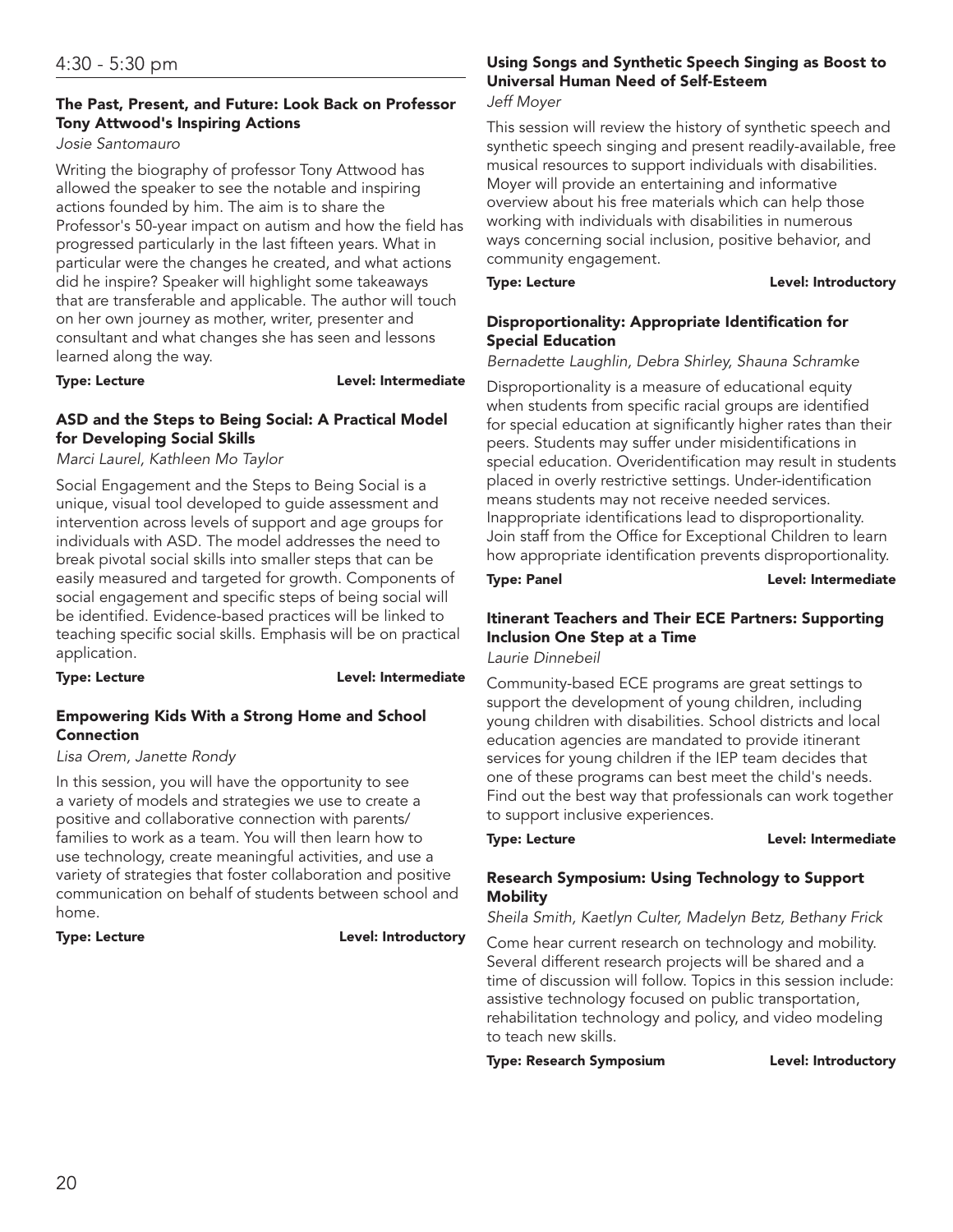## 4:30 - 5:30 pm

### The Past, Present, and Future: Look Back on Professor Tony Attwood's Inspiring Actions

*Josie Santomauro*

Writing the biography of professor Tony Attwood has allowed the speaker to see the notable and inspiring actions founded by him. The aim is to share the Professor's 50-year impact on autism and how the field has progressed particularly in the last fifteen years. What in particular were the changes he created, and what actions did he inspire? Speaker will highlight some takeaways that are transferable and applicable. The author will touch on her own journey as mother, writer, presenter and consultant and what changes she has seen and lessons learned along the way.

**Type: Lecture** **Level: Intermediate**

### ASD and the Steps to Being Social: A Practical Model for Developing Social Skills

*Marci Laurel, Kathleen Mo Taylor*

Social Engagement and the Steps to Being Social is a unique, visual tool developed to guide assessment and intervention across levels of support and age groups for individuals with ASD. The model addresses the need to break pivotal social skills into smaller steps that can be easily measured and targeted for growth. Components of social engagement and specific steps of being social will be identified. Evidence-based practices will be linked to teaching specific social skills. Emphasis will be on practical application.

**Type: Lecture** **Level: Intermediate**

### Empowering Kids With a Strong Home and School Connection

*Lisa Orem, Janette Rondy*

In this session, you will have the opportunity to see a variety of models and strategies we use to create a positive and collaborative connection with parents/families to work as a team. You will then learn how to use technology, create meaningful activities, and use a variety of strategies that foster collaboration and positive communication on behalf of students between school and home.

**Type: Lecture** **Level: Introductory**

### Using Songs and Synthetic Speech Singing as Boost to Universal Human Need of Self-Esteem

*Jeff Moyer*

This session will review the history of synthetic speech and synthetic speech singing and present readily-available, free musical resources to support individuals with disabilities. Moyer will provide an entertaining and informative overview about his free materials which can help those working with individuals with disabilities in numerous ways concerning social inclusion, positive behavior, and community engagement.

**Type: Lecture** **Level: Introductory**

### Disproportionality: Appropriate Identification for Special Education

*Bernadette Laughlin, Debra Shirley, Shauna Schramke*

Disproportionality is a measure of educational equity when students from specific racial groups are identified for special education at significantly higher rates than their peers. Students may suffer under misidentifications in special education. Overidentification may result in students placed in overly restrictive settings. Under-identification means students may not receive needed services. Inappropriate identifications lead to disproportionality. Join staff from the Office for Exceptional Children to learn how appropriate identification prevents disproportionality.

**Type: Panel** **Level: Intermediate**

### Itinerant Teachers and Their ECE Partners: Supporting Inclusion One Step at a Time

*Laurie Dinnebeil*

Community-based ECE programs are great settings to support the development of young children, including young children with disabilities. School districts and local education agencies are mandated to provide itinerant services for young children if the IEP team decides that one of these programs can best meet the child's needs. Find out the best way that professionals can work together to support inclusive experiences.

**Type: Lecture** **Level: Intermediate**

### Research Symposium: Using Technology to Support Mobility

*Sheila Smith, Kaetlyn Culter, Madelyn Betz, Bethany Frick*

Come hear current research on technology and mobility. Several different research projects will be shared and a time of discussion will follow. Topics in this session include: assistive technology focused on public transportation, rehabilitation technology and policy, and video modeling to teach new skills.

**Type: Research Symposium** **Level: Introductory**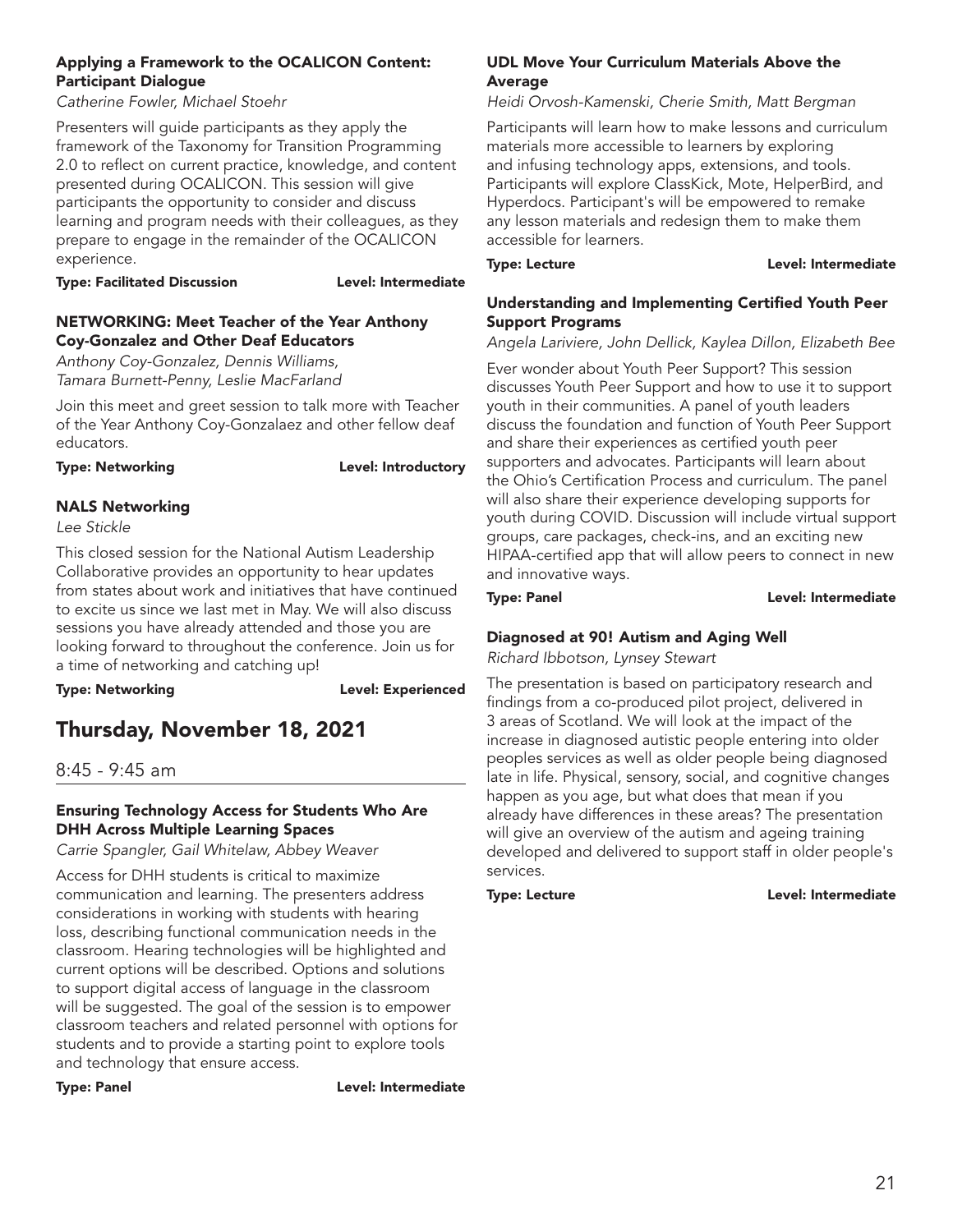### Applying a Framework to the OCALICON Content: Participant Dialogue

*Catherine Fowler, Michael Stoehr*

Presenters will guide participants as they apply the framework of the Taxonomy for Transition Programming 2.0 to reflect on current practice, knowledge, and content presented during OCALICON. This session will give participants the opportunity to consider and discuss learning and program needs with their colleagues, as they prepare to engage in the remainder of the OCALICON experience.

**Type: Facilitated Discussion** **Level: Intermediate**

### NETWORKING: Meet Teacher of the Year Anthony Coy-Gonzalez and Other Deaf Educators

*Anthony Coy-Gonzalez, Dennis Williams, Tamara Burnett-Penny, Leslie MacFarland*

Join this meet and greet session to talk more with Teacher of the Year Anthony Coy-Gonzalaez and other fellow deaf educators.

**Type: Networking** **Level: Introductory**

### NALS Networking

*Lee Stickle*

This closed session for the National Autism Leadership Collaborative provides an opportunity to hear updates from states about work and initiatives that have continued to excite us since we last met in May. We will also discuss sessions you have already attended and those you are looking forward to throughout the conference. Join us for a time of networking and catching up!

**Type: Networking** **Level: Experienced**

# Thursday, November 18, 2021

## 8:45 - 9:45 am

### Ensuring Technology Access for Students Who Are DHH Across Multiple Learning Spaces

*Carrie Spangler, Gail Whitelaw, Abbey Weaver*

Access for DHH students is critical to maximize communication and learning. The presenters address considerations in working with students with hearing loss, describing functional communication needs in the classroom. Hearing technologies will be highlighted and current options will be described. Options and solutions to support digital access of language in the classroom will be suggested. The goal of the session is to empower classroom teachers and related personnel with options for students and to provide a starting point to explore tools and technology that ensure access.

**Type: Panel** **Level: Intermediate**

### UDL Move Your Curriculum Materials Above the Average

*Heidi Orvosh-Kamenski, Cherie Smith, Matt Bergman*

Participants will learn how to make lessons and curriculum materials more accessible to learners by exploring and infusing technology apps, extensions, and tools. Participants will explore ClassKick, Mote, HelperBird, and Hyperdocs. Participant's will be empowered to remake any lesson materials and redesign them to make them accessible for learners.

**Type: Lecture** **Level: Intermediate**

### Understanding and Implementing Certified Youth Peer Support Programs

*Angela Lariviere, John Dellick, Kaylea Dillon, Elizabeth Bee*

Ever wonder about Youth Peer Support? This session discusses Youth Peer Support and how to use it to support youth in their communities. A panel of youth leaders discuss the foundation and function of Youth Peer Support and share their experiences as certified youth peer supporters and advocates. Participants will learn about the Ohio's Certification Process and curriculum. The panel will also share their experience developing supports for youth during COVID. Discussion will include virtual support groups, care packages, check-ins, and an exciting new HIPAA-certified app that will allow peers to connect in new and innovative ways.

**Type: Panel** **Level: Intermediate**

### Diagnosed at 90! Autism and Aging Well

*Richard Ibbotson, Lynsey Stewart*

The presentation is based on participatory research and findings from a co-produced pilot project, delivered in 3 areas of Scotland. We will look at the impact of the increase in diagnosed autistic people entering into older peoples services as well as older people being diagnosed late in life. Physical, sensory, social, and cognitive changes happen as you age, but what does that mean if you already have differences in these areas? The presentation will give an overview of the autism and ageing training developed and delivered to support staff in older people's services.

**Type: Lecture** **Level: Intermediate**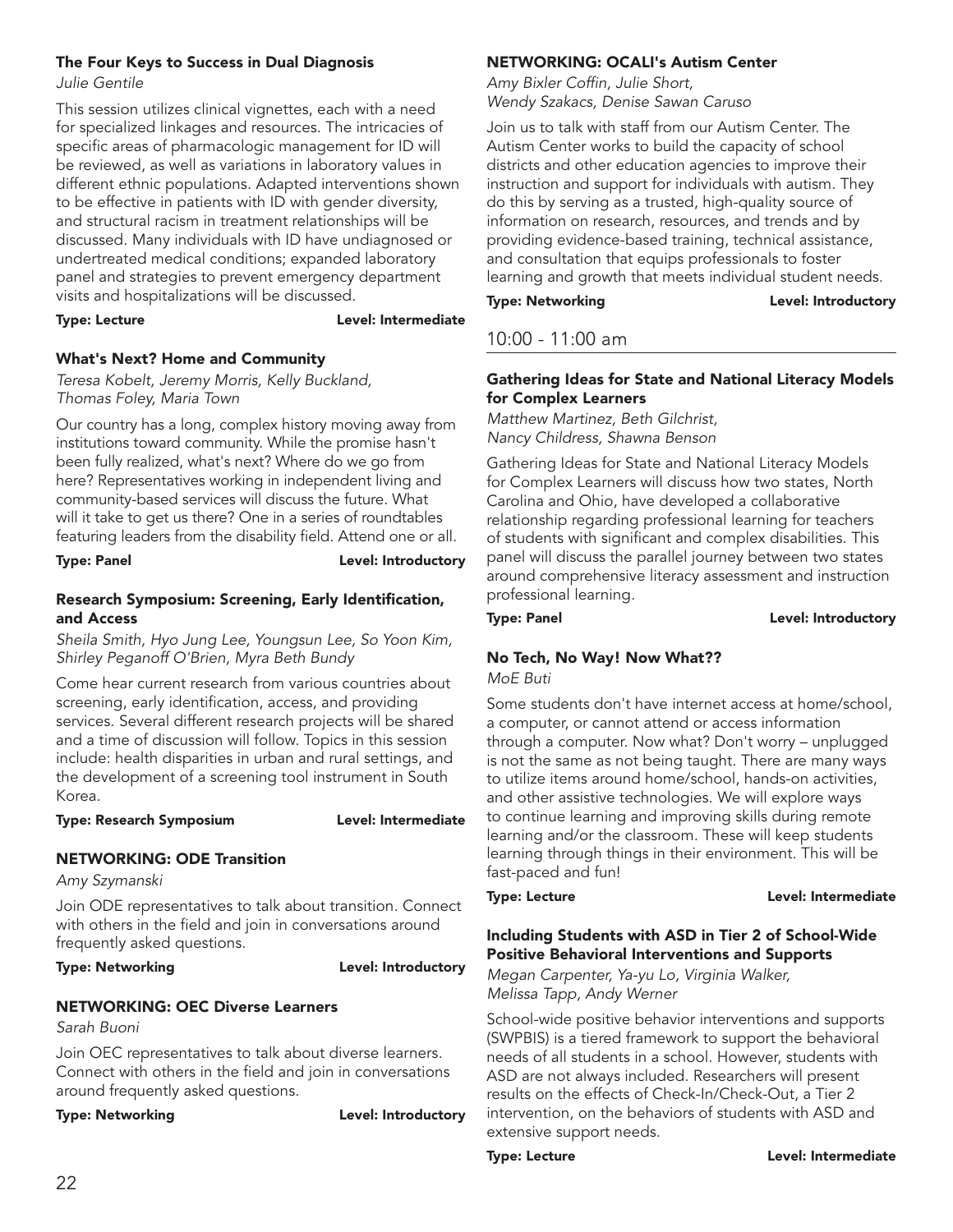### The Four Keys to Success in Dual Diagnosis

*Julie Gentile*

This session utilizes clinical vignettes, each with a need for specialized linkages and resources. The intricacies of specific areas of pharmacologic management for ID will be reviewed, as well as variations in laboratory values in different ethnic populations. Adapted interventions shown to be effective in patients with ID with gender diversity, and structural racism in treatment relationships will be discussed. Many individuals with ID have undiagnosed or undertreated medical conditions; expanded laboratory panel and strategies to prevent emergency department visits and hospitalizations will be discussed.

**Type: Lecture** **Level: Intermediate**

### What's Next? Home and Community

*Teresa Kobelt, Jeremy Morris, Kelly Buckland, Thomas Foley, Maria Town*

Our country has a long, complex history moving away from institutions toward community. While the promise hasn't been fully realized, what's next? Where do we go from here? Representatives working in independent living and community-based services will discuss the future. What will it take to get us there? One in a series of roundtables featuring leaders from the disability field. Attend one or all.

**Type: Panel** **Level: Introductory**

### Research Symposium: Screening, Early Identification, and Access

*Sheila Smith, Hyo Jung Lee, Youngsun Lee, So Yoon Kim, Shirley Peganoff O'Brien, Myra Beth Bundy*

Come hear current research from various countries about screening, early identification, access, and providing services. Several different research projects will be shared and a time of discussion will follow. Topics in this session include: health disparities in urban and rural settings, and the development of a screening tool instrument in South Korea.

**Type: Research Symposium** **Level: Intermediate**

### NETWORKING: ODE Transition

*Amy Szymanski*

Join ODE representatives to talk about transition. Connect with others in the field and join in conversations around frequently asked questions.

**Type: Networking** **Level: Introductory**

### NETWORKING: OEC Diverse Learners

*Sarah Buoni*

Join OEC representatives to talk about diverse learners. Connect with others in the field and join in conversations around frequently asked questions.

**Type: Networking** **Level: Introductory**

### NETWORKING: OCALI's Autism Center

*Amy Bixler Coffin, Julie Short, Wendy Szakacs, Denise Sawan Caruso*

Join us to talk with staff from our Autism Center. The Autism Center works to build the capacity of school districts and other education agencies to improve their instruction and support for individuals with autism. They do this by serving as a trusted, high-quality source of information on research, resources, and trends and by providing evidence-based training, technical assistance, and consultation that equips professionals to foster learning and growth that meets individual student needs.

**Type: Networking** **Level: Introductory**

## 10:00 - 11:00 am

### Gathering Ideas for State and National Literacy Models for Complex Learners

*Matthew Martinez, Beth Gilchrist, Nancy Childress, Shawna Benson*

Gathering Ideas for State and National Literacy Models for Complex Learners will discuss how two states, North Carolina and Ohio, have developed a collaborative relationship regarding professional learning for teachers of students with significant and complex disabilities. This panel will discuss the parallel journey between two states around comprehensive literacy assessment and instruction professional learning.

**Type: Panel** **Level: Introductory**

### No Tech, No Way! Now What??

*MoE Buti*

Some students don't have internet access at home/school, a computer, or cannot attend or access information through a computer. Now what? Don't worry – unplugged is not the same as not being taught. There are many ways to utilize items around home/school, hands-on activities, and other assistive technologies. We will explore ways to continue learning and improving skills during remote learning and/or the classroom. These will keep students learning through things in their environment. This will be fast-paced and fun!

**Type: Lecture** **Level: Intermediate**

### Including Students with ASD in Tier 2 of School-Wide Positive Behavioral Interventions and Supports

*Megan Carpenter, Ya-yu Lo, Virginia Walker, Melissa Tapp, Andy Werner*

School-wide positive behavior interventions and supports (SWPBIS) is a tiered framework to support the behavioral needs of all students in a school. However, students with ASD are not always included. Researchers will present results on the effects of Check-In/Check-Out, a Tier 2 intervention, on the behaviors of students with ASD and extensive support needs.

**Type: Lecture** **Level: Intermediate**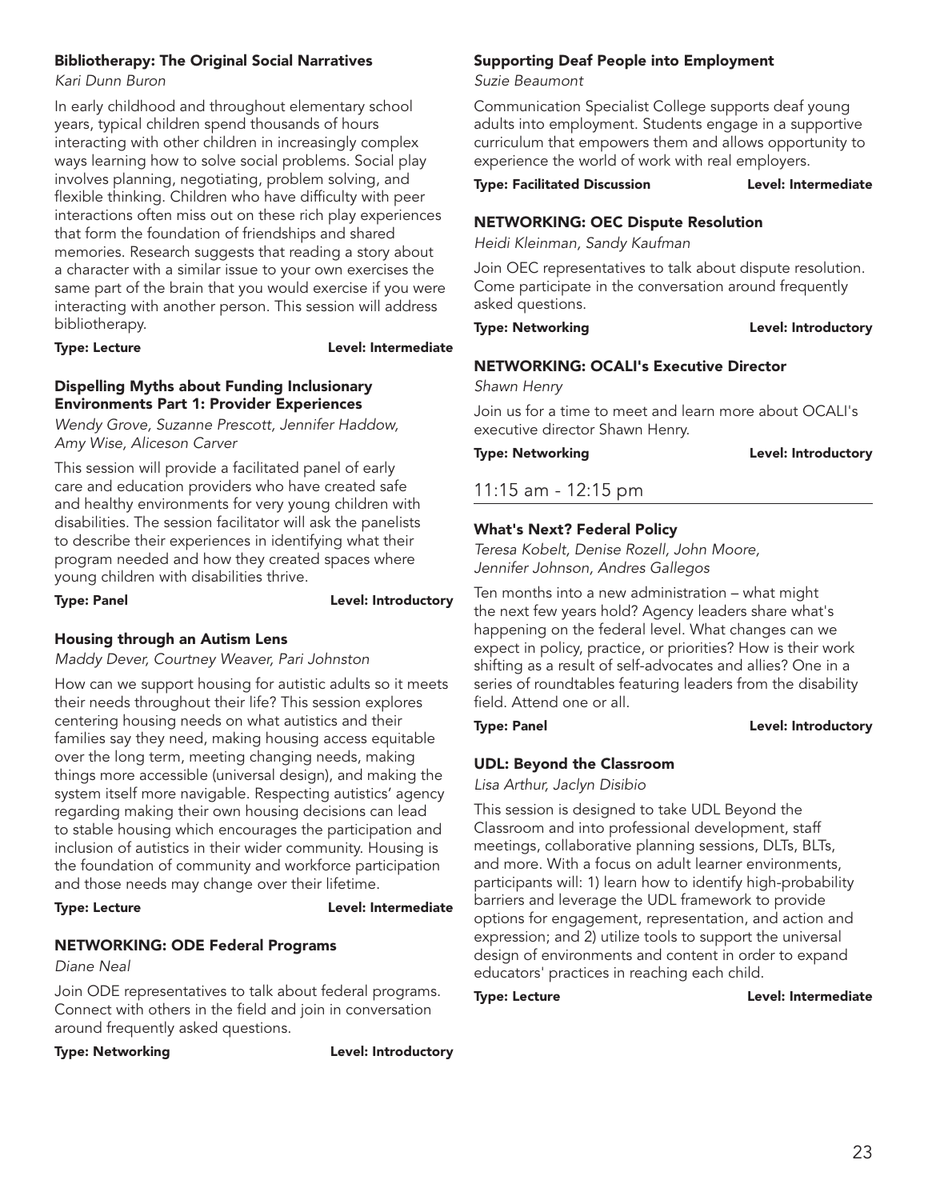### Bibliotherapy: The Original Social Narratives

*Kari Dunn Buron*

In early childhood and throughout elementary school years, typical children spend thousands of hours interacting with other children in increasingly complex ways learning how to solve social problems. Social play involves planning, negotiating, problem solving, and flexible thinking. Children who have difficulty with peer interactions often miss out on these rich play experiences that form the foundation of friendships and shared memories. Research suggests that reading a story about a character with a similar issue to your own exercises the same part of the brain that you would exercise if you were interacting with another person. This session will address bibliotherapy.

**Type: Lecture** **Level: Intermediate**

### Dispelling Myths about Funding Inclusionary Environments Part 1: Provider Experiences

*Wendy Grove, Suzanne Prescott, Jennifer Haddow, Amy Wise, Aliceson Carver*

This session will provide a facilitated panel of early care and education providers who have created safe and healthy environments for very young children with disabilities. The session facilitator will ask the panelists to describe their experiences in identifying what their program needed and how they created spaces where young children with disabilities thrive.

**Type: Panel** **Level: Introductory**

### Housing through an Autism Lens

*Maddy Dever, Courtney Weaver, Pari Johnston*

How can we support housing for autistic adults so it meets their needs throughout their life? This session explores centering housing needs on what autistics and their families say they need, making housing access equitable over the long term, meeting changing needs, making things more accessible (universal design), and making the system itself more navigable. Respecting autistics' agency regarding making their own housing decisions can lead to stable housing which encourages the participation and inclusion of autistics in their wider community. Housing is the foundation of community and workforce participation and those needs may change over their lifetime.

**Type: Lecture** **Level: Intermediate**

### NETWORKING: ODE Federal Programs

*Diane Neal*

Join ODE representatives to talk about federal programs. Connect with others in the field and join in conversation around frequently asked questions.

**Type: Networking** **Level: Introductory**

### Supporting Deaf People into Employment

*Suzie Beaumont*

Communication Specialist College supports deaf young adults into employment. Students engage in a supportive curriculum that empowers them and allows opportunity to experience the world of work with real employers.

**Type: Facilitated Discussion** **Level: Intermediate**

### NETWORKING: OEC Dispute Resolution

*Heidi Kleinman, Sandy Kaufman*

Join OEC representatives to talk about dispute resolution. Come participate in the conversation around frequently asked questions.

**Type: Networking** **Level: Introductory**

### NETWORKING: OCALI's Executive Director

*Shawn Henry*

Join us for a time to meet and learn more about OCALI's executive director Shawn Henry.

**Type: Networking** **Level: Introductory**

## 11:15 am - 12:15 pm

### What's Next? Federal Policy

*Teresa Kobelt, Denise Rozell, John Moore, Jennifer Johnson, Andres Gallegos*

Ten months into a new administration – what might the next few years hold? Agency leaders share what's happening on the federal level. What changes can we expect in policy, practice, or priorities? How is their work shifting as a result of self-advocates and allies? One in a series of roundtables featuring leaders from the disability field. Attend one or all.

**Type: Panel** **Level: Introductory**

### UDL: Beyond the Classroom

*Lisa Arthur, Jaclyn Disibio*

This session is designed to take UDL Beyond the Classroom and into professional development, staff meetings, collaborative planning sessions, DLTs, BLTs, and more. With a focus on adult learner environments, participants will: 1) learn how to identify high-probability barriers and leverage the UDL framework to provide options for engagement, representation, and action and expression; and 2) utilize tools to support the universal design of environments and content in order to expand educators' practices in reaching each child.

**Type: Lecture** **Level: Intermediate**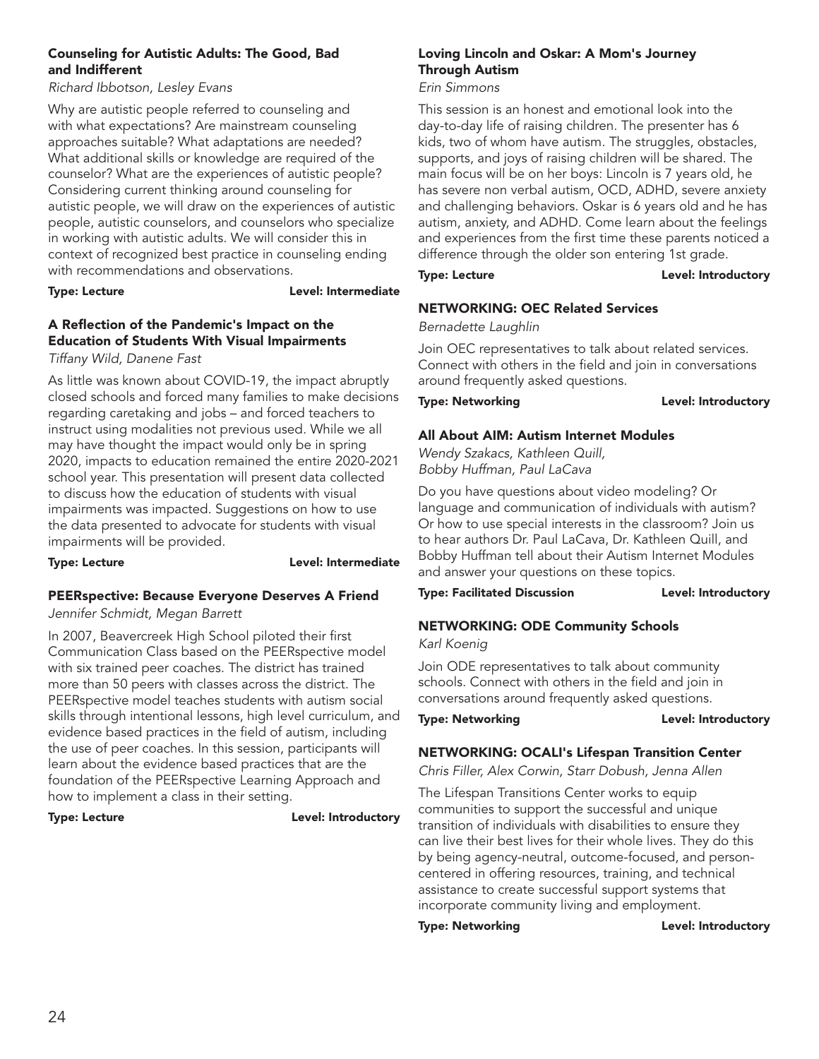### Counseling for Autistic Adults: The Good, Bad and Indifferent

*Richard Ibbotson, Lesley Evans*

Why are autistic people referred to counseling and with what expectations? Are mainstream counseling approaches suitable? What adaptations are needed? What additional skills or knowledge are required of the counselor? What are the experiences of autistic people? Considering current thinking around counseling for autistic people, we will draw on the experiences of autistic people, autistic counselors, and counselors who specialize in working with autistic adults. We will consider this in context of recognized best practice in counseling ending with recommendations and observations.

**Type:** Lecture **Level:** Intermediate

### A Reflection of the Pandemic's Impact on the Education of Students With Visual Impairments

*Tiffany Wild, Danene Fast*

As little was known about COVID-19, the impact abruptly closed schools and forced many families to make decisions regarding caretaking and jobs – and forced teachers to instruct using modalities not previous used. While we all may have thought the impact would only be in spring 2020, impacts to education remained the entire 2020-2021 school year. This presentation will present data collected to discuss how the education of students with visual impairments was impacted. Suggestions on how to use the data presented to advocate for students with visual impairments will be provided.

**Type:** Lecture **Level:** Intermediate

### PEERspective: Because Everyone Deserves A Friend

*Jennifer Schmidt, Megan Barrett*

In 2007, Beavercreek High School piloted their first Communication Class based on the PEERspective model with six trained peer coaches. The district has trained more than 50 peers with classes across the district. The PEERspective model teaches students with autism social skills through intentional lessons, high level curriculum, and evidence based practices in the field of autism, including the use of peer coaches. In this session, participants will learn about the evidence based practices that are the foundation of the PEERspective Learning Approach and how to implement a class in their setting.

**Type:** Lecture **Level:** Introductory

### Loving Lincoln and Oskar: A Mom's Journey Through Autism

*Erin Simmons*

This session is an honest and emotional look into the day-to-day life of raising children. The presenter has 6 kids, two of whom have autism. The struggles, obstacles, supports, and joys of raising children will be shared. The main focus will be on her boys: Lincoln is 7 years old, he has severe non verbal autism, OCD, ADHD, severe anxiety and challenging behaviors. Oskar is 6 years old and he has autism, anxiety, and ADHD. Come learn about the feelings and experiences from the first time these parents noticed a difference through the older son entering 1st grade.

**Type:** Lecture **Level:** Introductory

### NETWORKING: OEC Related Services

*Bernadette Laughlin*

Join OEC representatives to talk about related services. Connect with others in the field and join in conversations around frequently asked questions.

**Type:** Networking **Level:** Introductory

### All About AIM: Autism Internet Modules

*Wendy Szakacs, Kathleen Quill, Bobby Huffman, Paul LaCava*

Do you have questions about video modeling? Or language and communication of individuals with autism? Or how to use special interests in the classroom? Join us to hear authors Dr. Paul LaCava, Dr. Kathleen Quill, and Bobby Huffman tell about their Autism Internet Modules and answer your questions on these topics.

**Type:** Facilitated Discussion **Level:** Introductory

### NETWORKING: ODE Community Schools

*Karl Koenig*

Join ODE representatives to talk about community schools. Connect with others in the field and join in conversations around frequently asked questions.

**Type:** Networking **Level:** Introductory

### NETWORKING: OCALI's Lifespan Transition Center

*Chris Filler, Alex Corwin, Starr Dobush, Jenna Allen*

The Lifespan Transitions Center works to equip communities to support the successful and unique transition of individuals with disabilities to ensure they can live their best lives for their whole lives. They do this by being agency-neutral, outcome-focused, and person-centered in offering resources, training, and technical assistance to create successful support systems that incorporate community living and employment.

**Type:** Networking **Level:** Introductory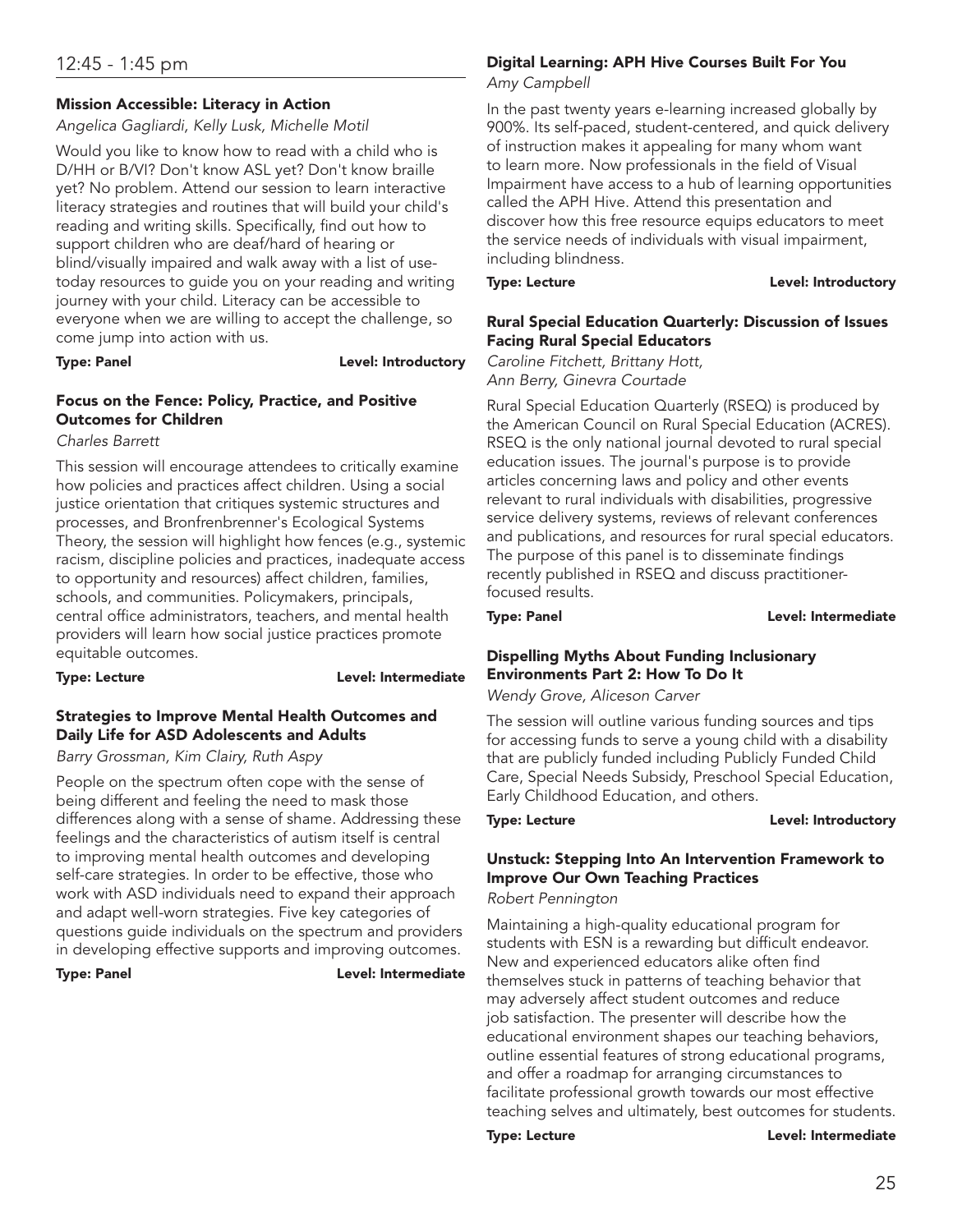## 12:45 - 1:45 pm

### Mission Accessible: Literacy in Action

*Angelica Gagliardi, Kelly Lusk, Michelle Motil*

Would you like to know how to read with a child who is D/HH or B/VI? Don't know ASL yet? Don't know braille yet? No problem. Attend our session to learn interactive literacy strategies and routines that will build your child's reading and writing skills. Specifically, find out how to support children who are deaf/hard of hearing or blind/visually impaired and walk away with a list of use-today resources to guide you on your reading and writing journey with your child. Literacy can be accessible to everyone when we are willing to accept the challenge, so come jump into action with us.

**Type: Panel** **Level: Introductory**

### Focus on the Fence: Policy, Practice, and Positive Outcomes for Children

*Charles Barrett*

This session will encourage attendees to critically examine how policies and practices affect children. Using a social justice orientation that critiques systemic structures and processes, and Bronfrenbrenner's Ecological Systems Theory, the session will highlight how fences (e.g., systemic racism, discipline policies and practices, inadequate access to opportunity and resources) affect children, families, schools, and communities. Policymakers, principals, central office administrators, teachers, and mental health providers will learn how social justice practices promote equitable outcomes.

**Type: Lecture** **Level: Intermediate**

### Strategies to Improve Mental Health Outcomes and Daily Life for ASD Adolescents and Adults

*Barry Grossman, Kim Clairy, Ruth Aspy*

People on the spectrum often cope with the sense of being different and feeling the need to mask those differences along with a sense of shame. Addressing these feelings and the characteristics of autism itself is central to improving mental health outcomes and developing self-care strategies. In order to be effective, those who work with ASD individuals need to expand their approach and adapt well-worn strategies. Five key categories of questions guide individuals on the spectrum and providers in developing effective supports and improving outcomes.

**Type: Panel** **Level: Intermediate**

### Digital Learning: APH Hive Courses Built For You

*Amy Campbell*

In the past twenty years e-learning increased globally by 900%. Its self-paced, student-centered, and quick delivery of instruction makes it appealing for many whom want to learn more. Now professionals in the field of Visual Impairment have access to a hub of learning opportunities called the APH Hive. Attend this presentation and discover how this free resource equips educators to meet the service needs of individuals with visual impairment, including blindness.

**Type: Lecture** **Level: Introductory**

### Rural Special Education Quarterly: Discussion of Issues Facing Rural Special Educators

*Caroline Fitchett, Brittany Hott, Ann Berry, Ginevra Courtade*

Rural Special Education Quarterly (RSEQ) is produced by the American Council on Rural Special Education (ACRES). RSEQ is the only national journal devoted to rural special education issues. The journal's purpose is to provide articles concerning laws and policy and other events relevant to rural individuals with disabilities, progressive service delivery systems, reviews of relevant conferences and publications, and resources for rural special educators. The purpose of this panel is to disseminate findings recently published in RSEQ and discuss practitioner-focused results.

**Type: Panel** **Level: Intermediate**

### Dispelling Myths About Funding Inclusionary Environments Part 2: How To Do It

*Wendy Grove, Aliceson Carver*

The session will outline various funding sources and tips for accessing funds to serve a young child with a disability that are publicly funded including Publicly Funded Child Care, Special Needs Subsidy, Preschool Special Education, Early Childhood Education, and others.

**Type: Lecture** **Level: Introductory**

### Unstuck: Stepping Into An Intervention Framework to Improve Our Own Teaching Practices

*Robert Pennington*

Maintaining a high-quality educational program for students with ESN is a rewarding but difficult endeavor. New and experienced educators alike often find themselves stuck in patterns of teaching behavior that may adversely affect student outcomes and reduce job satisfaction. The presenter will describe how the educational environment shapes our teaching behaviors, outline essential features of strong educational programs, and offer a roadmap for arranging circumstances to facilitate professional growth towards our most effective teaching selves and ultimately, best outcomes for students.

**Type: Lecture** **Level: Intermediate**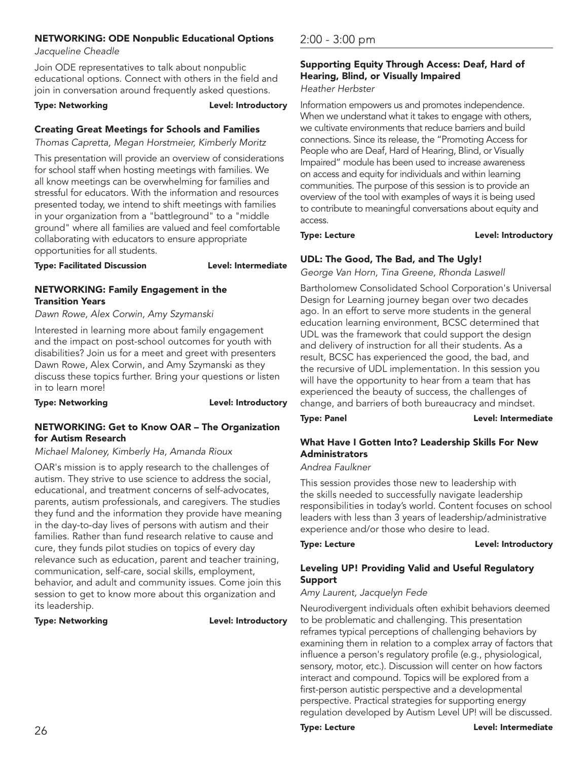### NETWORKING: ODE Nonpublic Educational Options

*Jacqueline Cheadle*

Join ODE representatives to talk about nonpublic educational options. Connect with others in the field and join in conversation around frequently asked questions.

**Type: Networking** **Level: Introductory**

### Creating Great Meetings for Schools and Families

*Thomas Capretta, Megan Horstmeier, Kimberly Moritz*

This presentation will provide an overview of considerations for school staff when hosting meetings with families. We all know meetings can be overwhelming for families and stressful for educators. With the information and resources presented today, we intend to shift meetings with families in your organization from a "battleground" to a "middle ground" where all families are valued and feel comfortable collaborating with educators to ensure appropriate opportunities for all students.

**Type: Facilitated Discussion** **Level: Intermediate**

### NETWORKING: Family Engagement in the Transition Years

*Dawn Rowe, Alex Corwin, Amy Szymanski*

Interested in learning more about family engagement and the impact on post-school outcomes for youth with disabilities? Join us for a meet and greet with presenters Dawn Rowe, Alex Corwin, and Amy Szymanski as they discuss these topics further. Bring your questions or listen in to learn more!

**Type: Networking** **Level: Introductory**

### NETWORKING: Get to Know OAR – The Organization for Autism Research

*Michael Maloney, Kimberly Ha, Amanda Rioux*

OAR's mission is to apply research to the challenges of autism. They strive to use science to address the social, educational, and treatment concerns of self-advocates, parents, autism professionals, and caregivers. The studies they fund and the information they provide have meaning in the day-to-day lives of persons with autism and their families. Rather than fund research relative to cause and cure, they funds pilot studies on topics of every day relevance such as education, parent and teacher training, communication, self-care, social skills, employment, behavior, and adult and community issues. Come join this session to get to know more about this organization and its leadership.

**Type: Networking** **Level: Introductory**

## 2:00 - 3:00 pm

### Supporting Equity Through Access: Deaf, Hard of Hearing, Blind, or Visually Impaired

*Heather Herbster*

Information empowers us and promotes independence. When we understand what it takes to engage with others, we cultivate environments that reduce barriers and build connections. Since its release, the "Promoting Access for People who are Deaf, Hard of Hearing, Blind, or Visually Impaired" module has been used to increase awareness on access and equity for individuals and within learning communities. The purpose of this session is to provide an overview of the tool with examples of ways it is being used to contribute to meaningful conversations about equity and access.

**Type: Lecture** **Level: Introductory**

### UDL: The Good, The Bad, and The Ugly!

*George Van Horn, Tina Greene, Rhonda Laswell*

Bartholomew Consolidated School Corporation's Universal Design for Learning journey began over two decades ago. In an effort to serve more students in the general education learning environment, BCSC determined that UDL was the framework that could support the design and delivery of instruction for all their students. As a result, BCSC has experienced the good, the bad, and the recursive of UDL implementation. In this session you will have the opportunity to hear from a team that has experienced the beauty of success, the challenges of change, and barriers of both bureaucracy and mindset.

**Type: Panel** **Level: Intermediate**

### What Have I Gotten Into? Leadership Skills For New Administrators

*Andrea Faulkner*

This session provides those new to leadership with the skills needed to successfully navigate leadership responsibilities in today's world. Content focuses on school leaders with less than 3 years of leadership/administrative experience and/or those who desire to lead.

**Type: Lecture** **Level: Introductory**

### Leveling UP! Providing Valid and Useful Regulatory Support

*Amy Laurent, Jacquelyn Fede*

Neurodivergent individuals often exhibit behaviors deemed to be problematic and challenging. This presentation reframes typical perceptions of challenging behaviors by examining them in relation to a complex array of factors that influence a person's regulatory profile (e.g., physiological, sensory, motor, etc.). Discussion will center on how factors interact and compound. Topics will be explored from a first-person autistic perspective and a developmental perspective. Practical strategies for supporting energy regulation developed by Autism Level UP! will be discussed.

**Type: Lecture** **Level: Intermediate**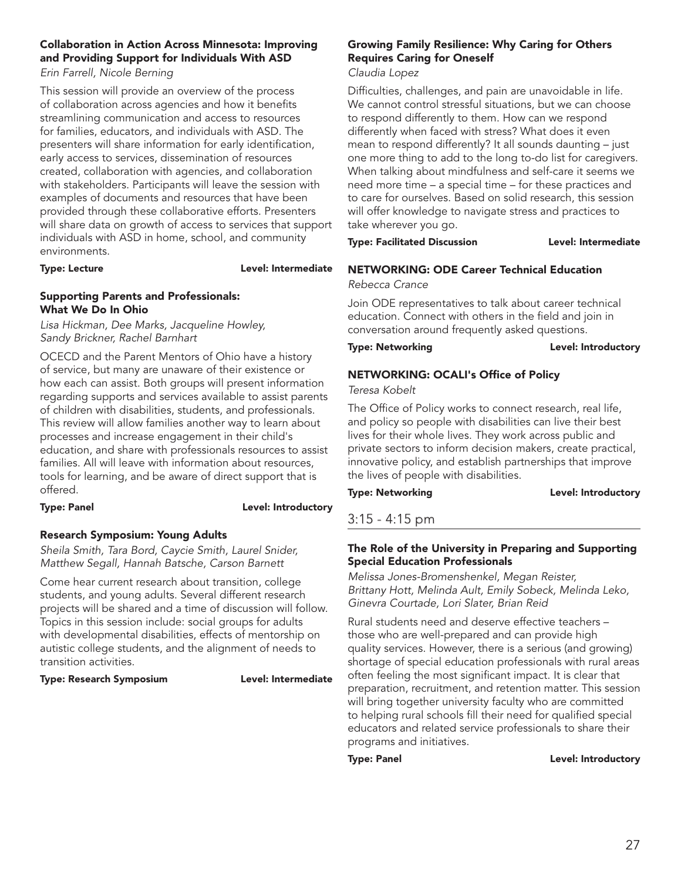### Collaboration in Action Across Minnesota: Improving and Providing Support for Individuals With ASD

*Erin Farrell, Nicole Berning*

This session will provide an overview of the process of collaboration across agencies and how it benefits streamlining communication and access to resources for families, educators, and individuals with ASD. The presenters will share information for early identification, early access to services, dissemination of resources created, collaboration with agencies, and collaboration with stakeholders. Participants will leave the session with examples of documents and resources that have been provided through these collaborative efforts. Presenters will share data on growth of access to services that support individuals with ASD in home, school, and community environments.

**Type: Lecture** **Level: Intermediate**

### Supporting Parents and Professionals: What We Do In Ohio

*Lisa Hickman, Dee Marks, Jacqueline Howley, Sandy Brickner, Rachel Barnhart*

OCECD and the Parent Mentors of Ohio have a history of service, but many are unaware of their existence or how each can assist. Both groups will present information regarding supports and services available to assist parents of children with disabilities, students, and professionals. This review will allow families another way to learn about processes and increase engagement in their child's education, and share with professionals resources to assist families. All will leave with information about resources, tools for learning, and be aware of direct support that is offered.

**Type: Panel** **Level: Introductory**

### Research Symposium: Young Adults

*Sheila Smith, Tara Bord, Caycie Smith, Laurel Snider, Matthew Segall, Hannah Batsche, Carson Barnett*

Come hear current research about transition, college students, and young adults. Several different research projects will be shared and a time of discussion will follow. Topics in this session include: social groups for adults with developmental disabilities, effects of mentorship on autistic college students, and the alignment of needs to transition activities.

**Type: Research Symposium** **Level: Intermediate**

### Growing Family Resilience: Why Caring for Others Requires Caring for Oneself

*Claudia Lopez*

Difficulties, challenges, and pain are unavoidable in life. We cannot control stressful situations, but we can choose to respond differently to them. How can we respond differently when faced with stress? What does it even mean to respond differently? It all sounds daunting – just one more thing to add to the long to-do list for caregivers. When talking about mindfulness and self-care it seems we need more time – a special time – for these practices and to care for ourselves. Based on solid research, this session will offer knowledge to navigate stress and practices to take wherever you go.

**Type: Facilitated Discussion** **Level: Intermediate**

### NETWORKING: ODE Career Technical Education

*Rebecca Crance*

Join ODE representatives to talk about career technical education. Connect with others in the field and join in conversation around frequently asked questions.

**Type: Networking** **Level: Introductory**

### NETWORKING: OCALI's Office of Policy

*Teresa Kobelt*

The Office of Policy works to connect research, real life, and policy so people with disabilities can live their best lives for their whole lives. They work across public and private sectors to inform decision makers, create practical, innovative policy, and establish partnerships that improve the lives of people with disabilities.

**Type: Networking** **Level: Introductory**

## 3:15 - 4:15 pm

### The Role of the University in Preparing and Supporting Special Education Professionals

*Melissa Jones-Bromenshenkel, Megan Reister, Brittany Hott, Melinda Ault, Emily Sobeck, Melinda Leko, Ginevra Courtade, Lori Slater, Brian Reid*

Rural students need and deserve effective teachers – those who are well-prepared and can provide high quality services. However, there is a serious (and growing) shortage of special education professionals with rural areas often feeling the most significant impact. It is clear that preparation, recruitment, and retention matter. This session will bring together university faculty who are committed to helping rural schools fill their need for qualified special educators and related service professionals to share their programs and initiatives.

**Type: Panel** **Level: Introductory**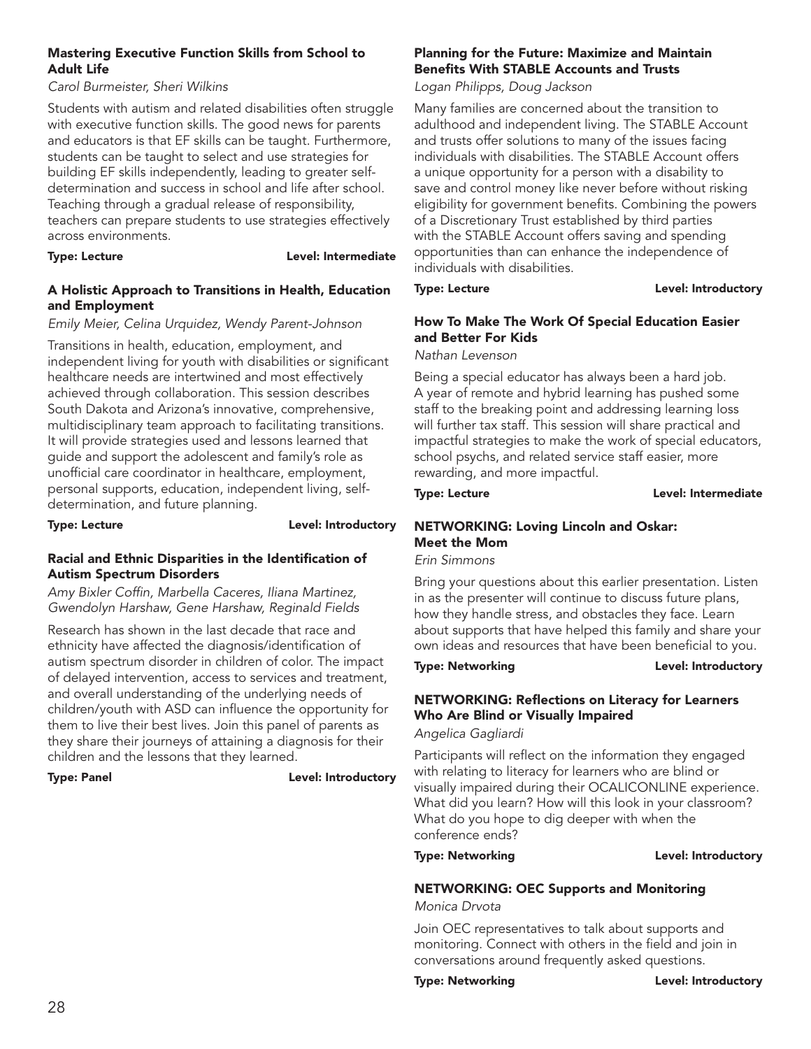### Mastering Executive Function Skills from School to Adult Life

*Carol Burmeister, Sheri Wilkins*

Students with autism and related disabilities often struggle with executive function skills. The good news for parents and educators is that EF skills can be taught. Furthermore, students can be taught to select and use strategies for building EF skills independently, leading to greater self-determination and success in school and life after school. Teaching through a gradual release of responsibility, teachers can prepare students to use strategies effectively across environments.

**Type: Lecture** **Level: Intermediate**

### A Holistic Approach to Transitions in Health, Education and Employment

*Emily Meier, Celina Urquidez, Wendy Parent-Johnson*

Transitions in health, education, employment, and independent living for youth with disabilities or significant healthcare needs are intertwined and most effectively achieved through collaboration. This session describes South Dakota and Arizona's innovative, comprehensive, multidisciplinary team approach to facilitating transitions. It will provide strategies used and lessons learned that guide and support the adolescent and family's role as unofficial care coordinator in healthcare, employment, personal supports, education, independent living, self-determination, and future planning.

**Type: Lecture** **Level: Introductory**

### Racial and Ethnic Disparities in the Identification of Autism Spectrum Disorders

*Amy Bixler Coffin, Marbella Caceres, Iliana Martinez, Gwendolyn Harshaw, Gene Harshaw, Reginald Fields*

Research has shown in the last decade that race and ethnicity have affected the diagnosis/identification of autism spectrum disorder in children of color. The impact of delayed intervention, access to services and treatment, and overall understanding of the underlying needs of children/youth with ASD can influence the opportunity for them to live their best lives. Join this panel of parents as they share their journeys of attaining a diagnosis for their children and the lessons that they learned.

**Type: Panel** **Level: Introductory**

### Planning for the Future: Maximize and Maintain Benefits With STABLE Accounts and Trusts

*Logan Philipps, Doug Jackson*

Many families are concerned about the transition to adulthood and independent living. The STABLE Account and trusts offer solutions to many of the issues facing individuals with disabilities. The STABLE Account offers a unique opportunity for a person with a disability to save and control money like never before without risking eligibility for government benefits. Combining the powers of a Discretionary Trust established by third parties with the STABLE Account offers saving and spending opportunities than can enhance the independence of individuals with disabilities.

**Type: Lecture** **Level: Introductory**

### How To Make The Work Of Special Education Easier and Better For Kids

*Nathan Levenson*

Being a special educator has always been a hard job. A year of remote and hybrid learning has pushed some staff to the breaking point and addressing learning loss will further tax staff. This session will share practical and impactful strategies to make the work of special educators, school psychs, and related service staff easier, more rewarding, and more impactful.

**Type: Lecture** **Level: Intermediate**

### NETWORKING: Loving Lincoln and Oskar: Meet the Mom

*Erin Simmons*

Bring your questions about this earlier presentation. Listen in as the presenter will continue to discuss future plans, how they handle stress, and obstacles they face. Learn about supports that have helped this family and share your own ideas and resources that have been beneficial to you.

**Type: Networking** **Level: Introductory**

### NETWORKING: Reflections on Literacy for Learners Who Are Blind or Visually Impaired

*Angelica Gagliardi*

Participants will reflect on the information they engaged with relating to literacy for learners who are blind or visually impaired during their OCALICONLINE experience. What did you learn? How will this look in your classroom? What do you hope to dig deeper with when the conference ends?

**Type: Networking** **Level: Introductory**

### NETWORKING: OEC Supports and Monitoring

*Monica Drvota*

Join OEC representatives to talk about supports and monitoring. Connect with others in the field and join in conversations around frequently asked questions.

**Type: Networking** **Level: Introductory**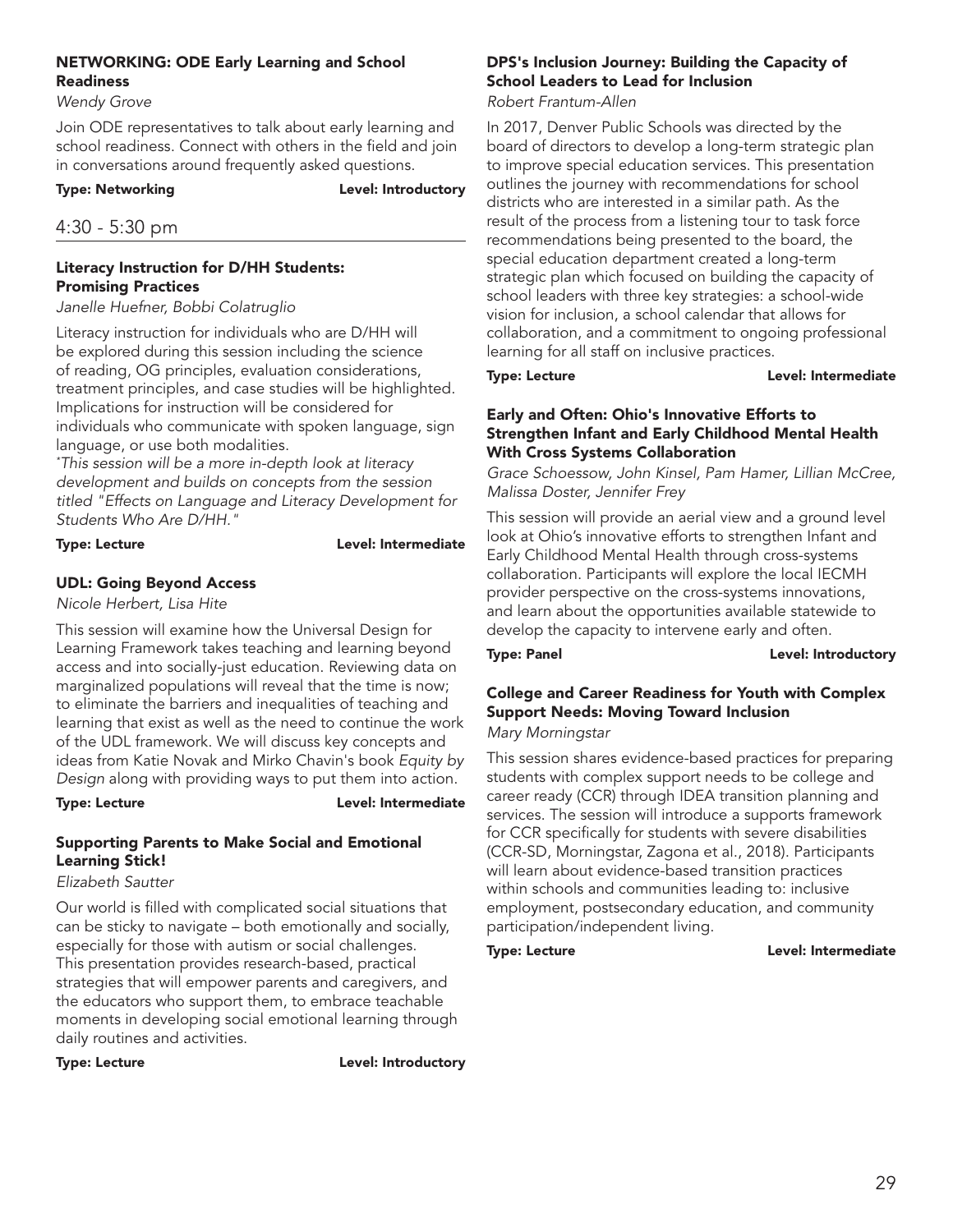### NETWORKING: ODE Early Learning and School Readiness

*Wendy Grove*

Join ODE representatives to talk about early learning and school readiness. Connect with others in the field and join in conversations around frequently asked questions.

**Type: Networking** **Level: Introductory**

## 4:30 - 5:30 pm

### Literacy Instruction for D/HH Students: Promising Practices

*Janelle Huefner, Bobbi Colatruglio*

Literacy instruction for individuals who are D/HH will be explored during this session including the science of reading, OG principles, evaluation considerations, treatment principles, and case studies will be highlighted. Implications for instruction will be considered for individuals who communicate with spoken language, sign language, or use both modalities.

**This session will be a more in-depth look at literacy development and builds on concepts from the session titled "Effects on Language and Literacy Development for Students Who Are D/HH."*

**Type: Lecture** **Level: Intermediate**

### UDL: Going Beyond Access

*Nicole Herbert, Lisa Hite*

This session will examine how the Universal Design for Learning Framework takes teaching and learning beyond access and into socially-just education. Reviewing data on marginalized populations will reveal that the time is now; to eliminate the barriers and inequalities of teaching and learning that exist as well as the need to continue the work of the UDL framework. We will discuss key concepts and ideas from Katie Novak and Mirko Chavin's book *Equity by Design* along with providing ways to put them into action.

**Type: Lecture** **Level: Intermediate**

### Supporting Parents to Make Social and Emotional Learning Stick!

*Elizabeth Sautter*

Our world is filled with complicated social situations that can be sticky to navigate – both emotionally and socially, especially for those with autism or social challenges. This presentation provides research-based, practical strategies that will empower parents and caregivers, and the educators who support them, to embrace teachable moments in developing social emotional learning through daily routines and activities.

**Type: Lecture** **Level: Introductory**

### DPS's Inclusion Journey: Building the Capacity of School Leaders to Lead for Inclusion

*Robert Frantum-Allen*

In 2017, Denver Public Schools was directed by the board of directors to develop a long-term strategic plan to improve special education services. This presentation outlines the journey with recommendations for school districts who are interested in a similar path. As the result of the process from a listening tour to task force recommendations being presented to the board, the special education department created a long-term strategic plan which focused on building the capacity of school leaders with three key strategies: a school-wide vision for inclusion, a school calendar that allows for collaboration, and a commitment to ongoing professional learning for all staff on inclusive practices.

**Type: Lecture** **Level: Intermediate**

### Early and Often: Ohio's Innovative Efforts to Strengthen Infant and Early Childhood Mental Health With Cross Systems Collaboration

*Grace Schoessow, John Kinsel, Pam Hamer, Lillian McCree, Malissa Doster, Jennifer Frey*

This session will provide an aerial view and a ground level look at Ohio's innovative efforts to strengthen Infant and Early Childhood Mental Health through cross-systems collaboration. Participants will explore the local IECMH provider perspective on the cross-systems innovations, and learn about the opportunities available statewide to develop the capacity to intervene early and often.

**Type: Panel** **Level: Introductory**

### College and Career Readiness for Youth with Complex Support Needs: Moving Toward Inclusion

*Mary Morningstar*

This session shares evidence-based practices for preparing students with complex support needs to be college and career ready (CCR) through IDEA transition planning and services. The session will introduce a supports framework for CCR specifically for students with severe disabilities (CCR-SD, Morningstar, Zagona et al., 2018). Participants will learn about evidence-based transition practices within schools and communities leading to: inclusive employment, postsecondary education, and community participation/independent living.

**Type: Lecture** **Level: Intermediate**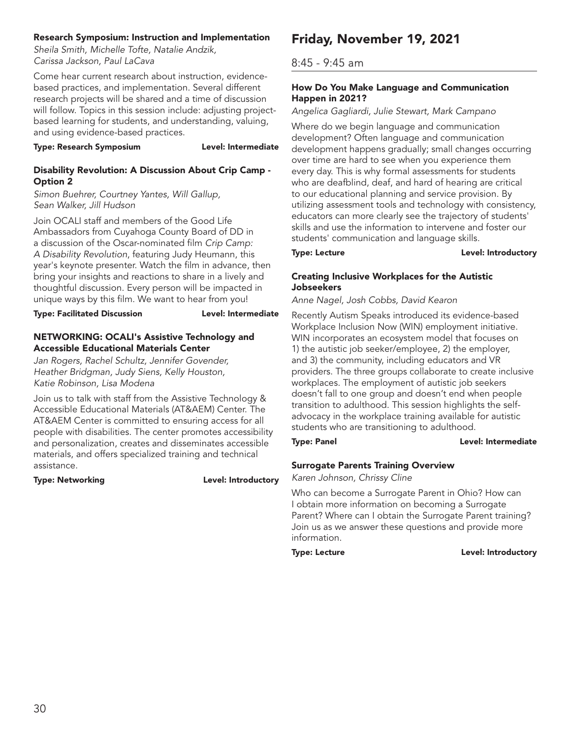### Research Symposium: Instruction and Implementation

*Sheila Smith, Michelle Tofte, Natalie Andzik, Carissa Jackson, Paul LaCava*

Come hear current research about instruction, evidence-based practices, and implementation. Several different research projects will be shared and a time of discussion will follow. Topics in this session include: adjusting project-based learning for students, and understanding, valuing, and using evidence-based practices.

**Type: Research Symposium** **Level: Intermediate**

### Disability Revolution: A Discussion About Crip Camp - Option 2

*Simon Buehrer, Courtney Yantes, Will Gallup, Sean Walker, Jill Hudson*

Join OCALI staff and members of the Good Life Ambassadors from Cuyahoga County Board of DD in a discussion of the Oscar-nominated film *Crip Camp: A Disability Revolution*, featuring Judy Heumann, this year's keynote presenter. Watch the film in advance, then bring your insights and reactions to share in a lively and thoughtful discussion. Every person will be impacted in unique ways by this film. We want to hear from you!

**Type: Facilitated Discussion** **Level: Intermediate**

### NETWORKING: OCALI's Assistive Technology and Accessible Educational Materials Center

*Jan Rogers, Rachel Schultz, Jennifer Govender, Heather Bridgman, Judy Siens, Kelly Houston, Katie Robinson, Lisa Modena*

Join us to talk with staff from the Assistive Technology & Accessible Educational Materials (AT&AEM) Center. The AT&AEM Center is committed to ensuring access for all people with disabilities. The center promotes accessibility and personalization, creates and disseminates accessible materials, and offers specialized training and technical assistance.

**Type: Networking** **Level: Introductory**

# Friday, November 19, 2021

## 8:45 - 9:45 am

### How Do You Make Language and Communication Happen in 2021?

*Angelica Gagliardi, Julie Stewart, Mark Campano*

Where do we begin language and communication development? Often language and communication development happens gradually; small changes occurring over time are hard to see when you experience them every day. This is why formal assessments for students who are deafblind, deaf, and hard of hearing are critical to our educational planning and service provision. By utilizing assessment tools and technology with consistency, educators can more clearly see the trajectory of students' skills and use the information to intervene and foster our students' communication and language skills.

**Type: Lecture** **Level: Introductory**

### Creating Inclusive Workplaces for the Autistic Jobseekers

*Anne Nagel, Josh Cobbs, David Kearon*

Recently Autism Speaks introduced its evidence-based Workplace Inclusion Now (WIN) employment initiative. WIN incorporates an ecosystem model that focuses on 1) the autistic job seeker/employee, 2) the employer, and 3) the community, including educators and VR providers. The three groups collaborate to create inclusive workplaces. The employment of autistic job seekers doesn't fall to one group and doesn't end when people transition to adulthood. This session highlights the self-advocacy in the workplace training available for autistic students who are transitioning to adulthood.

**Type: Panel** **Level: Intermediate**

### Surrogate Parents Training Overview

*Karen Johnson, Chrissy Cline*

Who can become a Surrogate Parent in Ohio? How can I obtain more information on becoming a Surrogate Parent? Where can I obtain the Surrogate Parent training? Join us as we answer these questions and provide more information.

**Type: Lecture** **Level: Introductory**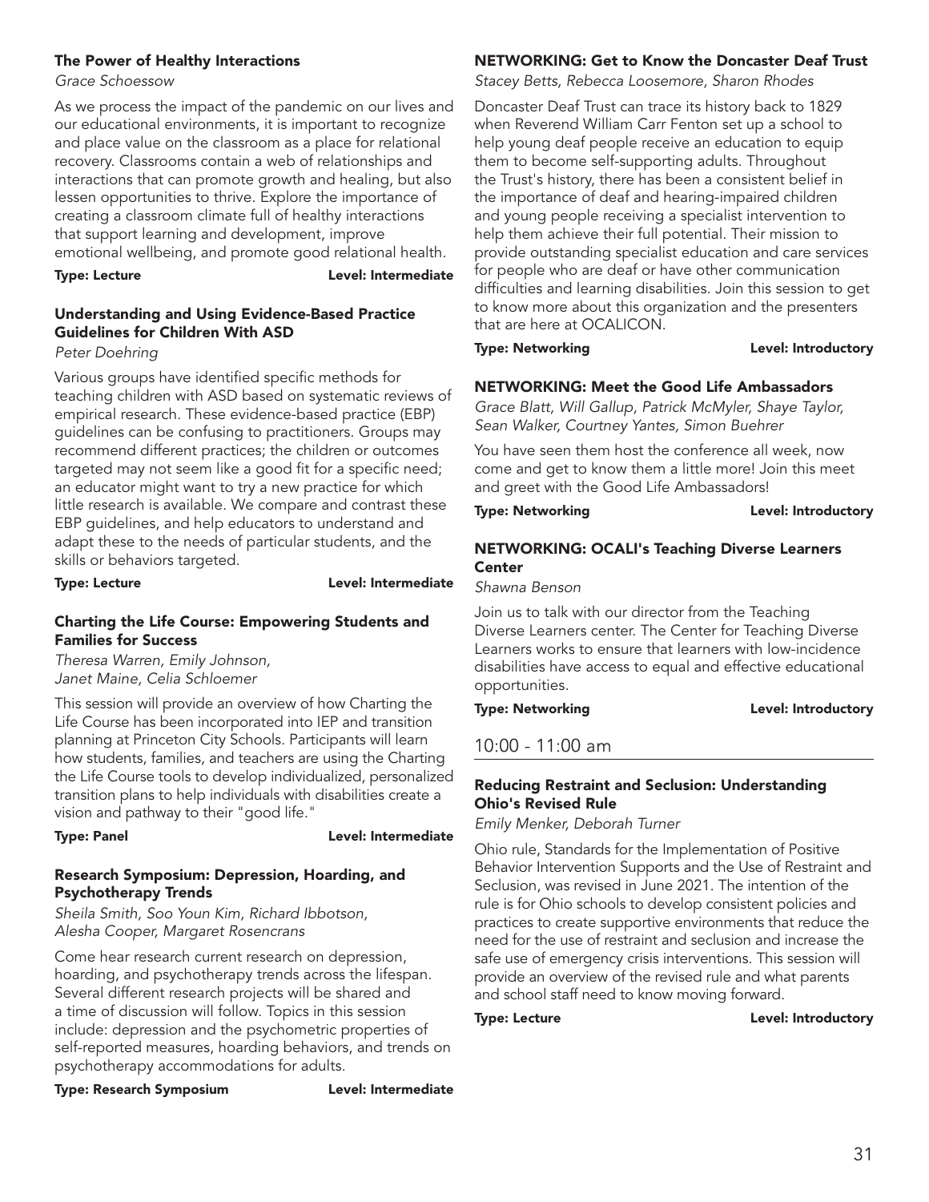### The Power of Healthy Interactions

*Grace Schoessow*

As we process the impact of the pandemic on our lives and our educational environments, it is important to recognize and place value on the classroom as a place for relational recovery. Classrooms contain a web of relationships and interactions that can promote growth and healing, but also lessen opportunities to thrive. Explore the importance of creating a classroom climate full of healthy interactions that support learning and development, improve emotional wellbeing, and promote good relational health.

**Type: Lecture** **Level: Intermediate**

### Understanding and Using Evidence-Based Practice Guidelines for Children With ASD

*Peter Doehring*

Various groups have identified specific methods for teaching children with ASD based on systematic reviews of empirical research. These evidence-based practice (EBP) guidelines can be confusing to practitioners. Groups may recommend different practices; the children or outcomes targeted may not seem like a good fit for a specific need; an educator might want to try a new practice for which little research is available. We compare and contrast these EBP guidelines, and help educators to understand and adapt these to the needs of particular students, and the skills or behaviors targeted.

**Type: Lecture** **Level: Intermediate**

### Charting the Life Course: Empowering Students and Families for Success

*Theresa Warren, Emily Johnson, Janet Maine, Celia Schloemer*

This session will provide an overview of how Charting the Life Course has been incorporated into IEP and transition planning at Princeton City Schools. Participants will learn how students, families, and teachers are using the Charting the Life Course tools to develop individualized, personalized transition plans to help individuals with disabilities create a vision and pathway to their "good life."

**Type: Panel** **Level: Intermediate**

### Research Symposium: Depression, Hoarding, and Psychotherapy Trends

*Sheila Smith, Soo Youn Kim, Richard Ibbotson, Alesha Cooper, Margaret Rosencrans*

Come hear research current research on depression, hoarding, and psychotherapy trends across the lifespan. Several different research projects will be shared and a time of discussion will follow. Topics in this session include: depression and the psychometric properties of self-reported measures, hoarding behaviors, and trends on psychotherapy accommodations for adults.

**Type: Research Symposium** **Level: Intermediate**

### NETWORKING: Get to Know the Doncaster Deaf Trust

*Stacey Betts, Rebecca Loosemore, Sharon Rhodes*

Doncaster Deaf Trust can trace its history back to 1829 when Reverend William Carr Fenton set up a school to help young deaf people receive an education to equip them to become self-supporting adults. Throughout the Trust's history, there has been a consistent belief in the importance of deaf and hearing-impaired children and young people receiving a specialist intervention to help them achieve their full potential. Their mission to provide outstanding specialist education and care services for people who are deaf or have other communication difficulties and learning disabilities. Join this session to get to know more about this organization and the presenters that are here at OCALICON.

**Type: Networking** **Level: Introductory**

### NETWORKING: Meet the Good Life Ambassadors

*Grace Blatt, Will Gallup, Patrick McMyler, Shaye Taylor, Sean Walker, Courtney Yantes, Simon Buehrer*

You have seen them host the conference all week, now come and get to know them a little more! Join this meet and greet with the Good Life Ambassadors!

**Type: Networking** **Level: Introductory**

### NETWORKING: OCALI's Teaching Diverse Learners Center

*Shawna Benson*

Join us to talk with our director from the Teaching Diverse Learners center. The Center for Teaching Diverse Learners works to ensure that learners with low-incidence disabilities have access to equal and effective educational opportunities.

**Type: Networking** **Level: Introductory**

## 10:00 - 11:00 am

### Reducing Restraint and Seclusion: Understanding Ohio's Revised Rule

*Emily Menker, Deborah Turner*

Ohio rule, Standards for the Implementation of Positive Behavior Intervention Supports and the Use of Restraint and Seclusion, was revised in June 2021. The intention of the rule is for Ohio schools to develop consistent policies and practices to create supportive environments that reduce the need for the use of restraint and seclusion and increase the safe use of emergency crisis interventions. This session will provide an overview of the revised rule and what parents and school staff need to know moving forward.

**Type: Lecture** **Level: Introductory**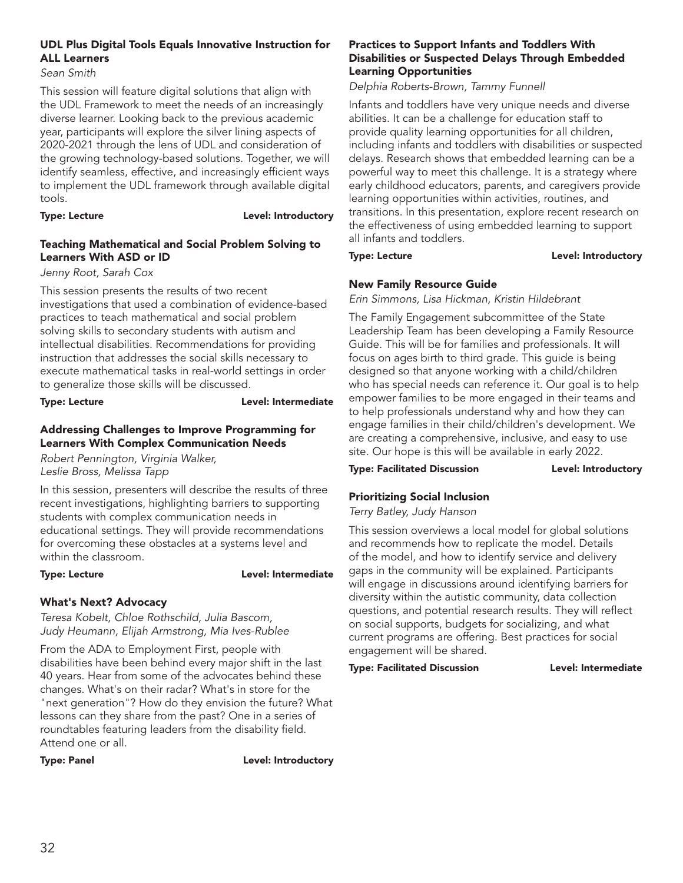### UDL Plus Digital Tools Equals Innovative Instruction for ALL Learners

*Sean Smith*

This session will feature digital solutions that align with the UDL Framework to meet the needs of an increasingly diverse learner. Looking back to the previous academic year, participants will explore the silver lining aspects of 2020-2021 through the lens of UDL and consideration of the growing technology-based solutions. Together, we will identify seamless, effective, and increasingly efficient ways to implement the UDL framework through available digital tools.

**Type: Lecture** **Level: Introductory**

### Teaching Mathematical and Social Problem Solving to Learners With ASD or ID

*Jenny Root, Sarah Cox*

This session presents the results of two recent investigations that used a combination of evidence-based practices to teach mathematical and social problem solving skills to secondary students with autism and intellectual disabilities. Recommendations for providing instruction that addresses the social skills necessary to execute mathematical tasks in real-world settings in order to generalize those skills will be discussed.

**Type: Lecture** **Level: Intermediate**

### Addressing Challenges to Improve Programming for Learners With Complex Communication Needs

*Robert Pennington, Virginia Walker, Leslie Bross, Melissa Tapp*

In this session, presenters will describe the results of three recent investigations, highlighting barriers to supporting students with complex communication needs in educational settings. They will provide recommendations for overcoming these obstacles at a systems level and within the classroom.

**Type: Lecture** **Level: Intermediate**

### What's Next? Advocacy

*Teresa Kobelt, Chloe Rothschild, Julia Bascom, Judy Heumann, Elijah Armstrong, Mia Ives-Rublee*

From the ADA to Employment First, people with disabilities have been behind every major shift in the last 40 years. Hear from some of the advocates behind these changes. What's on their radar? What's in store for the "next generation"? How do they envision the future? What lessons can they share from the past? One in a series of roundtables featuring leaders from the disability field. Attend one or all.

**Type: Panel** **Level: Introductory**

### Practices to Support Infants and Toddlers With Disabilities or Suspected Delays Through Embedded Learning Opportunities

*Delphia Roberts-Brown, Tammy Funnell*

Infants and toddlers have very unique needs and diverse abilities. It can be a challenge for education staff to provide quality learning opportunities for all children, including infants and toddlers with disabilities or suspected delays. Research shows that embedded learning can be a powerful way to meet this challenge. It is a strategy where early childhood educators, parents, and caregivers provide learning opportunities within activities, routines, and transitions. In this presentation, explore recent research on the effectiveness of using embedded learning to support all infants and toddlers.

**Type: Lecture** **Level: Introductory**

### New Family Resource Guide

*Erin Simmons, Lisa Hickman, Kristin Hildebrant*

The Family Engagement subcommittee of the State Leadership Team has been developing a Family Resource Guide. This will be for families and professionals. It will focus on ages birth to third grade. This guide is being designed so that anyone working with a child/children who has special needs can reference it. Our goal is to help empower families to be more engaged in their teams and to help professionals understand why and how they can engage families in their child/children's development. We are creating a comprehensive, inclusive, and easy to use site. Our hope is this will be available in early 2022.

**Type: Facilitated Discussion** **Level: Introductory**

### Prioritizing Social Inclusion

*Terry Batley, Judy Hanson*

This session overviews a local model for global solutions and recommends how to replicate the model. Details of the model, and how to identify service and delivery gaps in the community will be explained. Participants will engage in discussions around identifying barriers for diversity within the autistic community, data collection questions, and potential research results. They will reflect on social supports, budgets for socializing, and what current programs are offering. Best practices for social engagement will be shared.

**Type: Facilitated Discussion** **Level: Intermediate**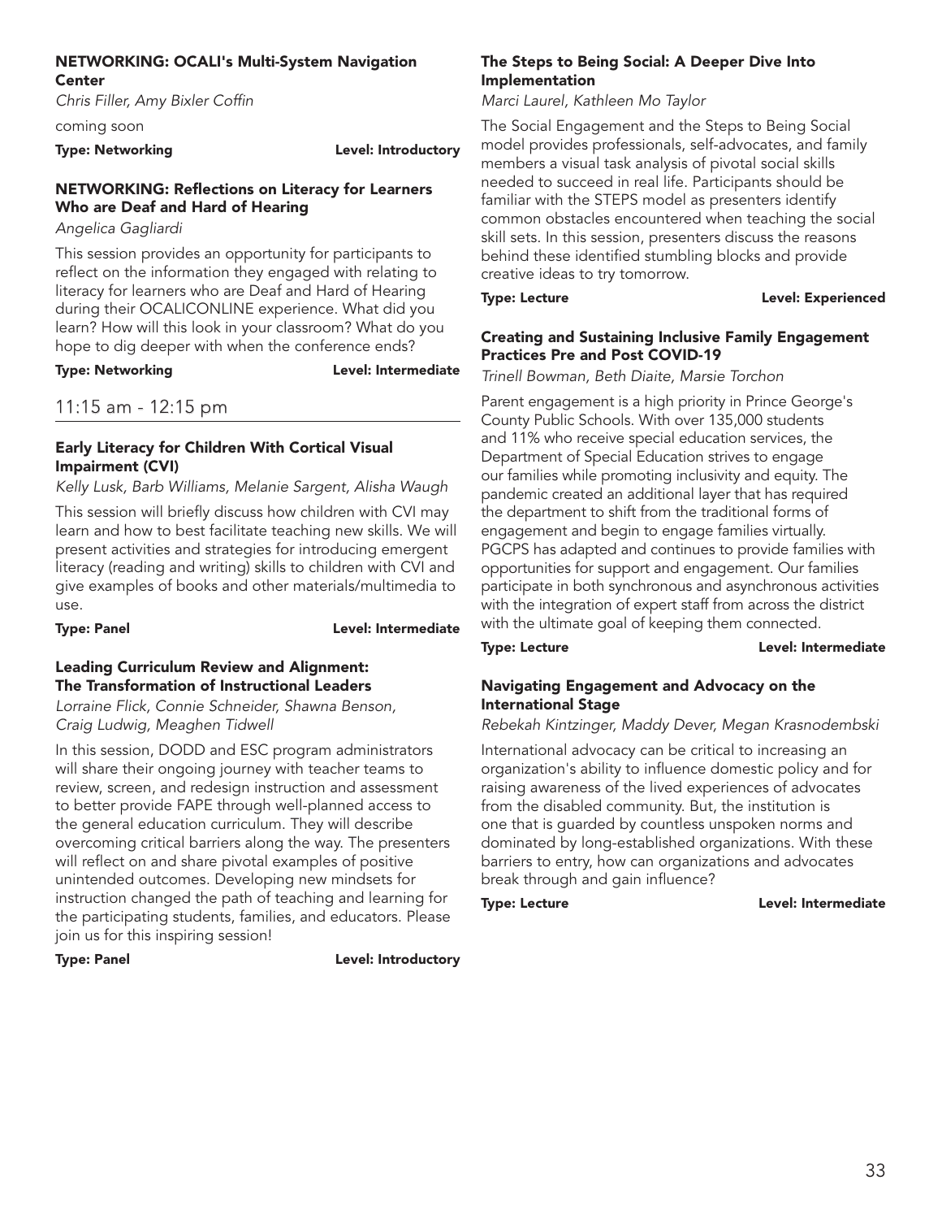### NETWORKING: OCALI's Multi-System Navigation Center

*Chris Filler, Amy Bixler Coffin*

coming soon

**Type: Networking** **Level: Introductory**

### NETWORKING: Reflections on Literacy for Learners Who are Deaf and Hard of Hearing

*Angelica Gagliardi*

This session provides an opportunity for participants to reflect on the information they engaged with relating to literacy for learners who are Deaf and Hard of Hearing during their OCALICONLINE experience. What did you learn? How will this look in your classroom? What do you hope to dig deeper with when the conference ends?

**Type: Networking** **Level: Intermediate**

## 11:15 am - 12:15 pm

### Early Literacy for Children With Cortical Visual Impairment (CVI)

*Kelly Lusk, Barb Williams, Melanie Sargent, Alisha Waugh*

This session will briefly discuss how children with CVI may learn and how to best facilitate teaching new skills. We will present activities and strategies for introducing emergent literacy (reading and writing) skills to children with CVI and give examples of books and other materials/multimedia to use.

**Type: Panel** **Level: Intermediate**

### Leading Curriculum Review and Alignment: The Transformation of Instructional Leaders

*Lorraine Flick, Connie Schneider, Shawna Benson, Craig Ludwig, Meaghen Tidwell*

In this session, DODD and ESC program administrators will share their ongoing journey with teacher teams to review, screen, and redesign instruction and assessment to better provide FAPE through well-planned access to the general education curriculum. They will describe overcoming critical barriers along the way. The presenters will reflect on and share pivotal examples of positive unintended outcomes. Developing new mindsets for instruction changed the path of teaching and learning for the participating students, families, and educators. Please join us for this inspiring session!

**Type: Panel** **Level: Introductory**

### The Steps to Being Social: A Deeper Dive Into Implementation

*Marci Laurel, Kathleen Mo Taylor*

The Social Engagement and the Steps to Being Social model provides professionals, self-advocates, and family members a visual task analysis of pivotal social skills needed to succeed in real life. Participants should be familiar with the STEPS model as presenters identify common obstacles encountered when teaching the social skill sets. In this session, presenters discuss the reasons behind these identified stumbling blocks and provide creative ideas to try tomorrow.

**Type: Lecture** **Level: Experienced**

### Creating and Sustaining Inclusive Family Engagement Practices Pre and Post COVID-19

*Trinell Bowman, Beth Diaite, Marsie Torchon*

Parent engagement is a high priority in Prince George's County Public Schools. With over 135,000 students and 11% who receive special education services, the Department of Special Education strives to engage our families while promoting inclusivity and equity. The pandemic created an additional layer that has required the department to shift from the traditional forms of engagement and begin to engage families virtually. PGCPS has adapted and continues to provide families with opportunities for support and engagement. Our families participate in both synchronous and asynchronous activities with the integration of expert staff from across the district with the ultimate goal of keeping them connected.

**Type: Lecture** **Level: Intermediate**

### Navigating Engagement and Advocacy on the International Stage

*Rebekah Kintzinger, Maddy Dever, Megan Krasnodembski*

International advocacy can be critical to increasing an organization's ability to influence domestic policy and for raising awareness of the lived experiences of advocates from the disabled community. But, the institution is one that is guarded by countless unspoken norms and dominated by long-established organizations. With these barriers to entry, how can organizations and advocates break through and gain influence?

**Type: Lecture** **Level: Intermediate**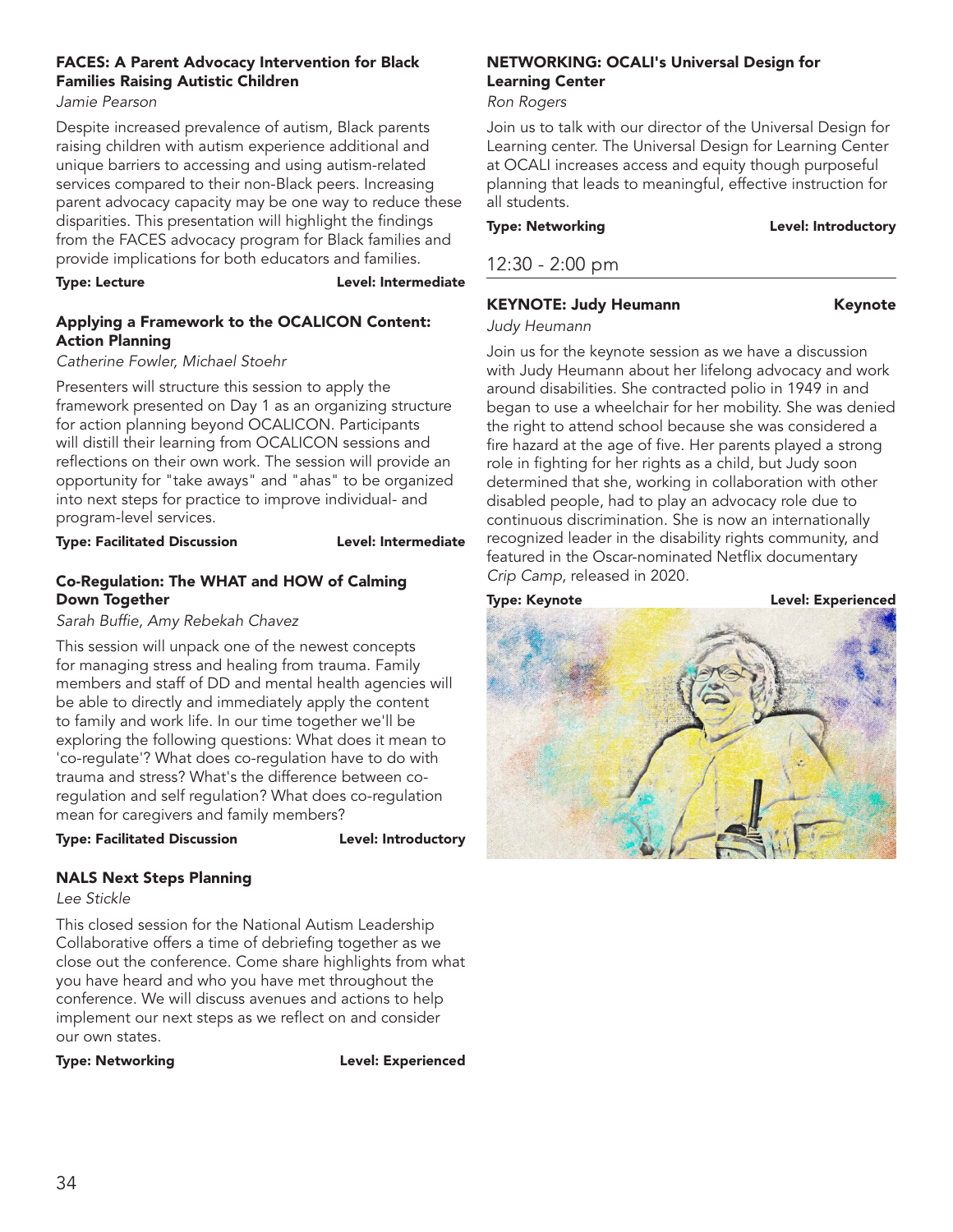### FACES: A Parent Advocacy Intervention for Black Families Raising Autistic Children

*Jamie Pearson*

Despite increased prevalence of autism, Black parents raising children with autism experience additional and unique barriers to accessing and using autism-related services compared to their non-Black peers. Increasing parent advocacy capacity may be one way to reduce these disparities. This presentation will highlight the findings from the FACES advocacy program for Black families and provide implications for both educators and families.

**Type: Lecture** **Level: Intermediate**

### Applying a Framework to the OCALICON Content: Action Planning

*Catherine Fowler, Michael Stoehr*

Presenters will structure this session to apply the framework presented on Day 1 as an organizing structure for action planning beyond OCALICON. Participants will distill their learning from OCALICON sessions and reflections on their own work. The session will provide an opportunity for "take aways" and "ahas" to be organized into next steps for practice to improve individual- and program-level services.

**Type: Facilitated Discussion** **Level: Intermediate**

### Co-Regulation: The WHAT and HOW of Calming Down Together

*Sarah Buffie, Amy Rebekah Chavez*

This session will unpack one of the newest concepts for managing stress and healing from trauma. Family members and staff of DD and mental health agencies will be able to directly and immediately apply the content to family and work life. In our time together we'll be exploring the following questions: What does it mean to 'co-regulate'? What does co-regulation have to do with trauma and stress? What's the difference between co-regulation and self regulation? What does co-regulation mean for caregivers and family members?

**Type: Facilitated Discussion** **Level: Introductory**

### NALS Next Steps Planning

*Lee Stickle*

This closed session for the National Autism Leadership Collaborative offers a time of debriefing together as we close out the conference. Come share highlights from what you have heard and who you have met throughout the conference. We will discuss avenues and actions to help implement our next steps as we reflect on and consider our own states.

**Type: Networking** **Level: Experienced**

### NETWORKING: OCALI's Universal Design for Learning Center

*Ron Rogers*

Join us to talk with our director of the Universal Design for Learning center. The Universal Design for Learning Center at OCALI increases access and equity though purposeful planning that leads to meaningful, effective instruction for all students.

**Type: Networking** **Level: Introductory**

## 12:30 - 2:00 pm

### KEYNOTE: Judy Heumann — Keynote

*Judy Heumann*

Join us for the keynote session as we have a discussion with Judy Heumann about her lifelong advocacy and work around disabilities. She contracted polio in 1949 in and began to use a wheelchair for her mobility. She was denied the right to attend school because she was considered a fire hazard at the age of five. Her parents played a strong role in fighting for her rights as a child, but Judy soon determined that she, working in collaboration with other disabled people, had to play an advocacy role due to continuous discrimination. She is now an internationally recognized leader in the disability rights community, and featured in the Oscar-nominated Netflix documentary *Crip Camp*, released in 2020.

**Type: Keynote** **Level: Experienced**